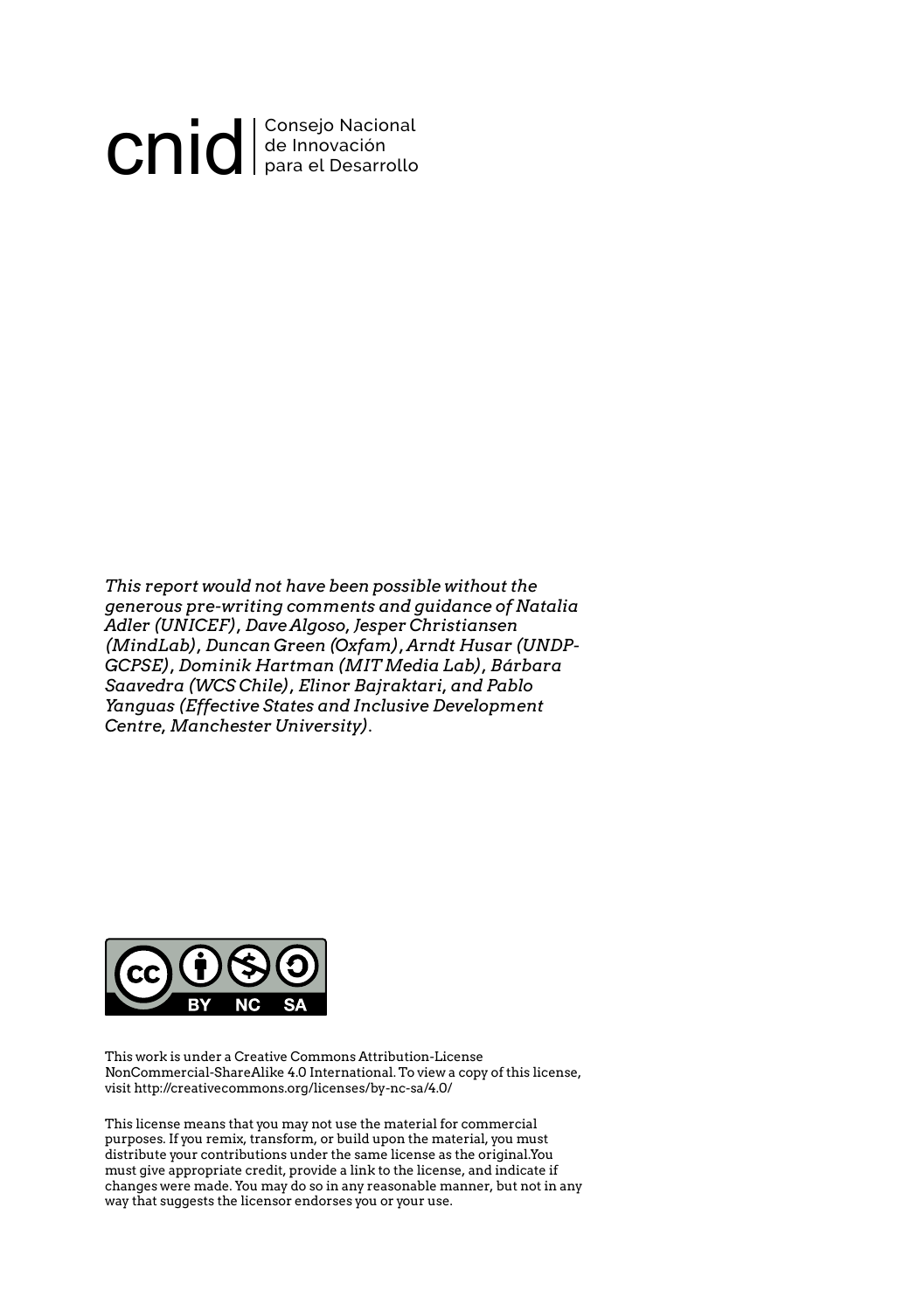cnid | Consejo Nacional de Innovación para el Desarrollo

*This report would not have been possible without the generous pre-writing comments and guidance of Natalia Adler (UNICEF), Dave Algoso, Jesper Christiansen (MindLab), Duncan Green (Oxfam), Arndt Husar (UNDP-GCPSE), Dominik Hartman (MIT Media Lab), Bárbara Saavedra (WCS Chile), Elinor Bajraktari, and Pablo Yanguas (Effective States and Inclusive Development Centre, Manchester University).*

This work is under a Creative Commons Attribution-License NonCommercial-ShareAlike 4.0 International. To view a copy of this license, visit http://creativecommons.org/licenses/by-nc-sa/4.0/

This license means that you may not use the material for commercial purposes. If you remix, transform, or build upon the material, you must distribute your contributions under the same license as the original.You must give appropriate credit, provide a link to the license, and indicate if changes were made. You may do so in any reasonable manner, but not in any way that suggests the licensor endorses you or your use.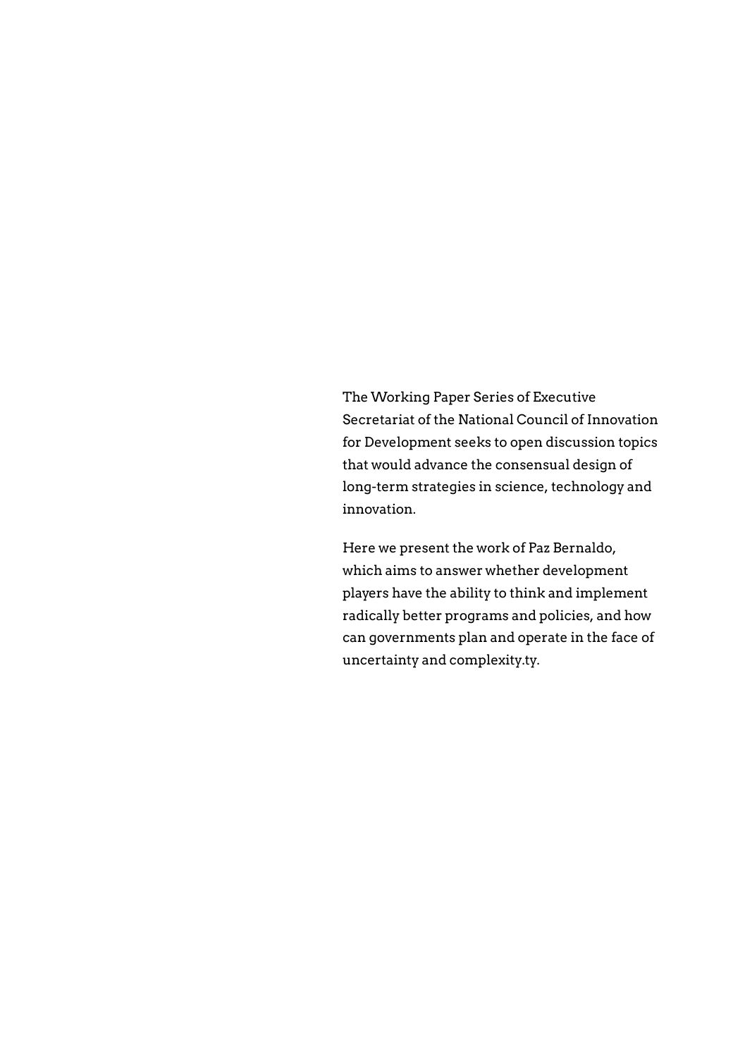The Working Paper Series of Executive Secretariat of the National Council of Innovation for Development seeks to open discussion topics that would advance the consensual design of long-term strategies in science, technology and innovation.

Here we present the work of Paz Bernaldo, which aims to answer whether development players have the ability to think and implement radically better programs and policies, and how can governments plan and operate in the face of uncertainty and complexity.ty.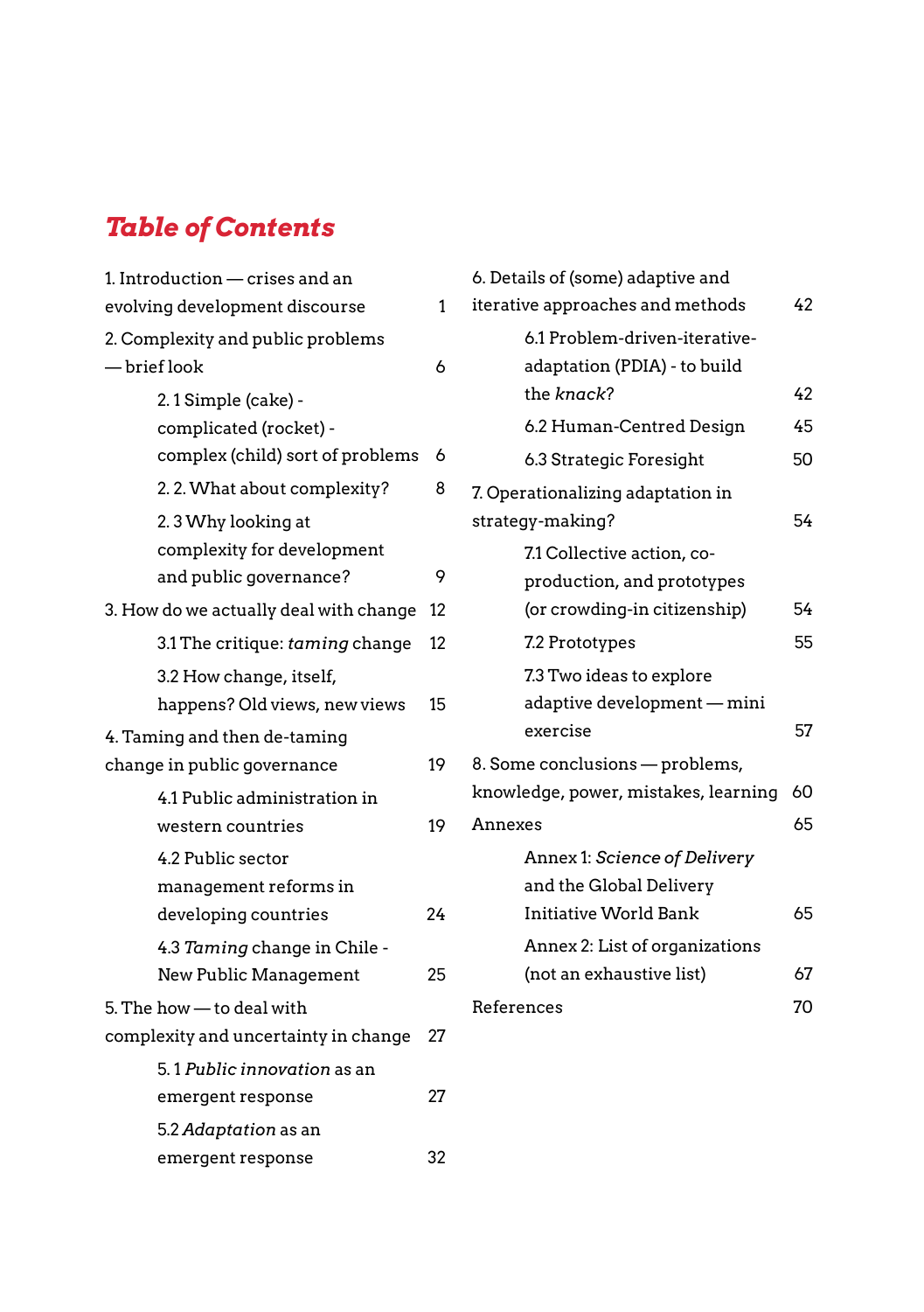# *Table of Contents*

1. Introduction — crises and an evolving development discourse 1
2. Complexity and public problems — brief look 6
    - 2. 1 Simple (cake) - complicated (rocket) - complex (child) sort of problems 6
    - 2. 2. What about complexity? 8
    - 2. 3 Why looking at complexity for development and public governance? 9
3. How do we actually deal with change 12
    - 3.1 The critique: *taming* change 12
    - 3.2 How change, itself, happens? Old views, new views 15
4. Taming and then de-taming change in public governance 19
    - 4.1 Public administration in western countries 19
    - 4.2 Public sector management reforms in developing countries 24
    - 4.3 *Taming* change in Chile - New Public Management 25
5. The how — to deal with complexity and uncertainty in change 27
    - 5. 1 *Public innovation* as an emergent response 27
    - 5.2 *Adaptation* as an emergent response 32
6. Details of (some) adaptive and iterative approaches and methods 42
    - 6.1 Problem-driven-iterative-adaptation (PDIA) - to build the *knack*? 42
    - 6.2 Human-Centred Design 45
    - 6.3 Strategic Foresight 50
7. Operationalizing adaptation in strategy-making? 54
    - 7.1 Collective action, co-production, and prototypes (or crowding-in citizenship) 54
    - 7.2 Prototypes 55
    - 7.3 Two ideas to explore adaptive development — mini exercise 57
8. Some conclusions — problems, knowledge, power, mistakes, learning 60

Annexes 65
- Annex 1: *Science of Delivery* and the Global Delivery Initiative World Bank 65
- Annex 2: List of organizations (not an exhaustive list) 67

References 70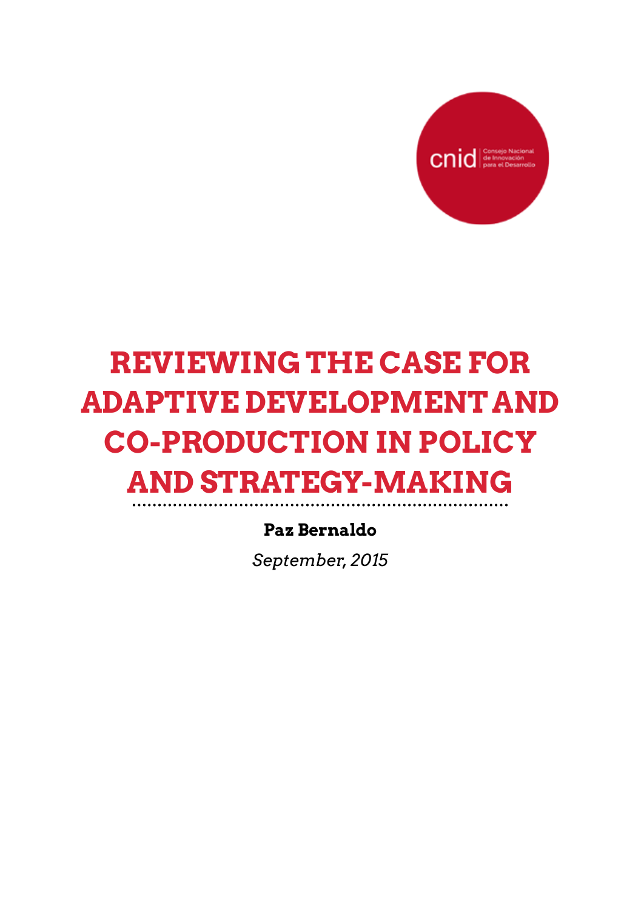cnid | Consejo Nacional de Innovación para el Desarrollo

# REVIEWING THE CASE FOR ADAPTIVE DEVELOPMENT AND CO-PRODUCTION IN POLICY AND STRATEGY-MAKING

**Paz Bernaldo**

*September, 2015*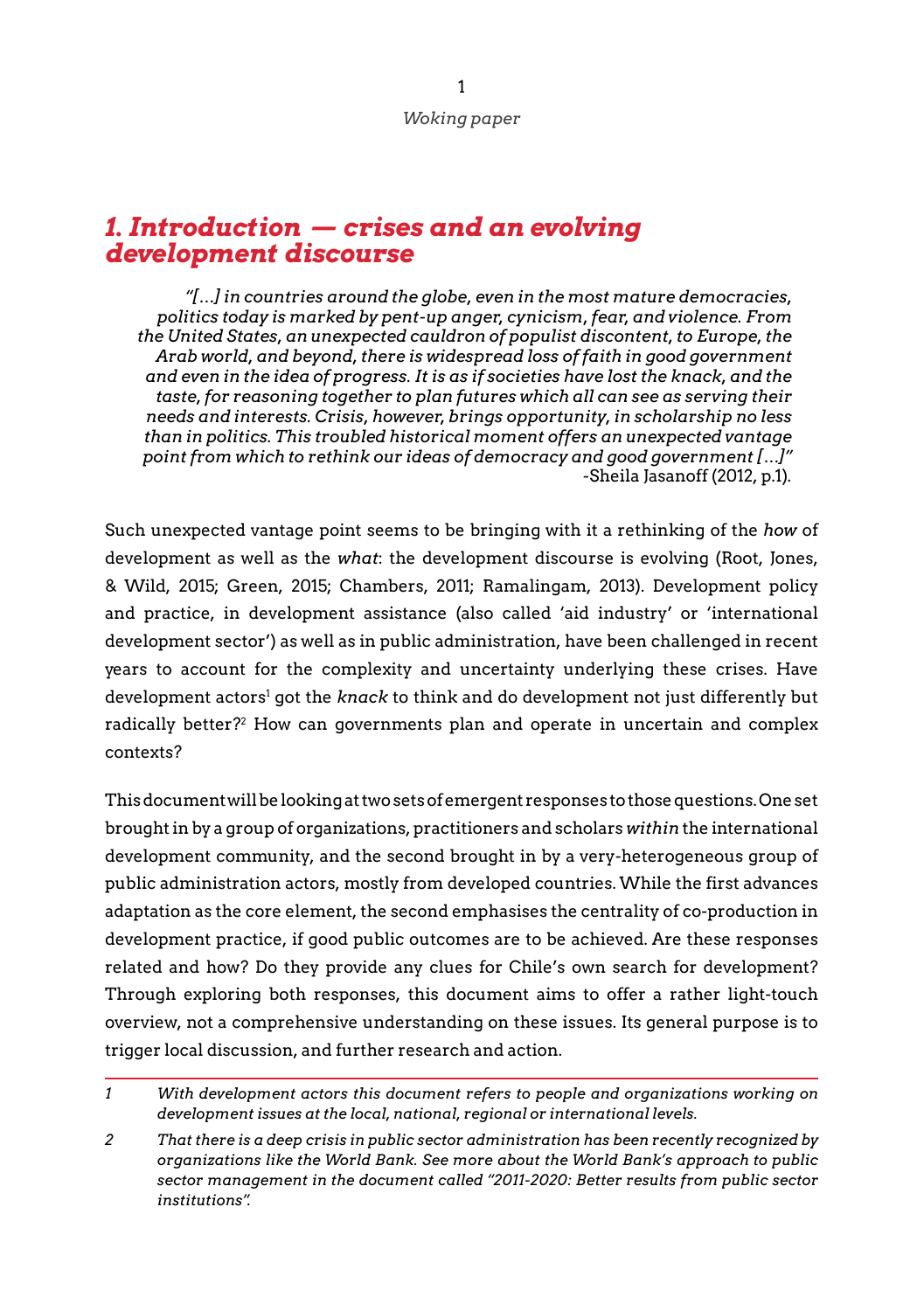# 1. Introduction — crises and an evolving development discourse

> *"[…] in countries around the globe, even in the most mature democracies, politics today is marked by pent-up anger, cynicism, fear, and violence. From the United States, an unexpected cauldron of populist discontent, to Europe, the Arab world, and beyond, there is widespread loss of faith in good government and even in the idea of progress. It is as if societies have lost the knack, and the taste, for reasoning together to plan futures which all can see as serving their needs and interests. Crisis, however, brings opportunity, in scholarship no less than in politics. This troubled historical moment offers an unexpected vantage point from which to rethink our ideas of democracy and good government […]"*
>
> -Sheila Jasanoff (2012, p.1).

Such unexpected vantage point seems to be bringing with it a rethinking of the *how* of development as well as the *what*: the development discourse is evolving (Root, Jones, & Wild, 2015; Green, 2015; Chambers, 2011; Ramalingam, 2013). Development policy and practice, in development assistance (also called 'aid industry' or 'international development sector') as well as in public administration, have been challenged in recent years to account for the complexity and uncertainty underlying these crises. Have development actors[1] got the *knack* to think and do development not just differently but radically better?[2] How can governments plan and operate in uncertain and complex contexts?

This document will be looking at two sets of emergent responses to those questions. One set brought in by a group of organizations, practitioners and scholars *within* the international development community, and the second brought in by a very-heterogeneous group of public administration actors, mostly from developed countries. While the first advances adaptation as the core element, the second emphasises the centrality of co-production in development practice, if good public outcomes are to be achieved. Are these responses related and how? Do they provide any clues for Chile's own search for development? Through exploring both responses, this document aims to offer a rather light-touch overview, not a comprehensive understanding on these issues. Its general purpose is to trigger local discussion, and further research and action.

---

1 *With development actors this document refers to people and organizations working on development issues at the local, national, regional or international levels.*

2 *That there is a deep crisis in public sector administration has been recently recognized by organizations like the World Bank. See more about the World Bank's approach to public sector management in the document called "2011-2020: Better results from public sector institutions".*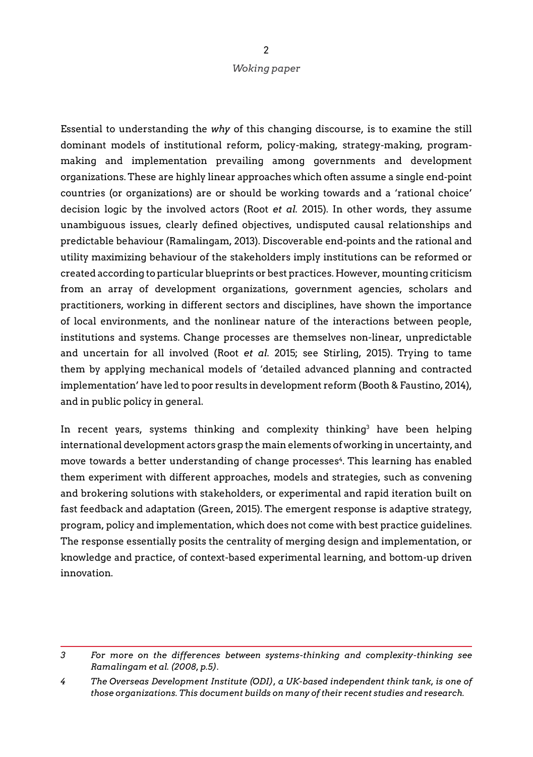Essential to understanding the *why* of this changing discourse, is to examine the still dominant models of institutional reform, policy-making, strategy-making, program-making and implementation prevailing among governments and development organizations. These are highly linear approaches which often assume a single end-point countries (or organizations) are or should be working towards and a 'rational choice' decision logic by the involved actors (Root *et al.* 2015). In other words, they assume unambiguous issues, clearly defined objectives, undisputed causal relationships and predictable behaviour (Ramalingam, 2013). Discoverable end-points and the rational and utility maximizing behaviour of the stakeholders imply institutions can be reformed or created according to particular blueprints or best practices. However, mounting criticism from an array of development organizations, government agencies, scholars and practitioners, working in different sectors and disciplines, have shown the importance of local environments, and the nonlinear nature of the interactions between people, institutions and systems. Change processes are themselves non-linear, unpredictable and uncertain for all involved (Root *et al.* 2015; see Stirling, 2015). Trying to tame them by applying mechanical models of 'detailed advanced planning and contracted implementation' have led to poor results in development reform (Booth & Faustino, 2014), and in public policy in general.

In recent years, systems thinking and complexity thinking[3] have been helping international development actors grasp the main elements of working in uncertainty, and move towards a better understanding of change processes[4]. This learning has enabled them experiment with different approaches, models and strategies, such as convening and brokering solutions with stakeholders, or experimental and rapid iteration built on fast feedback and adaptation (Green, 2015). The emergent response is adaptive strategy, program, policy and implementation, which does not come with best practice guidelines. The response essentially posits the centrality of merging design and implementation, or knowledge and practice, of context-based experimental learning, and bottom-up driven innovation.

---

3 *For more on the differences between systems-thinking and complexity-thinking see Ramalingam et al. (2008, p.5).*

4 *The Overseas Development Institute (ODI), a UK-based independent think tank, is one of those organizations. This document builds on many of their recent studies and research.*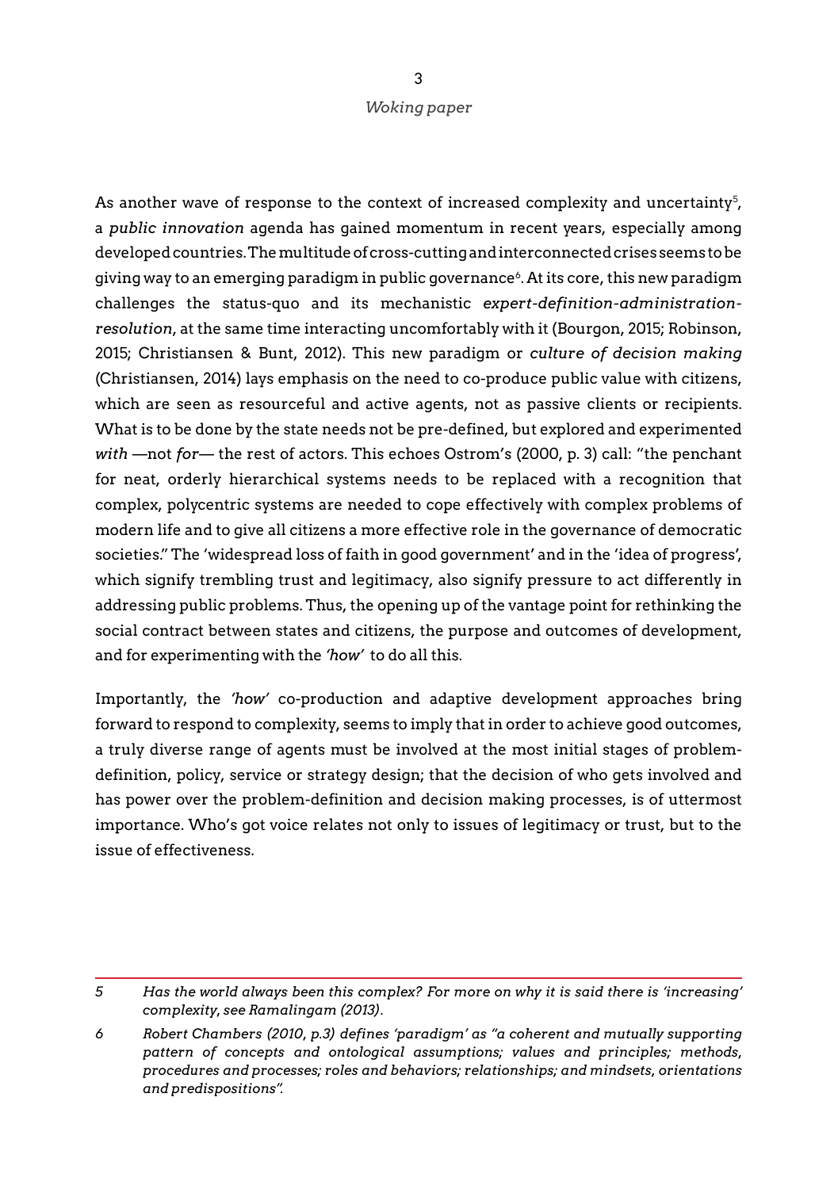As another wave of response to the context of increased complexity and uncertainty[5], a *public innovation* agenda has gained momentum in recent years, especially among developed countries. The multitude of cross-cutting and interconnected crises seems to be giving way to an emerging paradigm in public governance[6]. At its core, this new paradigm challenges the status-quo and its mechanistic *expert-definition-administration-resolution*, at the same time interacting uncomfortably with it (Bourgon, 2015; Robinson, 2015; Christiansen & Bunt, 2012). This new paradigm or *culture of decision making* (Christiansen, 2014) lays emphasis on the need to co-produce public value with citizens, which are seen as resourceful and active agents, not as passive clients or recipients. What is to be done by the state needs not be pre-defined, but explored and experimented *with* —not *for*— the rest of actors. This echoes Ostrom's (2000, p. 3) call: "the penchant for neat, orderly hierarchical systems needs to be replaced with a recognition that complex, polycentric systems are needed to cope effectively with complex problems of modern life and to give all citizens a more effective role in the governance of democratic societies." The 'widespread loss of faith in good government' and in the 'idea of progress', which signify trembling trust and legitimacy, also signify pressure to act differently in addressing public problems. Thus, the opening up of the vantage point for rethinking the social contract between states and citizens, the purpose and outcomes of development, and for experimenting with the *'how'* to do all this.

Importantly, the *'how'* co-production and adaptive development approaches bring forward to respond to complexity, seems to imply that in order to achieve good outcomes, a truly diverse range of agents must be involved at the most initial stages of problem-definition, policy, service or strategy design; that the decision of who gets involved and has power over the problem-definition and decision making processes, is of uttermost importance. Who's got voice relates not only to issues of legitimacy or trust, but to the issue of effectiveness.

---

5 *Has the world always been this complex? For more on why it is said there is 'increasing' complexity, see Ramalingam (2013).*

6 *Robert Chambers (2010, p.3) defines 'paradigm' as "a coherent and mutually supporting pattern of concepts and ontological assumptions; values and principles; methods, procedures and processes; roles and behaviors; relationships; and mindsets, orientations and predispositions".*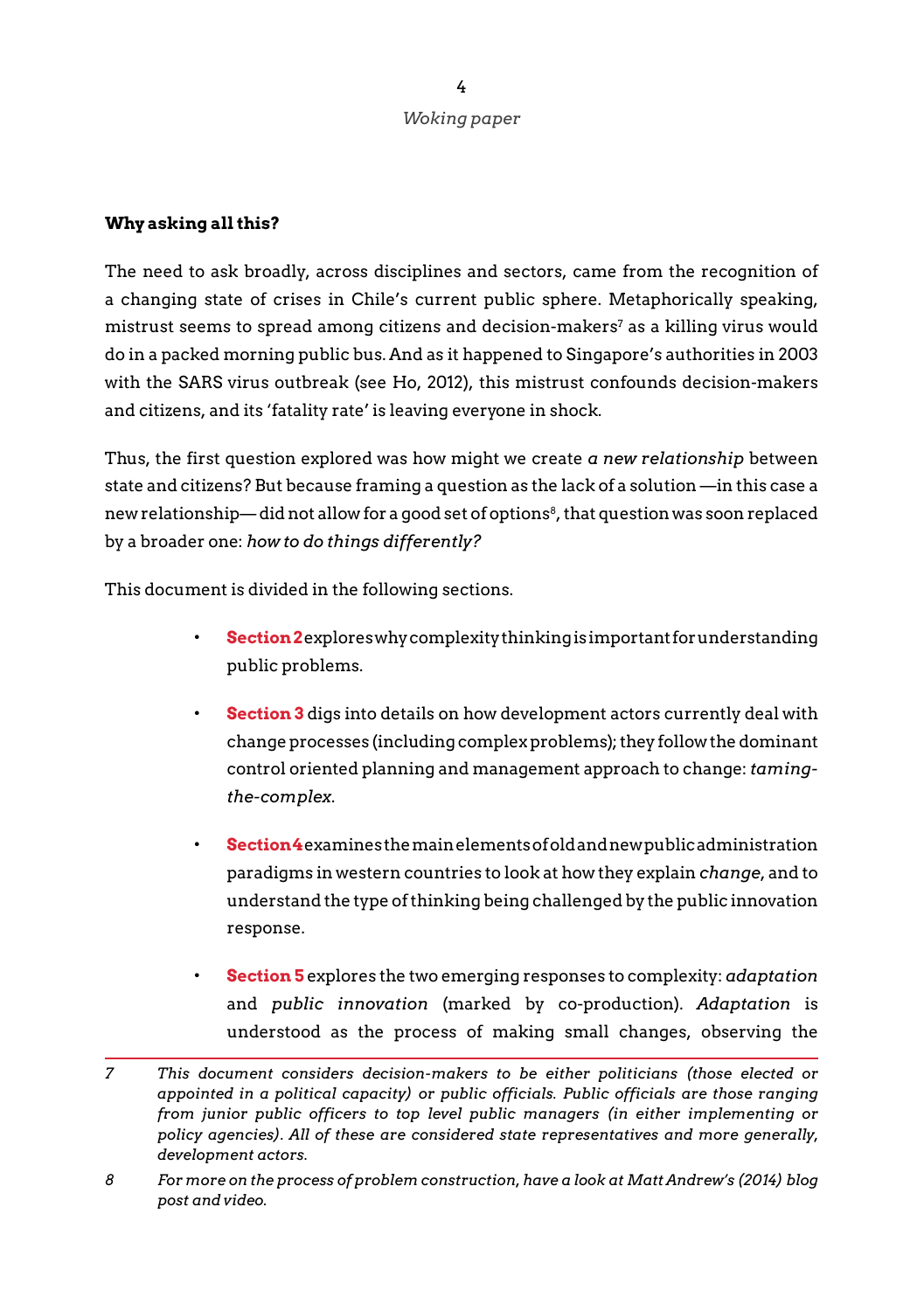**Why asking all this?**

The need to ask broadly, across disciplines and sectors, came from the recognition of a changing state of crises in Chile's current public sphere. Metaphorically speaking, mistrust seems to spread among citizens and decision-makers[7] as a killing virus would do in a packed morning public bus. And as it happened to Singapore's authorities in 2003 with the SARS virus outbreak (see Ho, 2012), this mistrust confounds decision-makers and citizens, and its 'fatality rate' is leaving everyone in shock.

Thus, the first question explored was how might we create *a new relationship* between state and citizens? But because framing a question as the lack of a solution —in this case a new relationship— did not allow for a good set of options[8], that question was soon replaced by a broader one: *how to do things differently?*

This document is divided in the following sections.

- **Section 2** explores why complexity thinking is important for understanding public problems.
- **Section 3** digs into details on how development actors currently deal with change processes (including complex problems); they follow the dominant control oriented planning and management approach to change: *taming-the-complex*.
- **Section 4** examines the main elements of old and new public administration paradigms in western countries to look at how they explain *change*, and to understand the type of thinking being challenged by the public innovation response.
- **Section 5** explores the two emerging responses to complexity: *adaptation* and *public innovation* (marked by co-production). *Adaptation* is understood as the process of making small changes, observing the

---

7 *This document considers decision-makers to be either politicians (those elected or appointed in a political capacity) or public officials. Public officials are those ranging from junior public officers to top level public managers (in either implementing or policy agencies). All of these are considered state representatives and more generally, development actors.*

8 *For more on the process of problem construction, have a look at Matt Andrew's (2014) blog post and video.*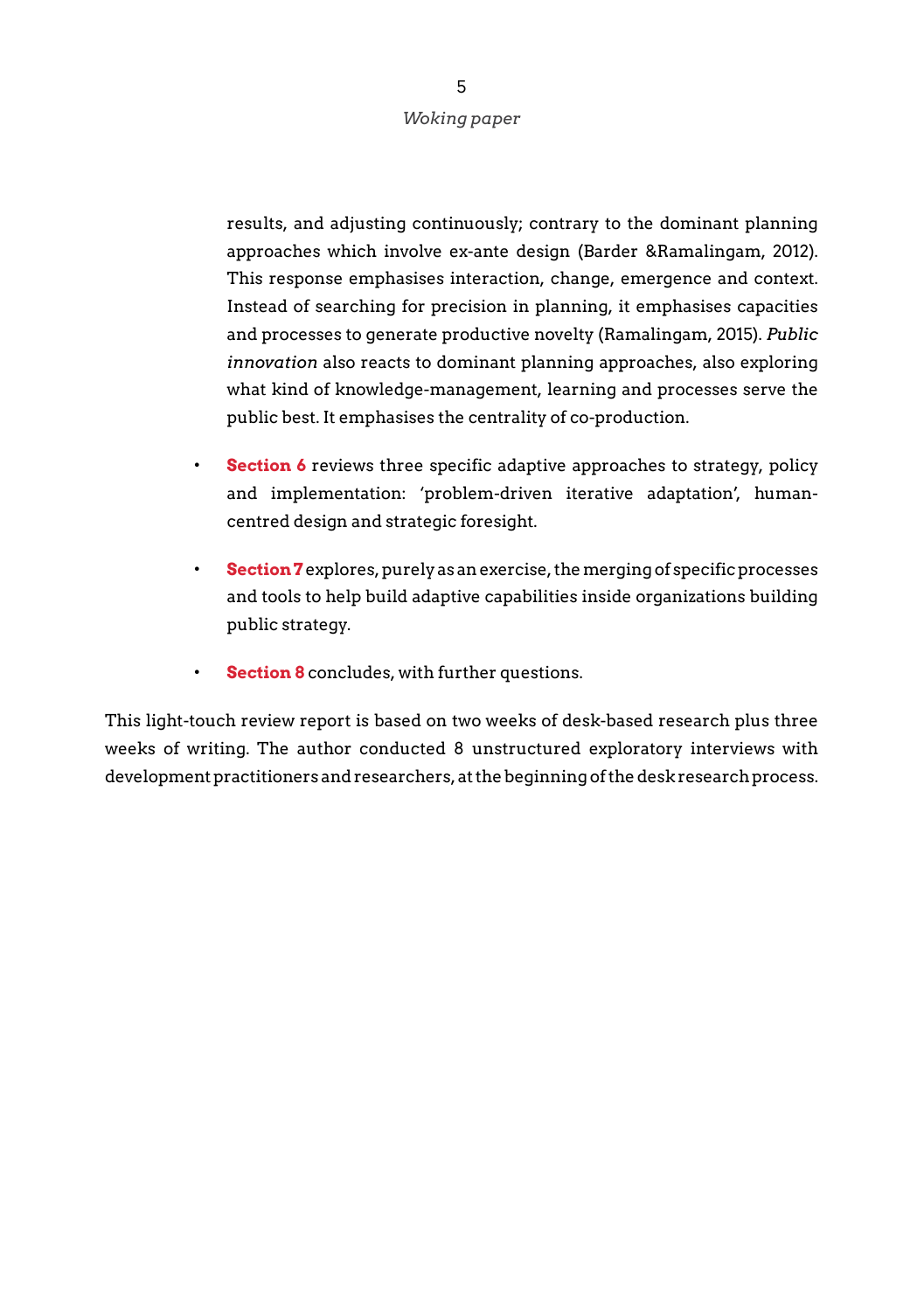results, and adjusting continuously; contrary to the dominant planning approaches which involve ex-ante design (Barder &Ramalingam, 2012). This response emphasises interaction, change, emergence and context. Instead of searching for precision in planning, it emphasises capacities and processes to generate productive novelty (Ramalingam, 2015). *Public innovation* also reacts to dominant planning approaches, also exploring what kind of knowledge-management, learning and processes serve the public best. It emphasises the centrality of co-production.

- **Section 6** reviews three specific adaptive approaches to strategy, policy and implementation: 'problem-driven iterative adaptation', human-centred design and strategic foresight.
- **Section 7** explores, purely as an exercise, the merging of specific processes and tools to help build adaptive capabilities inside organizations building public strategy.
- **Section 8** concludes, with further questions.

This light-touch review report is based on two weeks of desk-based research plus three weeks of writing. The author conducted 8 unstructured exploratory interviews with development practitioners and researchers, at the beginning of the desk research process.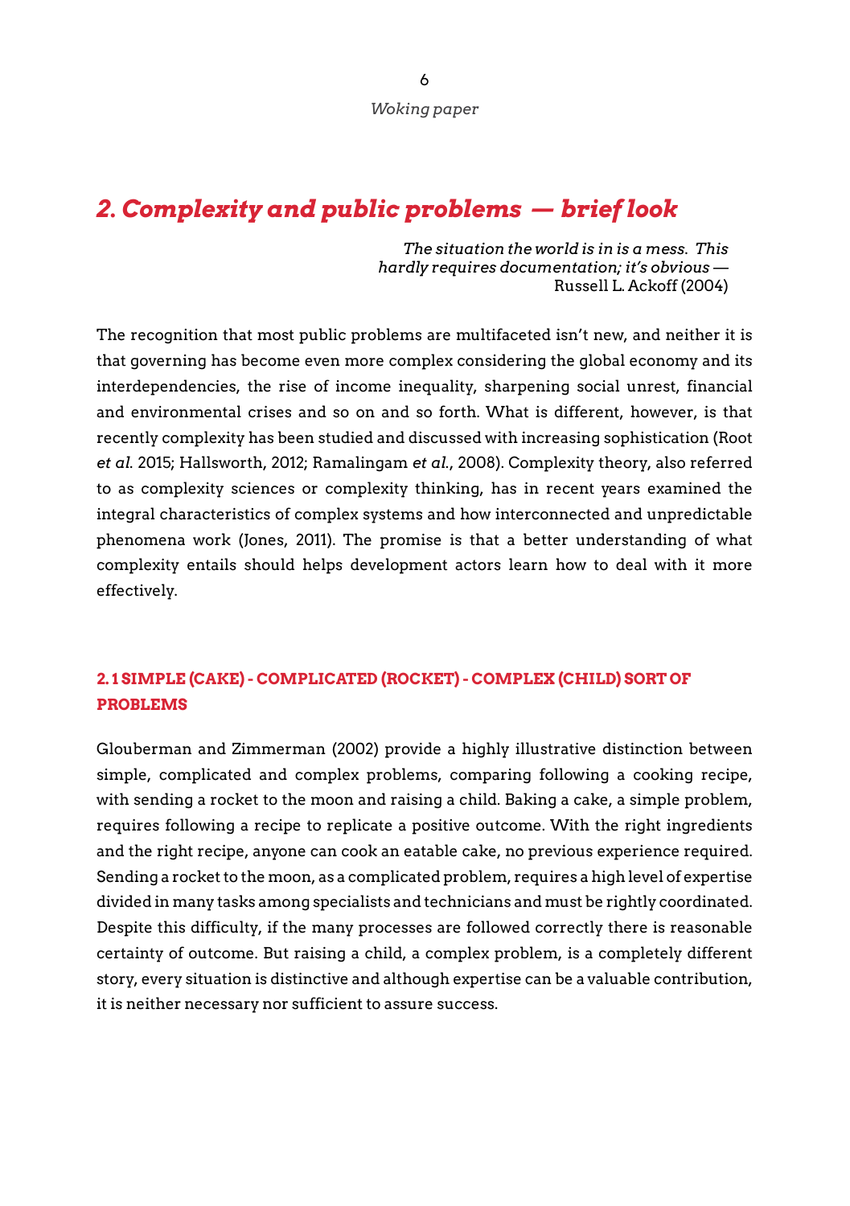## *2. Complexity and public problems — brief look*

> *The situation the world is in is a mess. This hardly requires documentation; it's obvious —* Russell L. Ackoff (2004)

The recognition that most public problems are multifaceted isn't new, and neither it is that governing has become even more complex considering the global economy and its interdependencies, the rise of income inequality, sharpening social unrest, financial and environmental crises and so on and so forth. What is different, however, is that recently complexity has been studied and discussed with increasing sophistication (Root *et al.* 2015; Hallsworth, 2012; Ramalingam *et al.*, 2008). Complexity theory, also referred to as complexity sciences or complexity thinking, has in recent years examined the integral characteristics of complex systems and how interconnected and unpredictable phenomena work (Jones, 2011). The promise is that a better understanding of what complexity entails should helps development actors learn how to deal with it more effectively.

### 2.1 SIMPLE (CAKE) - COMPLICATED (ROCKET) - COMPLEX (CHILD) SORT OF PROBLEMS

Glouberman and Zimmerman (2002) provide a highly illustrative distinction between simple, complicated and complex problems, comparing following a cooking recipe, with sending a rocket to the moon and raising a child. Baking a cake, a simple problem, requires following a recipe to replicate a positive outcome. With the right ingredients and the right recipe, anyone can cook an eatable cake, no previous experience required. Sending a rocket to the moon, as a complicated problem, requires a high level of expertise divided in many tasks among specialists and technicians and must be rightly coordinated. Despite this difficulty, if the many processes are followed correctly there is reasonable certainty of outcome. But raising a child, a complex problem, is a completely different story, every situation is distinctive and although expertise can be a valuable contribution, it is neither necessary nor sufficient to assure success.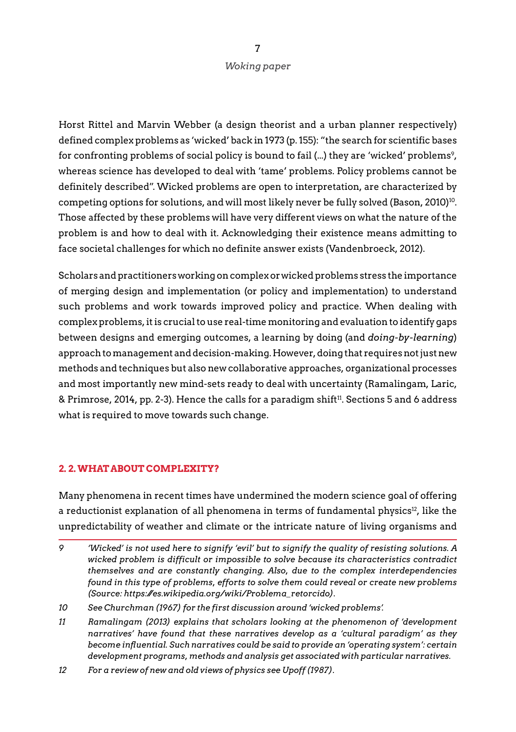Horst Rittel and Marvin Webber (a design theorist and a urban planner respectively) defined complex problems as 'wicked' back in 1973 (p. 155): "the search for scientific bases for confronting problems of social policy is bound to fail (…) they are 'wicked' problems[9], whereas science has developed to deal with 'tame' problems. Policy problems cannot be definitely described". Wicked problems are open to interpretation, are characterized by competing options for solutions, and will most likely never be fully solved (Bason, 2010)[10]. Those affected by these problems will have very different views on what the nature of the problem is and how to deal with it. Acknowledging their existence means admitting to face societal challenges for which no definite answer exists (Vandenbroeck, 2012).

Scholars and practitioners working on complex or wicked problems stress the importance of merging design and implementation (or policy and implementation) to understand such problems and work towards improved policy and practice. When dealing with complex problems, it is crucial to use real-time monitoring and evaluation to identify gaps between designs and emerging outcomes, a learning by doing (and *doing-by-learning*) approach to management and decision-making. However, doing that requires not just new methods and techniques but also new collaborative approaches, organizational processes and most importantly new mind-sets ready to deal with uncertainty (Ramalingam, Laric, & Primrose, 2014, pp. 2-3). Hence the calls for a paradigm shift[11]. Sections 5 and 6 address what is required to move towards such change.

## 2. 2. WHAT ABOUT COMPLEXITY?

Many phenomena in recent times have undermined the modern science goal of offering a reductionist explanation of all phenomena in terms of fundamental physics[12], like the unpredictability of weather and climate or the intricate nature of living organisms and

---

9 *'Wicked' is not used here to signify 'evil' but to signify the quality of resisting solutions. A wicked problem is difficult or impossible to solve because its characteristics contradict themselves and are constantly changing. Also, due to the complex interdependencies found in this type of problems, efforts to solve them could reveal or create new problems (Source: https://es.wikipedia.org/wiki/Problema_retorcido).*

10 *See Churchman (1967) for the first discussion around 'wicked problems'.*

11 *Ramalingam (2013) explains that scholars looking at the phenomenon of 'development narratives' have found that these narratives develop as a 'cultural paradigm' as they become influential. Such narratives could be said to provide an 'operating system': certain development programs, methods and analysis get associated with particular narratives.*

12 *For a review of new and old views of physics see Upoff (1987).*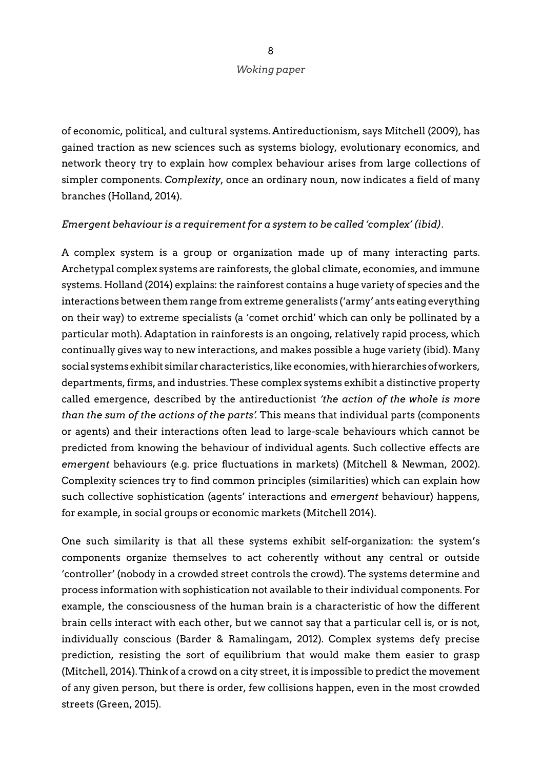of economic, political, and cultural systems. Antireductionism, says Mitchell (2009), has gained traction as new sciences such as systems biology, evolutionary economics, and network theory try to explain how complex behaviour arises from large collections of simpler components. *Complexity*, once an ordinary noun, now indicates a field of many branches (Holland, 2014).

*Emergent behaviour is a requirement for a system to be called 'complex' (ibid)*.

A complex system is a group or organization made up of many interacting parts. Archetypal complex systems are rainforests, the global climate, economies, and immune systems. Holland (2014) explains: the rainforest contains a huge variety of species and the interactions between them range from extreme generalists ('army' ants eating everything on their way) to extreme specialists (a 'comet orchid' which can only be pollinated by a particular moth). Adaptation in rainforests is an ongoing, relatively rapid process, which continually gives way to new interactions, and makes possible a huge variety (ibid). Many social systems exhibit similar characteristics, like economies, with hierarchies of workers, departments, firms, and industries. These complex systems exhibit a distinctive property called emergence, described by the antireductionist *'the action of the whole is more than the sum of the actions of the parts'.* This means that individual parts (components or agents) and their interactions often lead to large-scale behaviours which cannot be predicted from knowing the behaviour of individual agents. Such collective effects are *emergent* behaviours (e.g. price fluctuations in markets) (Mitchell & Newman, 2002). Complexity sciences try to find common principles (similarities) which can explain how such collective sophistication (agents' interactions and *emergent* behaviour) happens, for example, in social groups or economic markets (Mitchell 2014).

One such similarity is that all these systems exhibit self-organization: the system's components organize themselves to act coherently without any central or outside 'controller' (nobody in a crowded street controls the crowd). The systems determine and process information with sophistication not available to their individual components. For example, the consciousness of the human brain is a characteristic of how the different brain cells interact with each other, but we cannot say that a particular cell is, or is not, individually conscious (Barder & Ramalingam, 2012). Complex systems defy precise prediction, resisting the sort of equilibrium that would make them easier to grasp (Mitchell, 2014). Think of a crowd on a city street, it is impossible to predict the movement of any given person, but there is order, few collisions happen, even in the most crowded streets (Green, 2015).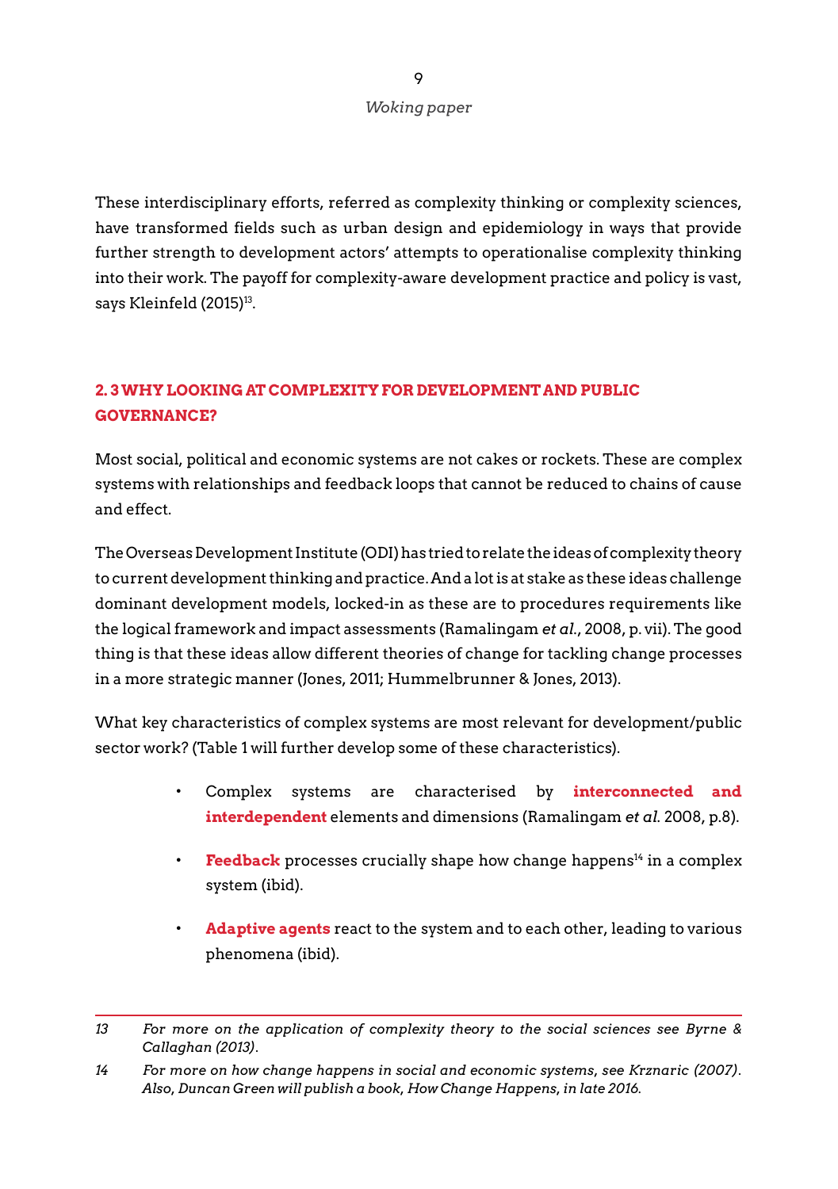These interdisciplinary efforts, referred as complexity thinking or complexity sciences, have transformed fields such as urban design and epidemiology in ways that provide further strength to development actors' attempts to operationalise complexity thinking into their work. The payoff for complexity-aware development practice and policy is vast, says Kleinfeld (2015)[13].

## 2. 3 WHY LOOKING AT COMPLEXITY FOR DEVELOPMENT AND PUBLIC GOVERNANCE?

Most social, political and economic systems are not cakes or rockets. These are complex systems with relationships and feedback loops that cannot be reduced to chains of cause and effect.

The Overseas Development Institute (ODI) has tried to relate the ideas of complexity theory to current development thinking and practice. And a lot is at stake as these ideas challenge dominant development models, locked-in as these are to procedures requirements like the logical framework and impact assessments (Ramalingam *et al.*, 2008, p. vii). The good thing is that these ideas allow different theories of change for tackling change processes in a more strategic manner (Jones, 2011; Hummelbrunner & Jones, 2013).

What key characteristics of complex systems are most relevant for development/public sector work? (Table 1 will further develop some of these characteristics).

- Complex systems are characterised by **interconnected and interdependent** elements and dimensions (Ramalingam *et al.* 2008, p.8).
- **Feedback** processes crucially shape how change happens[14] in a complex system (ibid).
- **Adaptive agents** react to the system and to each other, leading to various phenomena (ibid).

---

13 *For more on the application of complexity theory to the social sciences see Byrne & Callaghan (2013).*

14 *For more on how change happens in social and economic systems, see Krznaric (2007). Also, Duncan Green will publish a book, How Change Happens, in late 2016.*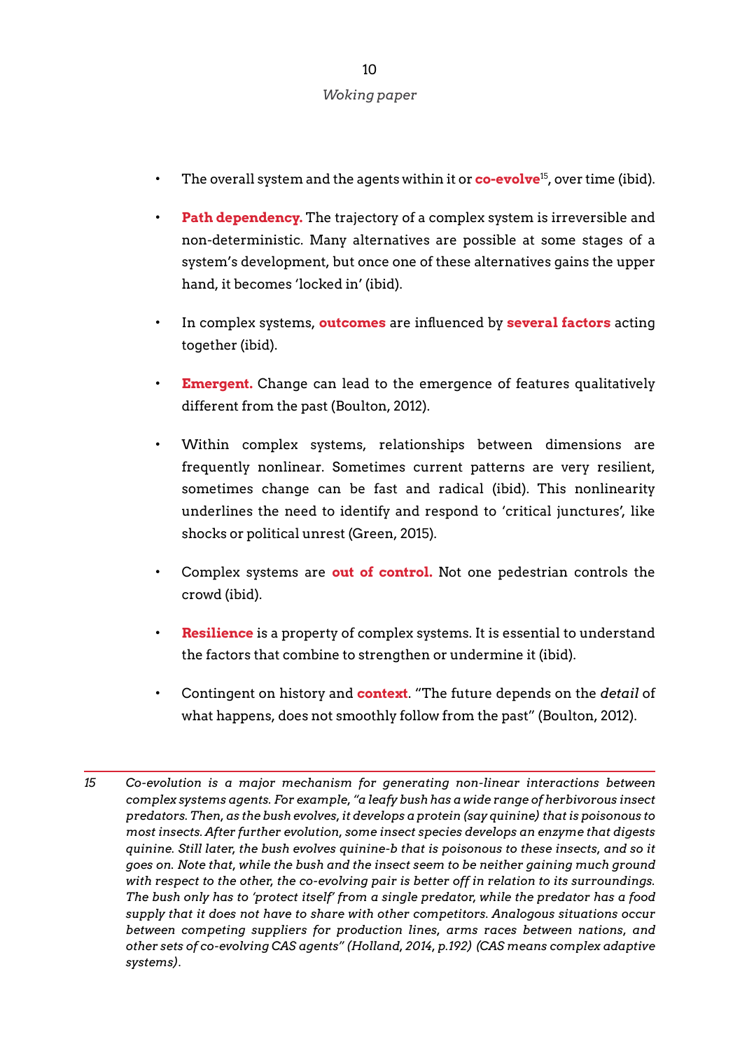- The overall system and the agents within it or **co-evolve**[15], over time (ibid).

- **Path dependency.** The trajectory of a complex system is irreversible and non-deterministic. Many alternatives are possible at some stages of a system's development, but once one of these alternatives gains the upper hand, it becomes 'locked in' (ibid).

- In complex systems, **outcomes** are influenced by **several factors** acting together (ibid).

- **Emergent.** Change can lead to the emergence of features qualitatively different from the past (Boulton, 2012).

- Within complex systems, relationships between dimensions are frequently nonlinear. Sometimes current patterns are very resilient, sometimes change can be fast and radical (ibid). This nonlinearity underlines the need to identify and respond to 'critical junctures', like shocks or political unrest (Green, 2015).

- Complex systems are **out of control.** Not one pedestrian controls the crowd (ibid).

- **Resilience** is a property of complex systems. It is essential to understand the factors that combine to strengthen or undermine it (ibid).

- Contingent on history and **context**. "The future depends on the *detail* of what happens, does not smoothly follow from the past" (Boulton, 2012).

---

15 *Co-evolution is a major mechanism for generating non-linear interactions between complex systems agents. For example, "a leafy bush has a wide range of herbivorous insect predators. Then, as the bush evolves, it develops a protein (say quinine) that is poisonous to most insects. After further evolution, some insect species develops an enzyme that digests quinine. Still later, the bush evolves quinine-b that is poisonous to these insects, and so it goes on. Note that, while the bush and the insect seem to be neither gaining much ground with respect to the other, the co-evolving pair is better off in relation to its surroundings. The bush only has to 'protect itself' from a single predator, while the predator has a food supply that it does not have to share with other competitors. Analogous situations occur between competing suppliers for production lines, arms races between nations, and other sets of co-evolving CAS agents" (Holland, 2014, p.192) (CAS means complex adaptive systems).*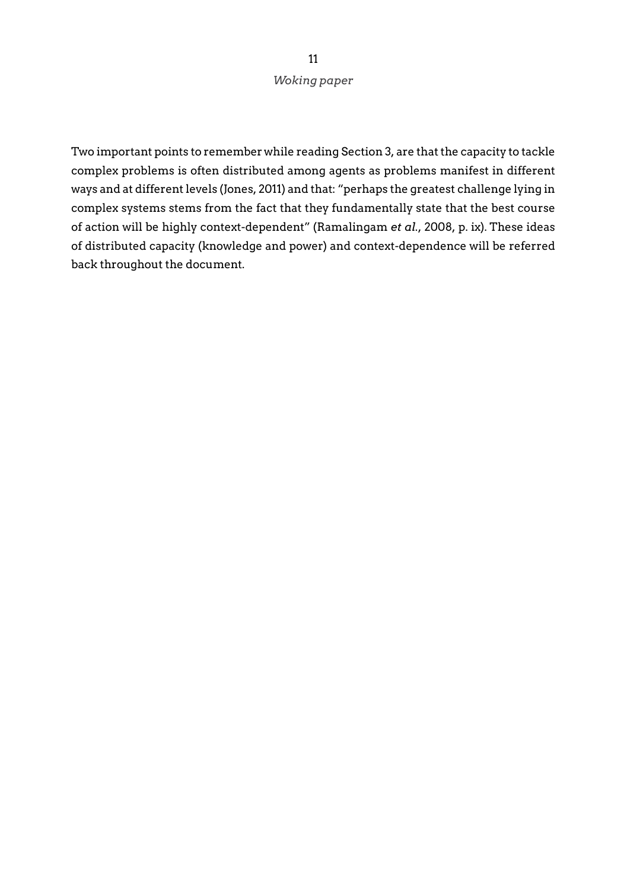Two important points to remember while reading Section 3, are that the capacity to tackle complex problems is often distributed among agents as problems manifest in different ways and at different levels (Jones, 2011) and that: "perhaps the greatest challenge lying in complex systems stems from the fact that they fundamentally state that the best course of action will be highly context-dependent" (Ramalingam *et al.*, 2008, p. ix). These ideas of distributed capacity (knowledge and power) and context-dependence will be referred back throughout the document.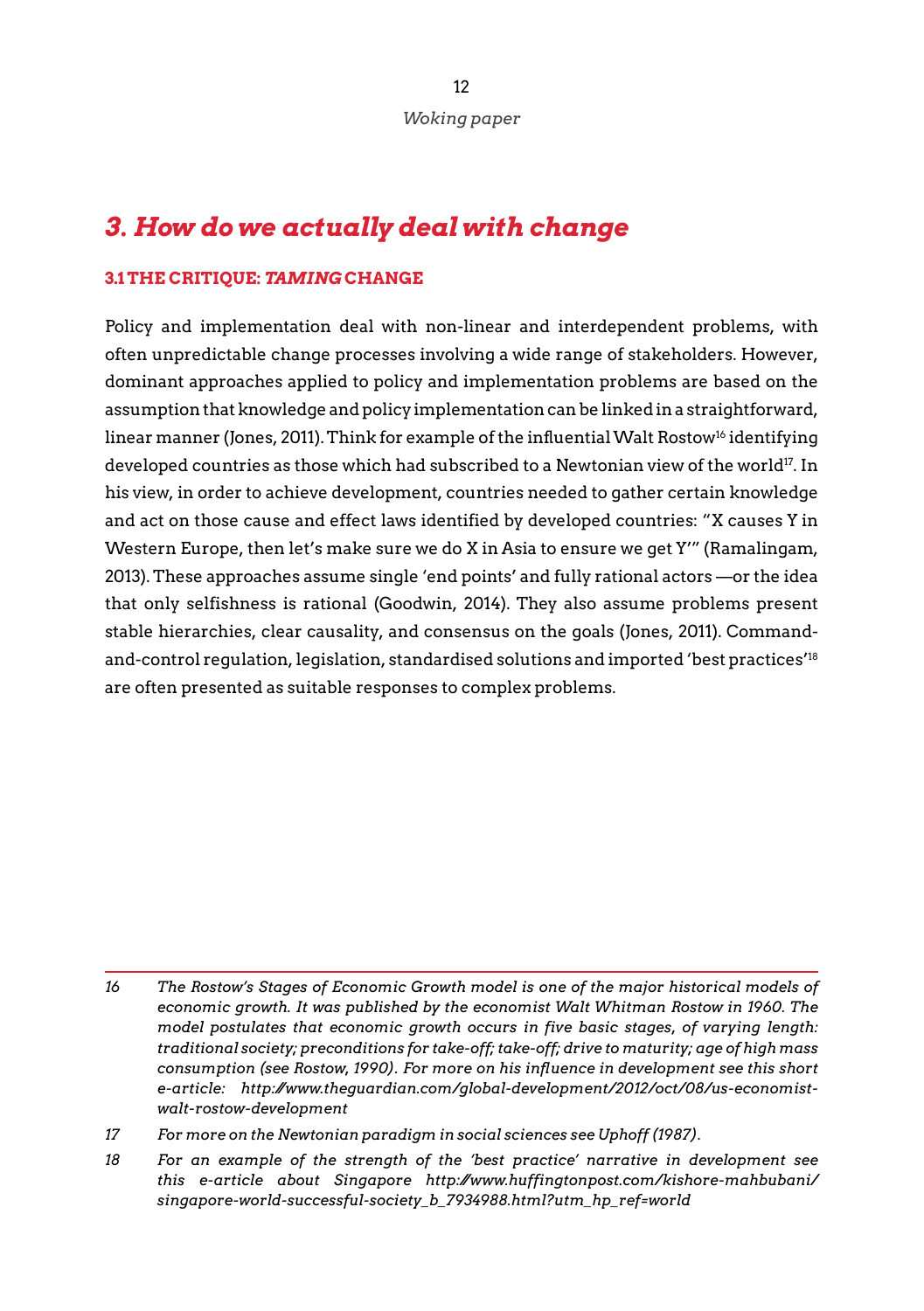# *3. How do we actually deal with change*

### 3.1 THE CRITIQUE: *TAMING* CHANGE

Policy and implementation deal with non-linear and interdependent problems, with often unpredictable change processes involving a wide range of stakeholders. However, dominant approaches applied to policy and implementation problems are based on the assumption that knowledge and policy implementation can be linked in a straightforward, linear manner (Jones, 2011). Think for example of the influential Walt Rostow[16] identifying developed countries as those which had subscribed to a Newtonian view of the world[17]. In his view, in order to achieve development, countries needed to gather certain knowledge and act on those cause and effect laws identified by developed countries: "X causes Y in Western Europe, then let's make sure we do X in Asia to ensure we get Y'" (Ramalingam, 2013). These approaches assume single 'end points' and fully rational actors —or the idea that only selfishness is rational (Goodwin, 2014). They also assume problems present stable hierarchies, clear causality, and consensus on the goals (Jones, 2011). Command-and-control regulation, legislation, standardised solutions and imported 'best practices'[18] are often presented as suitable responses to complex problems.

---

16 *The Rostow's Stages of Economic Growth model is one of the major historical models of economic growth. It was published by the economist Walt Whitman Rostow in 1960. The model postulates that economic growth occurs in five basic stages, of varying length: traditional society; preconditions for take-off; take-off; drive to maturity; age of high mass consumption (see Rostow, 1990). For more on his influence in development see this short e-article: http://www.theguardian.com/global-development/2012/oct/08/us-economist-walt-rostow-development*

17 *For more on the Newtonian paradigm in social sciences see Uphoff (1987).*

18 *For an example of the strength of the 'best practice' narrative in development see this e-article about Singapore http://www.huffingtonpost.com/kishore-mahbubani/singapore-world-successful-society_b_7934988.html?utm_hp_ref=world*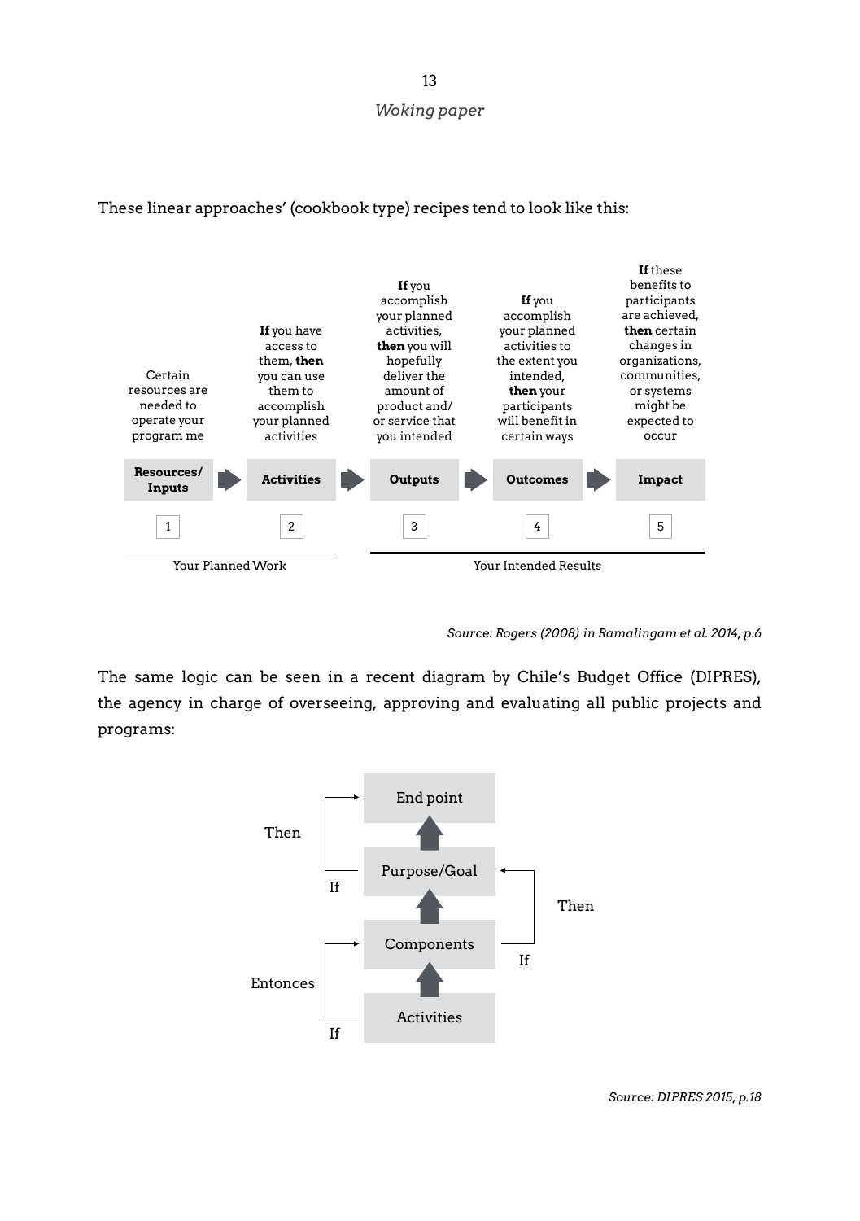These linear approaches' (cookbook type) recipes tend to look like this:

| Certain resources are needed to operate your program me | **If** you have access to them, **then** you can use them to accomplish your planned activities | **If** you accomplish your planned activities, **then** you will hopefully deliver the amount of product and/or service that you intended | **If** you accomplish your planned activities to the extent you intended, **then** your participants will benefit in certain ways | **If** these benefits to participants are achieved, **then** certain changes in organizations, communities, or systems might be expected to occur |
| --- | --- | --- | --- | --- |
| **Resources/ Inputs** | **Activities** | **Outputs** | **Outcomes** | **Impact** |
| 1 | 2 | 3 | 4 | 5 |
| Your Planned Work | | Your Intended Results | | |

*Source: Rogers (2008) in Ramalingam et al. 2014, p.6*

The same logic can be seen in a recent diagram by Chile's Budget Office (DIPRES), the agency in charge of overseeing, approving and evaluating all public projects and programs:

End point
Purpose/Goal
Components
Activities

Then / If (Purpose/Goal → End point)
Then / If (Components → Purpose/Goal)
Entonces / If (Activities → Components)

*Source: DIPRES 2015, p.18*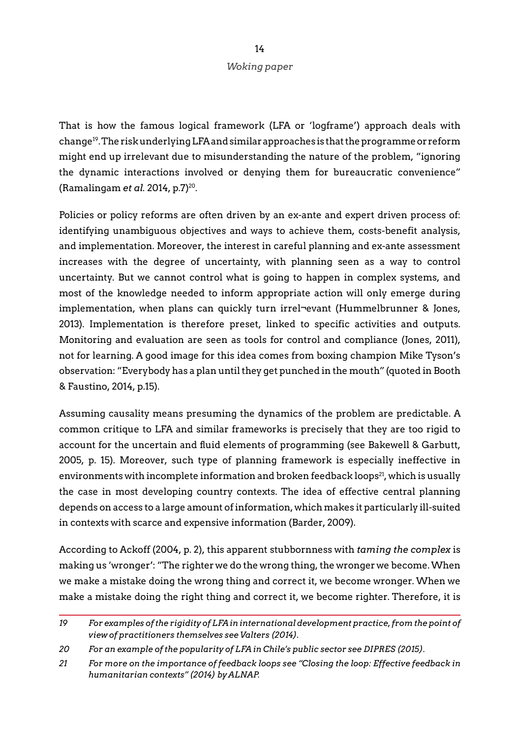That is how the famous logical framework (LFA or 'logframe') approach deals with change[19]. The risk underlying LFA and similar approaches is that the programme or reform might end up irrelevant due to misunderstanding the nature of the problem, "ignoring the dynamic interactions involved or denying them for bureaucratic convenience" (Ramalingam *et al.* 2014, p.7)[20].

Policies or policy reforms are often driven by an ex-ante and expert driven process of: identifying unambiguous objectives and ways to achieve them, costs-benefit analysis, and implementation. Moreover, the interest in careful planning and ex-ante assessment increases with the degree of uncertainty, with planning seen as a way to control uncertainty. But we cannot control what is going to happen in complex systems, and most of the knowledge needed to inform appropriate action will only emerge during implementation, when plans can quickly turn irrel¬evant (Hummelbrunner & Jones, 2013). Implementation is therefore preset, linked to specific activities and outputs. Monitoring and evaluation are seen as tools for control and compliance (Jones, 2011), not for learning. A good image for this idea comes from boxing champion Mike Tyson's observation: "Everybody has a plan until they get punched in the mouth" (quoted in Booth & Faustino, 2014, p.15).

Assuming causality means presuming the dynamics of the problem are predictable. A common critique to LFA and similar frameworks is precisely that they are too rigid to account for the uncertain and fluid elements of programming (see Bakewell & Garbutt, 2005, p. 15). Moreover, such type of planning framework is especially ineffective in environments with incomplete information and broken feedback loops[21], which is usually the case in most developing country contexts. The idea of effective central planning depends on access to a large amount of information, which makes it particularly ill-suited in contexts with scarce and expensive information (Barder, 2009).

According to Ackoff (2004, p. 2), this apparent stubbornness with *taming the complex* is making us 'wronger': "The righter we do the wrong thing, the wronger we become. When we make a mistake doing the wrong thing and correct it, we become wronger. When we make a mistake doing the right thing and correct it, we become righter. Therefore, it is

---

*19 For examples of the rigidity of LFA in international development practice, from the point of view of practitioners themselves see Valters (2014).*

*20 For an example of the popularity of LFA in Chile's public sector see DIPRES (2015).*

*21 For more on the importance of feedback loops see "Closing the loop: Effective feedback in humanitarian contexts" (2014) by ALNAP.*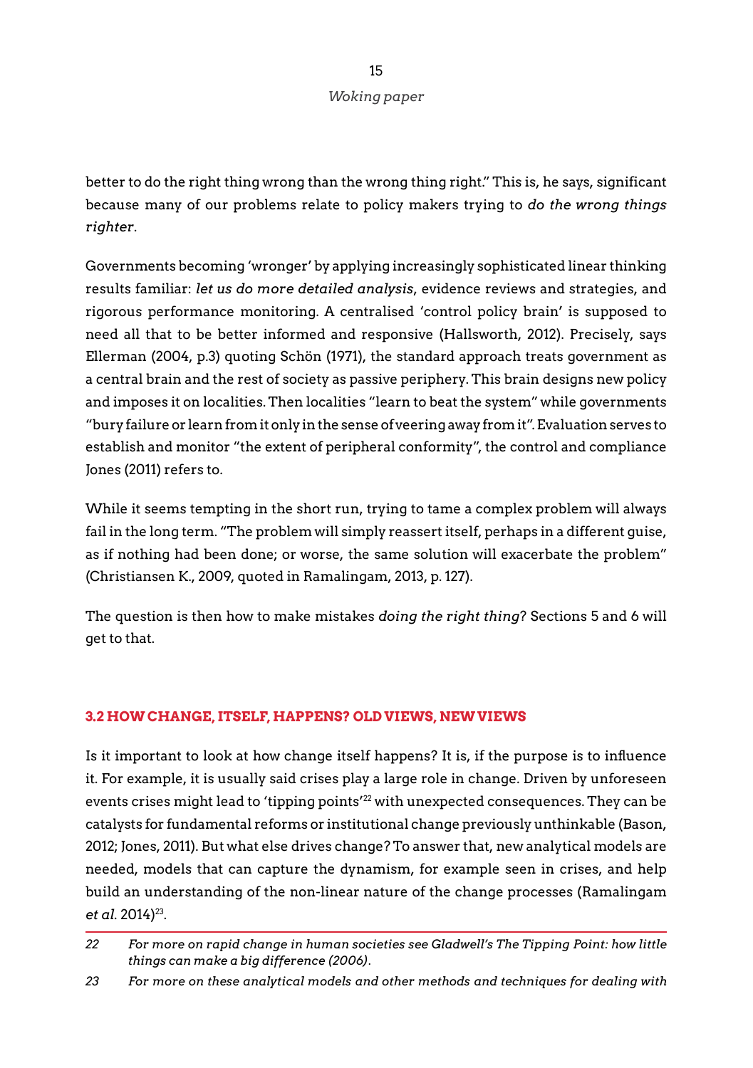better to do the right thing wrong than the wrong thing right." This is, he says, significant because many of our problems relate to policy makers trying to *do the wrong things righter*.

Governments becoming 'wronger' by applying increasingly sophisticated linear thinking results familiar: *let us do more detailed analysis*, evidence reviews and strategies, and rigorous performance monitoring. A centralised 'control policy brain' is supposed to need all that to be better informed and responsive (Hallsworth, 2012). Precisely, says Ellerman (2004, p.3) quoting Schön (1971), the standard approach treats government as a central brain and the rest of society as passive periphery. This brain designs new policy and imposes it on localities. Then localities "learn to beat the system" while governments "bury failure or learn from it only in the sense of veering away from it". Evaluation serves to establish and monitor "the extent of peripheral conformity", the control and compliance Jones (2011) refers to.

While it seems tempting in the short run, trying to tame a complex problem will always fail in the long term. "The problem will simply reassert itself, perhaps in a different guise, as if nothing had been done; or worse, the same solution will exacerbate the problem" (Christiansen K., 2009, quoted in Ramalingam, 2013, p. 127).

The question is then how to make mistakes *doing the right thing*? Sections 5 and 6 will get to that.

### 3.2 HOW CHANGE, ITSELF, HAPPENS? OLD VIEWS, NEW VIEWS

Is it important to look at how change itself happens? It is, if the purpose is to influence it. For example, it is usually said crises play a large role in change. Driven by unforeseen events crises might lead to 'tipping points'[22] with unexpected consequences. They can be catalysts for fundamental reforms or institutional change previously unthinkable (Bason, 2012; Jones, 2011). But what else drives change? To answer that, new analytical models are needed, models that can capture the dynamism, for example seen in crises, and help build an understanding of the non-linear nature of the change processes (Ramalingam *et al.* 2014)[23].

---

22 *For more on rapid change in human societies see Gladwell's The Tipping Point: how little things can make a big difference (2006).*

23 *For more on these analytical models and other methods and techniques for dealing with*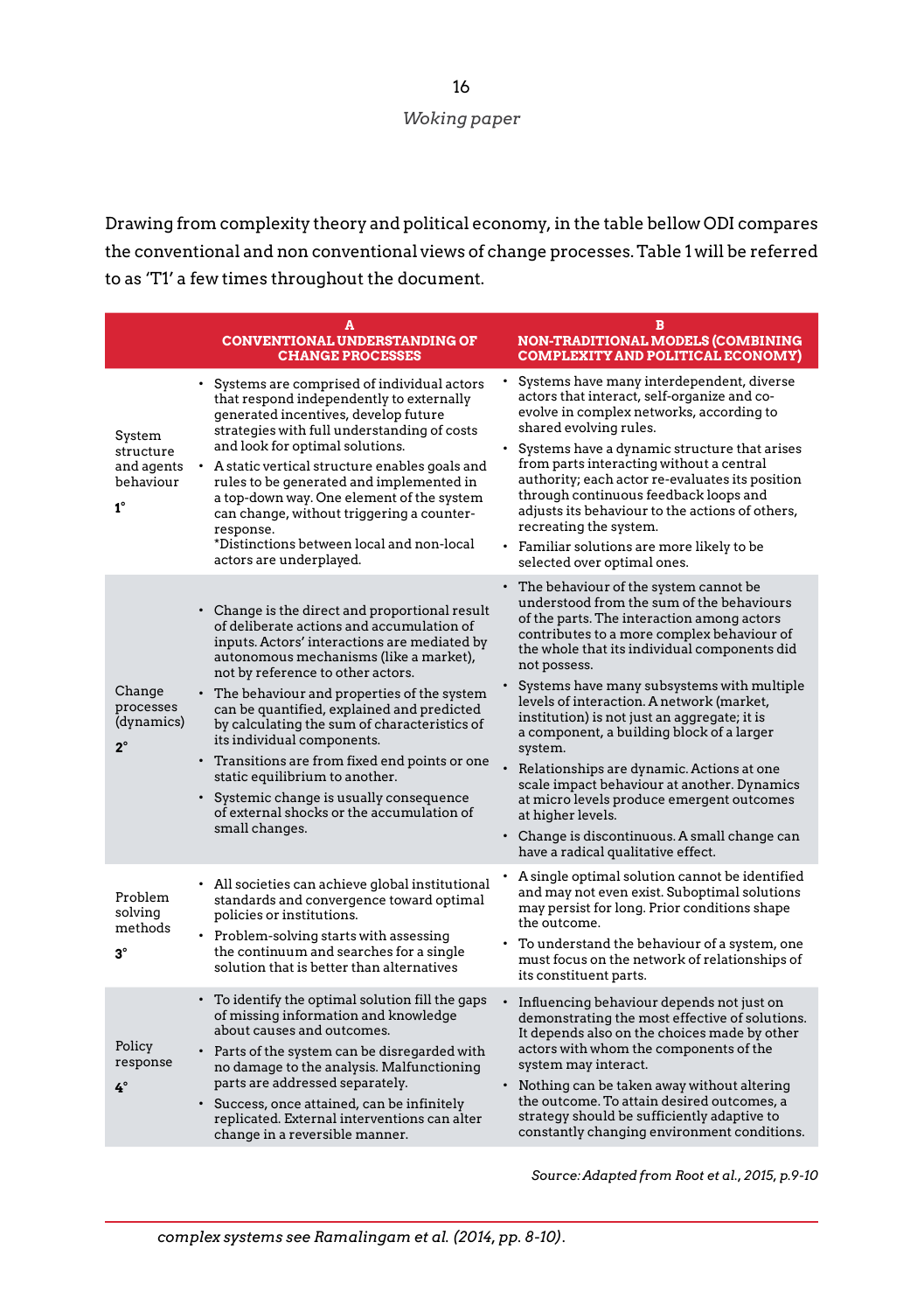Drawing from complexity theory and political economy, in the table bellow ODI compares the conventional and non conventional views of change processes. Table 1 will be referred to as 'T1' a few times throughout the document.

| | A<br>CONVENTIONAL UNDERSTANDING OF CHANGE PROCESSES | B<br>NON-TRADITIONAL MODELS (COMBINING COMPLEXITY AND POLITICAL ECONOMY) |
|---|---|---|
| System structure and agents behaviour<br>**1°** | • Systems are comprised of individual actors that respond independently to externally generated incentives, develop future strategies with full understanding of costs and look for optimal solutions.<br>• A static vertical structure enables goals and rules to be generated and implemented in a top-down way. One element of the system can change, without triggering a counter-response.<br>*Distinctions between local and non-local actors are underplayed. | • Systems have many interdependent, diverse actors that interact, self-organize and co-evolve in complex networks, according to shared evolving rules.<br>• Systems have a dynamic structure that arises from parts interacting without a central authority; each actor re-evaluates its position through continuous feedback loops and adjusts its behaviour to the actions of others, recreating the system.<br>• Familiar solutions are more likely to be selected over optimal ones. |
| Change processes (dynamics)<br>**2°** | • Change is the direct and proportional result of deliberate actions and accumulation of inputs. Actors' interactions are mediated by autonomous mechanisms (like a market), not by reference to other actors.<br>• The behaviour and properties of the system can be quantified, explained and predicted by calculating the sum of characteristics of its individual components.<br>• Transitions are from fixed end points or one static equilibrium to another.<br>• Systemic change is usually consequence of external shocks or the accumulation of small changes. | • The behaviour of the system cannot be understood from the sum of the behaviours of the parts. The interaction among actors contributes to a more complex behaviour of the whole that its individual components did not possess.<br>• Systems have many subsystems with multiple levels of interaction. A network (market, institution) is not just an aggregate; it is a component, a building block of a larger system.<br>• Relationships are dynamic. Actions at one scale impact behaviour at another. Dynamics at micro levels produce emergent outcomes at higher levels.<br>• Change is discontinuous. A small change can have a radical qualitative effect. |
| Problem solving methods<br>**3°** | • All societies can achieve global institutional standards and convergence toward optimal policies or institutions.<br>• Problem-solving starts with assessing the continuum and searches for a single solution that is better than alternatives | • A single optimal solution cannot be identified and may not even exist. Suboptimal solutions may persist for long. Prior conditions shape the outcome.<br>• To understand the behaviour of a system, one must focus on the network of relationships of its constituent parts. |
| Policy response<br>**4°** | • To identify the optimal solution fill the gaps of missing information and knowledge about causes and outcomes.<br>• Parts of the system can be disregarded with no damage to the analysis. Malfunctioning parts are addressed separately.<br>• Success, once attained, can be infinitely replicated. External interventions can alter change in a reversible manner. | • Influencing behaviour depends not just on demonstrating the most effective of solutions. It depends also on the choices made by other actors with whom the components of the system may interact.<br>• Nothing can be taken away without altering the outcome. To attain desired outcomes, a strategy should be sufficiently adaptive to constantly changing environment conditions. |

*Source: Adapted from Root et al., 2015, p.9-10*

*complex systems see Ramalingam et al. (2014, pp. 8-10).*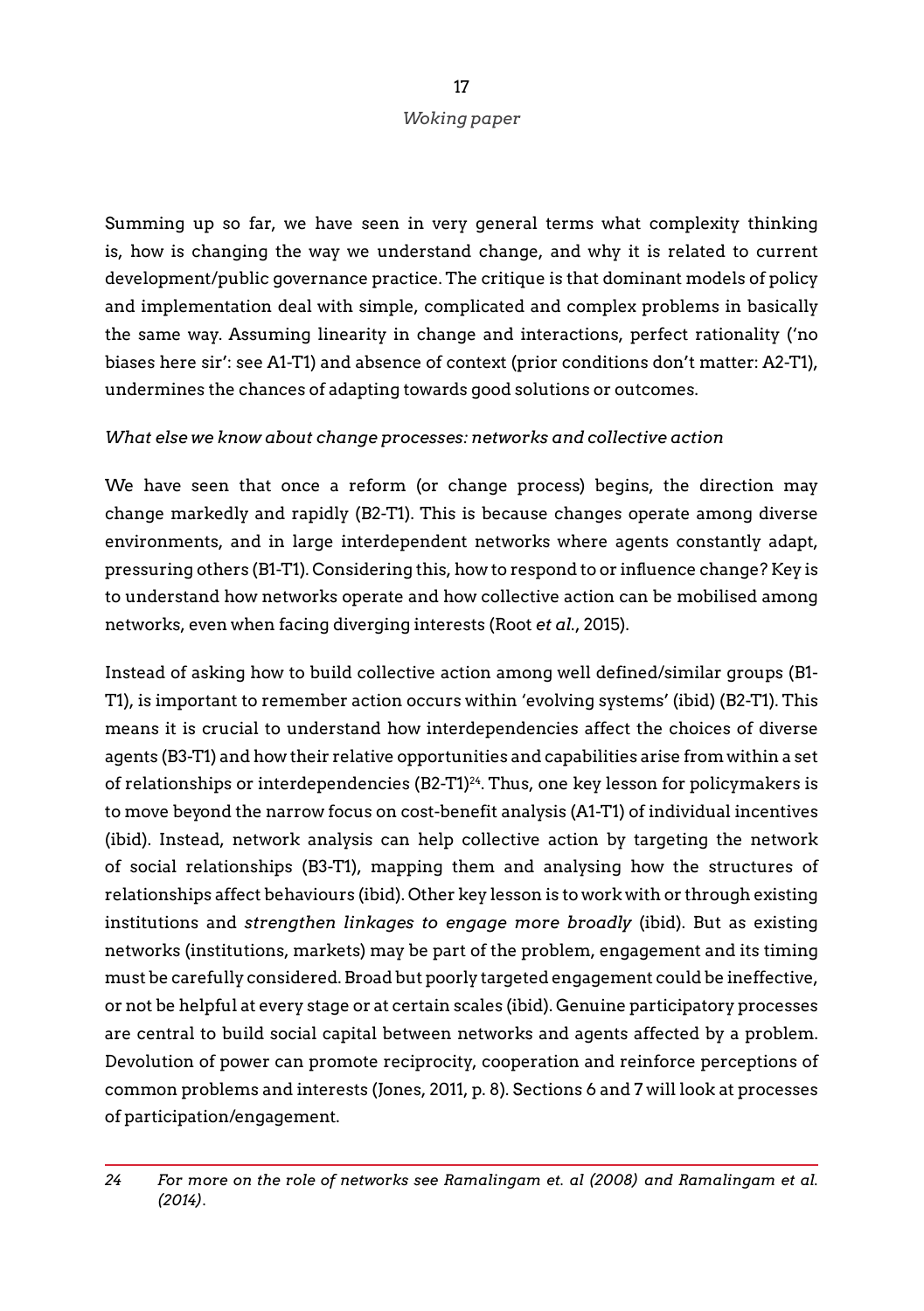Summing up so far, we have seen in very general terms what complexity thinking is, how is changing the way we understand change, and why it is related to current development/public governance practice. The critique is that dominant models of policy and implementation deal with simple, complicated and complex problems in basically the same way. Assuming linearity in change and interactions, perfect rationality ('no biases here sir': see A1-T1) and absence of context (prior conditions don't matter: A2-T1), undermines the chances of adapting towards good solutions or outcomes.

*What else we know about change processes: networks and collective action*

We have seen that once a reform (or change process) begins, the direction may change markedly and rapidly (B2-T1). This is because changes operate among diverse environments, and in large interdependent networks where agents constantly adapt, pressuring others (B1-T1). Considering this, how to respond to or influence change? Key is to understand how networks operate and how collective action can be mobilised among networks, even when facing diverging interests (Root *et al.*, 2015).

Instead of asking how to build collective action among well defined/similar groups (B1-T1), is important to remember action occurs within 'evolving systems' (ibid) (B2-T1). This means it is crucial to understand how interdependencies affect the choices of diverse agents (B3-T1) and how their relative opportunities and capabilities arise from within a set of relationships or interdependencies (B2-T1)[24]. Thus, one key lesson for policymakers is to move beyond the narrow focus on cost-benefit analysis (A1-T1) of individual incentives (ibid). Instead, network analysis can help collective action by targeting the network of social relationships (B3-T1), mapping them and analysing how the structures of relationships affect behaviours (ibid). Other key lesson is to work with or through existing institutions and *strengthen linkages to engage more broadly* (ibid). But as existing networks (institutions, markets) may be part of the problem, engagement and its timing must be carefully considered. Broad but poorly targeted engagement could be ineffective, or not be helpful at every stage or at certain scales (ibid). Genuine participatory processes are central to build social capital between networks and agents affected by a problem. Devolution of power can promote reciprocity, cooperation and reinforce perceptions of common problems and interests (Jones, 2011, p. 8). Sections 6 and 7 will look at processes of participation/engagement.

---

24 *For more on the role of networks see Ramalingam et. al (2008) and Ramalingam et al. (2014).*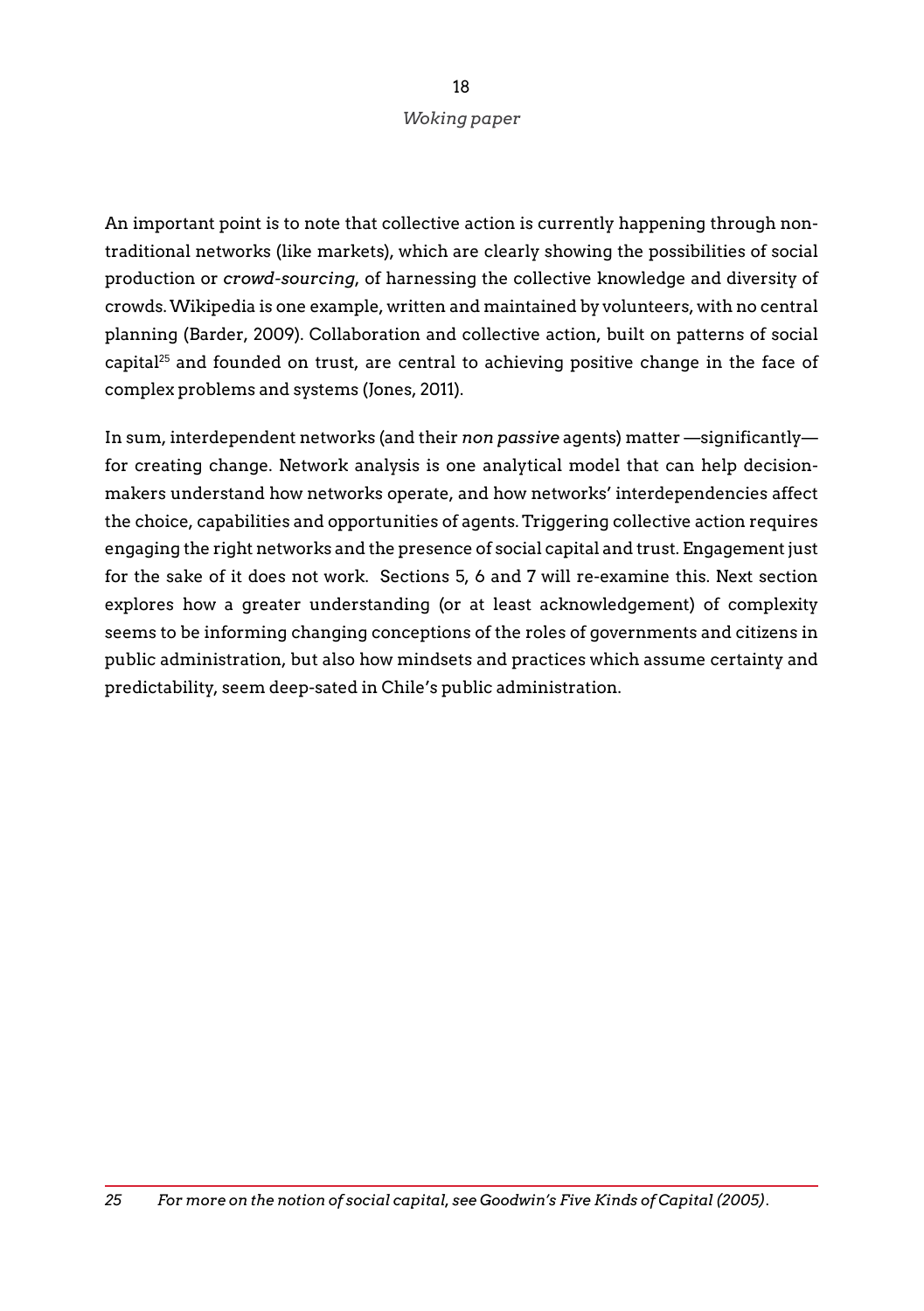An important point is to note that collective action is currently happening through non-traditional networks (like markets), which are clearly showing the possibilities of social production or *crowd-sourcing*, of harnessing the collective knowledge and diversity of crowds. Wikipedia is one example, written and maintained by volunteers, with no central planning (Barder, 2009). Collaboration and collective action, built on patterns of social capital[25] and founded on trust, are central to achieving positive change in the face of complex problems and systems (Jones, 2011).

In sum, interdependent networks (and their *non passive* agents) matter —significantly— for creating change. Network analysis is one analytical model that can help decision-makers understand how networks operate, and how networks' interdependencies affect the choice, capabilities and opportunities of agents. Triggering collective action requires engaging the right networks and the presence of social capital and trust. Engagement just for the sake of it does not work. Sections 5, 6 and 7 will re-examine this. Next section explores how a greater understanding (or at least acknowledgement) of complexity seems to be informing changing conceptions of the roles of governments and citizens in public administration, but also how mindsets and practices which assume certainty and predictability, seem deep-sated in Chile's public administration.

---

*25 For more on the notion of social capital, see Goodwin's Five Kinds of Capital (2005).*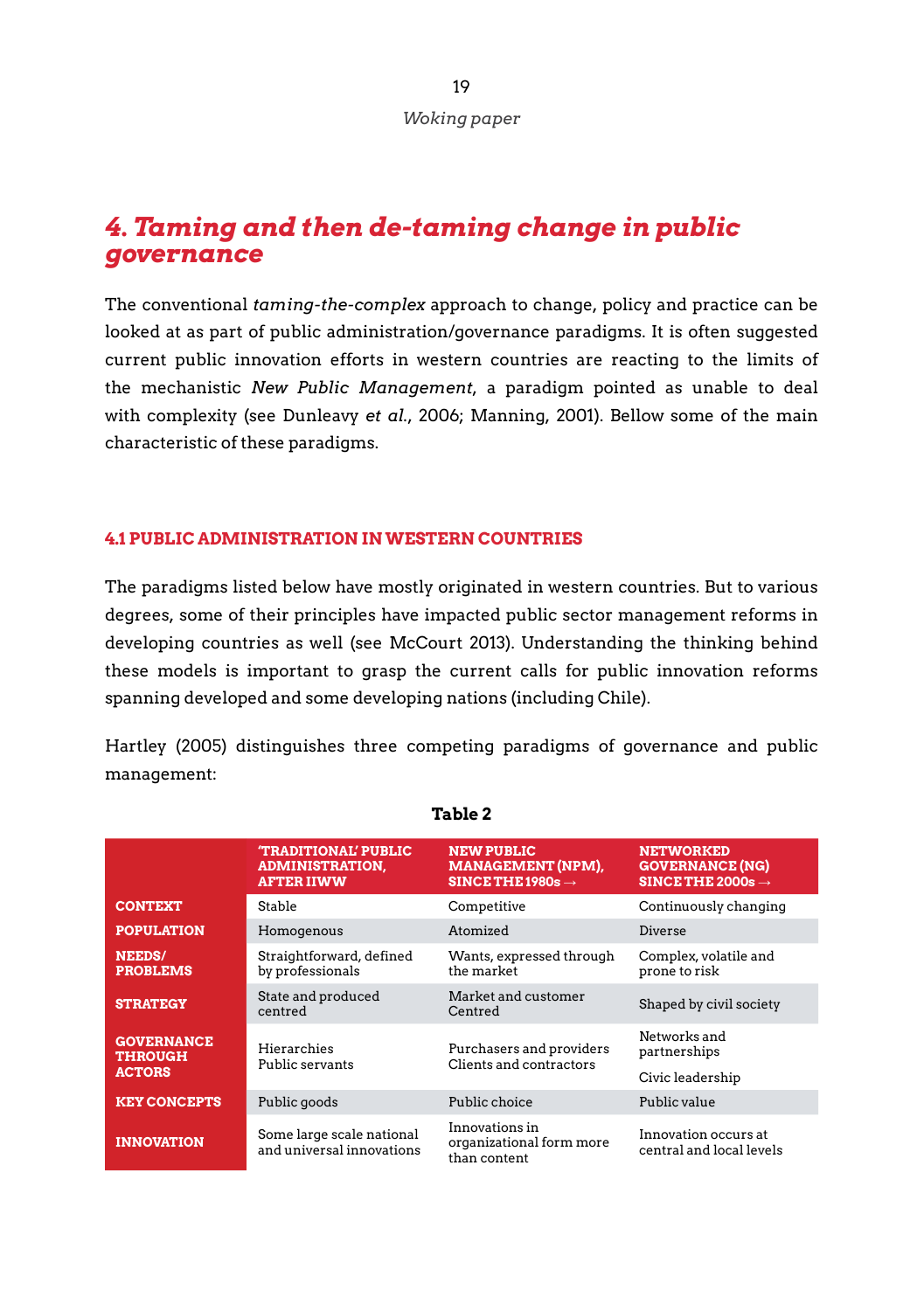## 4. *Taming and then de-taming change in public governance*

The conventional *taming-the-complex* approach to change, policy and practice can be looked at as part of public administration/governance paradigms. It is often suggested current public innovation efforts in western countries are reacting to the limits of the mechanistic *New Public Management*, a paradigm pointed as unable to deal with complexity (see Dunleavy *et al.*, 2006; Manning, 2001). Bellow some of the main characteristic of these paradigms.

### 4.1 PUBLIC ADMINISTRATION IN WESTERN COUNTRIES

The paradigms listed below have mostly originated in western countries. But to various degrees, some of their principles have impacted public sector management reforms in developing countries as well (see McCourt 2013). Understanding the thinking behind these models is important to grasp the current calls for public innovation reforms spanning developed and some developing nations (including Chile).

Hartley (2005) distinguishes three competing paradigms of governance and public management:

**Table 2**

| | 'TRADITIONAL' PUBLIC ADMINISTRATION, AFTER IIWW | NEW PUBLIC MANAGEMENT (NPM), SINCE THE 1980s → | NETWORKED GOVERNANCE (NG) SINCE THE 2000s → |
|---|---|---|---|
| **CONTEXT** | Stable | Competitive | Continuously changing |
| **POPULATION** | Homogenous | Atomized | Diverse |
| **NEEDS/ PROBLEMS** | Straightforward, defined by professionals | Wants, expressed through the market | Complex, volatile and prone to risk |
| **STRATEGY** | State and produced centred | Market and customer Centred | Shaped by civil society |
| **GOVERNANCE THROUGH ACTORS** | Hierarchies<br>Public servants | Purchasers and providers<br>Clients and contractors | Networks and partnerships<br>Civic leadership |
| **KEY CONCEPTS** | Public goods | Public choice | Public value |
| **INNOVATION** | Some large scale national and universal innovations | Innovations in organizational form more than content | Innovation occurs at central and local levels |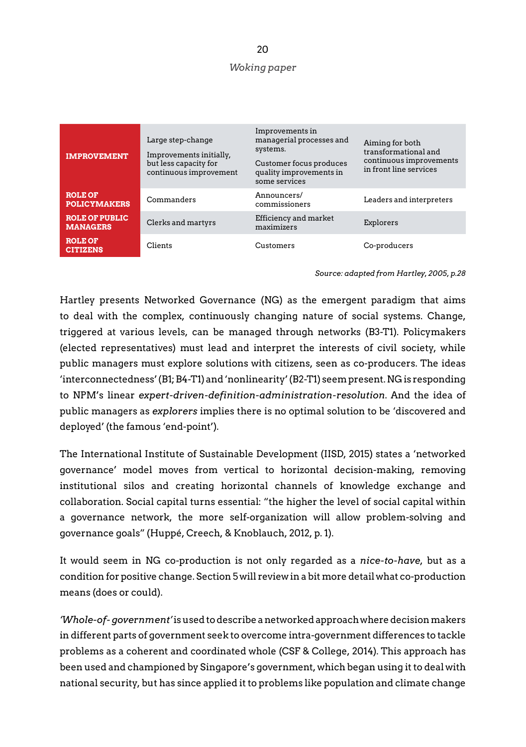| | | | |
|---|---|---|---|
| **IMPROVEMENT** | Large step-change<br>Improvements initially, but less capacity for continuous improvement | Improvements in managerial processes and systems.<br>Customer focus produces quality improvements in some services | Aiming for both transformational and continuous improvements in front line services |
| **ROLE OF POLICYMAKERS** | Commanders | Announcers/ commissioners | Leaders and interpreters |
| **ROLE OF PUBLIC MANAGERS** | Clerks and martyrs | Efficiency and market maximizers | Explorers |
| **ROLE OF CITIZENS** | Clients | Customers | Co-producers |

*Source: adapted from Hartley, 2005, p.28*

Hartley presents Networked Governance (NG) as the emergent paradigm that aims to deal with the complex, continuously changing nature of social systems. Change, triggered at various levels, can be managed through networks (B3-T1). Policymakers (elected representatives) must lead and interpret the interests of civil society, while public managers must explore solutions with citizens, seen as co-producers. The ideas 'interconnectedness' (B1; B4-T1) and 'nonlinearity' (B2-T1) seem present. NG is responding to NPM's linear *expert-driven-definition-administration-resolution*. And the idea of public managers as *explorers* implies there is no optimal solution to be 'discovered and deployed' (the famous 'end-point').

The International Institute of Sustainable Development (IISD, 2015) states a 'networked governance' model moves from vertical to horizontal decision-making, removing institutional silos and creating horizontal channels of knowledge exchange and collaboration. Social capital turns essential: "the higher the level of social capital within a governance network, the more self-organization will allow problem-solving and governance goals" (Huppé, Creech, & Knoblauch, 2012, p. 1).

It would seem in NG co-production is not only regarded as a *nice-to-have*, but as a condition for positive change. Section 5 will review in a bit more detail what co-production means (does or could).

*'Whole-of- government'* is used to describe a networked approach where decision makers in different parts of government seek to overcome intra-government differences to tackle problems as a coherent and coordinated whole (CSF & College, 2014). This approach has been used and championed by Singapore's government, which began using it to deal with national security, but has since applied it to problems like population and climate change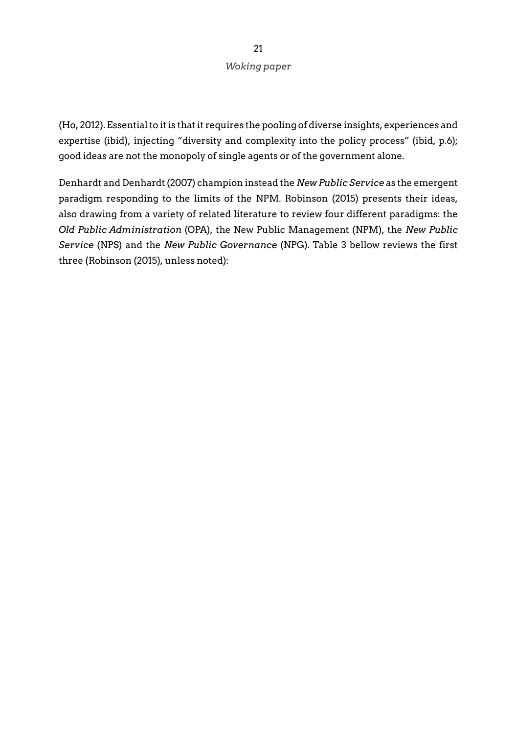(Ho, 2012). Essential to it is that it requires the pooling of diverse insights, experiences and expertise (ibid), injecting "diversity and complexity into the policy process" (ibid, p.6); good ideas are not the monopoly of single agents or of the government alone.

Denhardt and Denhardt (2007) champion instead the *New Public Service* as the emergent paradigm responding to the limits of the NPM. Robinson (2015) presents their ideas, also drawing from a variety of related literature to review four different paradigms: the *Old Public Administration* (OPA), the New Public Management (NPM), the *New Public Service* (NPS) and the *New Public Governance* (NPG). Table 3 bellow reviews the first three (Robinson (2015), unless noted):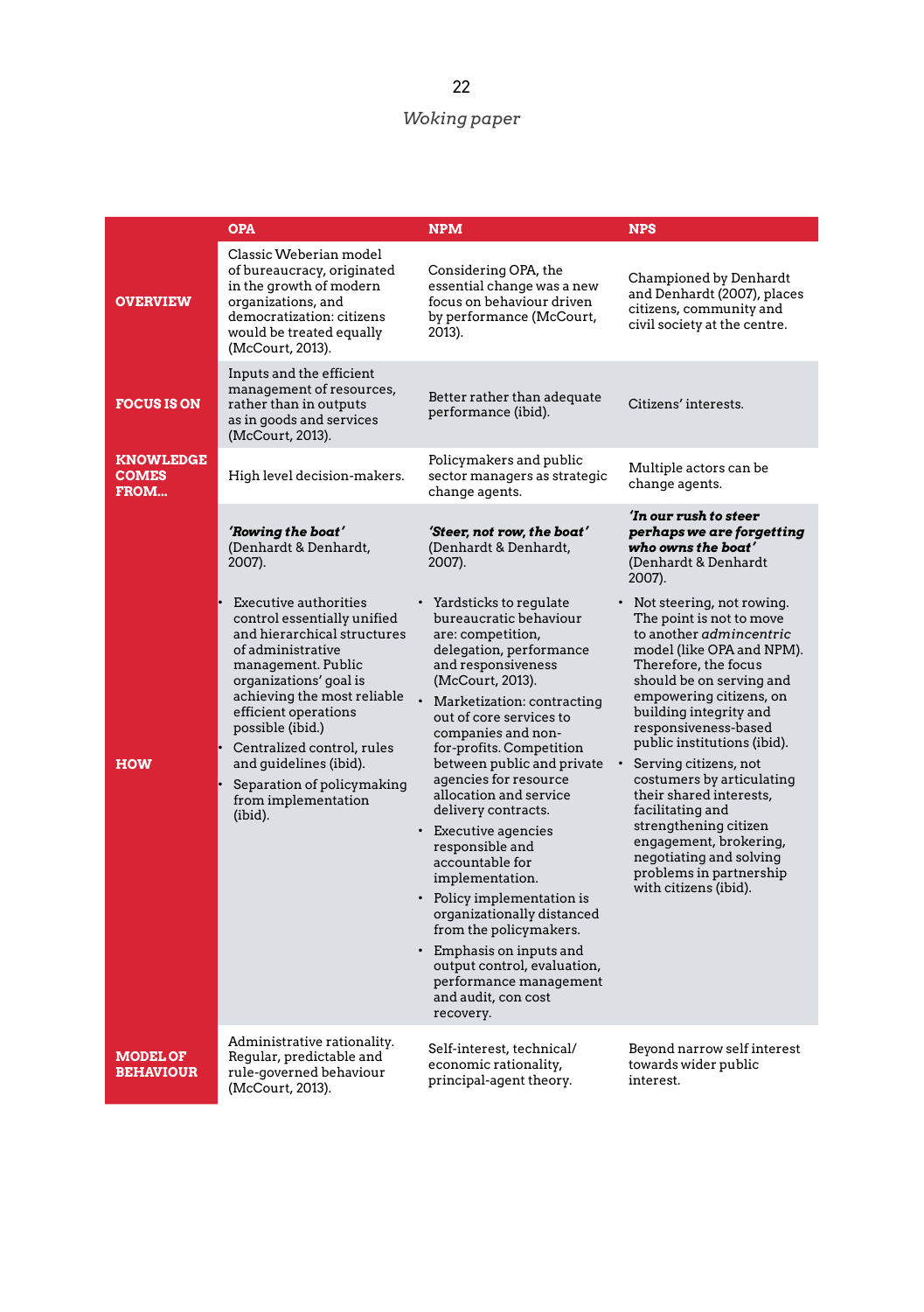| | OPA | NPM | NPS |
|---|---|---|---|
| **OVERVIEW** | Classic Weberian model of bureaucracy, originated in the growth of modern organizations, and democratization: citizens would be treated equally (McCourt, 2013). | Considering OPA, the essential change was a new focus on behaviour driven by performance (McCourt, 2013). | Championed by Denhardt and Denhardt (2007), places citizens, community and civil society at the centre. |
| **FOCUS IS ON** | Inputs and the efficient management of resources, rather than in outputs as in goods and services (McCourt, 2013). | Better rather than adequate performance (ibid). | Citizens' interests. |
| **KNOWLEDGE COMES FROM…** | High level decision-makers. | Policymakers and public sector managers as strategic change agents. | Multiple actors can be change agents. |
| **HOW** | ***'Rowing the boat'*** (Denhardt & Denhardt, 2007). <br><br> • Executive authorities control essentially unified and hierarchical structures of administrative management. Public organizations' goal is achieving the most reliable efficient operations possible (ibid.) <br> • Centralized control, rules and guidelines (ibid). <br> • Separation of policymaking from implementation (ibid). | ***'Steer, not row, the boat'*** (Denhardt & Denhardt, 2007). <br><br> • Yardsticks to regulate bureaucratic behaviour are: competition, delegation, performance and responsiveness (McCourt, 2013). <br> • Marketization: contracting out of core services to companies and non-for-profits. Competition between public and private agencies for resource allocation and service delivery contracts. <br> • Executive agencies responsible and accountable for implementation. <br> • Policy implementation is organizationally distanced from the policymakers. <br> • Emphasis on inputs and output control, evaluation, performance management and audit, con cost recovery. | ***'In our rush to steer perhaps we are forgetting who owns the boat'*** (Denhardt & Denhardt 2007). <br><br> • Not steering, not rowing. The point is not to move to another *admincentric* model (like OPA and NPM). Therefore, the focus should be on serving and empowering citizens, on building integrity and responsiveness-based public institutions (ibid). <br> • Serving citizens, not costumers by articulating their shared interests, facilitating and strengthening citizen engagement, brokering, negotiating and solving problems in partnership with citizens (ibid). |
| **MODEL OF BEHAVIOUR** | Administrative rationality. Regular, predictable and rule-governed behaviour (McCourt, 2013). | Self-interest, technical/ economic rationality, principal-agent theory. | Beyond narrow self interest towards wider public interest. |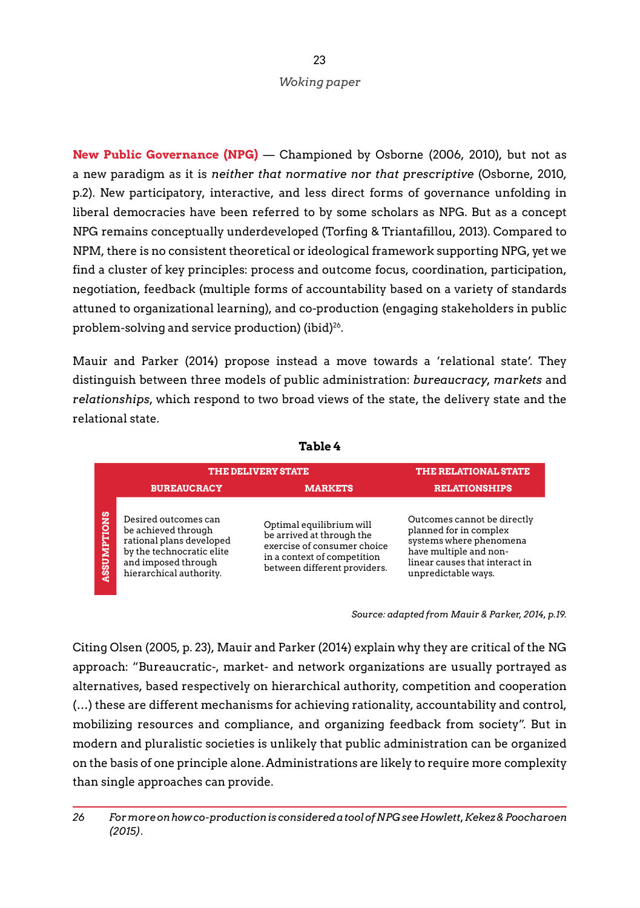**New Public Governance (NPG)** — Championed by Osborne (2006, 2010), but not as a new paradigm as it is *neither that normative nor that prescriptive* (Osborne, 2010, p.2). New participatory, interactive, and less direct forms of governance unfolding in liberal democracies have been referred to by some scholars as NPG. But as a concept NPG remains conceptually underdeveloped (Torfing & Triantafillou, 2013). Compared to NPM, there is no consistent theoretical or ideological framework supporting NPG, yet we find a cluster of key principles: process and outcome focus, coordination, participation, negotiation, feedback (multiple forms of accountability based on a variety of standards attuned to organizational learning), and co-production (engaging stakeholders in public problem-solving and service production) (ibid)[26].

Mauir and Parker (2014) propose instead a move towards a 'relational state'. They distinguish between three models of public administration: *bureaucracy*, *markets* and *relationships*, which respond to two broad views of the state, the delivery state and the relational state.

**Table 4**

| | THE DELIVERY STATE | | THE RELATIONAL STATE |
|---|---|---|---|
| | **BUREAUCRACY** | **MARKETS** | **RELATIONSHIPS** |
| **ASSUMPTIONS** | Desired outcomes can be achieved through rational plans developed by the technocratic elite and imposed through hierarchical authority. | Optimal equilibrium will be arrived at through the exercise of consumer choice in a context of competition between different providers. | Outcomes cannot be directly planned for in complex systems where phenomena have multiple and non-linear causes that interact in unpredictable ways. |

*Source: adapted from Mauir & Parker, 2014, p.19.*

Citing Olsen (2005, p. 23), Mauir and Parker (2014) explain why they are critical of the NG approach: "Bureaucratic-, market- and network organizations are usually portrayed as alternatives, based respectively on hierarchical authority, competition and cooperation (…) these are different mechanisms for achieving rationality, accountability and control, mobilizing resources and compliance, and organizing feedback from society". But in modern and pluralistic societies is unlikely that public administration can be organized on the basis of one principle alone. Administrations are likely to require more complexity than single approaches can provide.

---

26 *For more on how co-production is considered a tool of NPG see Howlett, Kekez & Poocharoen (2015).*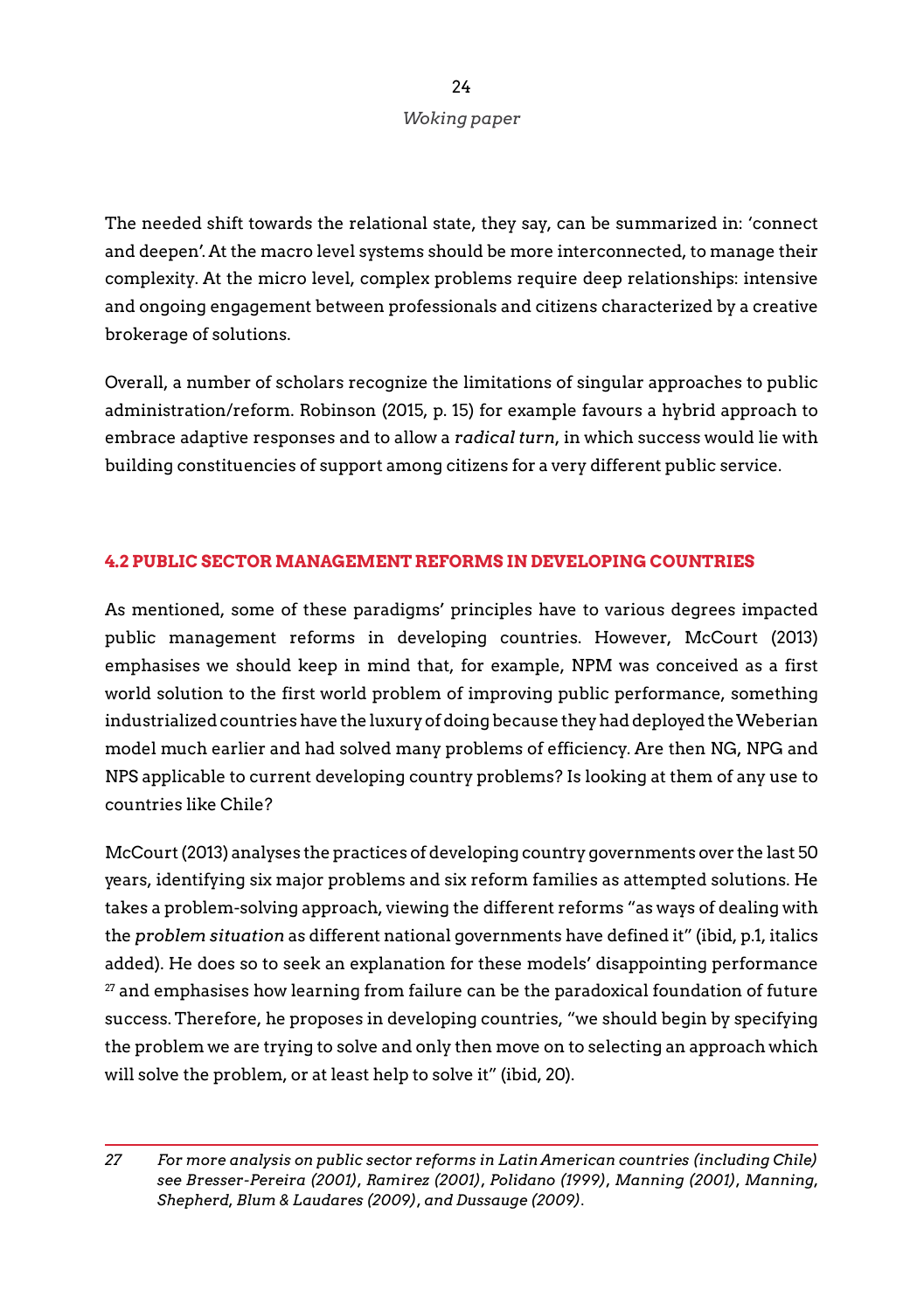The needed shift towards the relational state, they say, can be summarized in: 'connect and deepen'. At the macro level systems should be more interconnected, to manage their complexity. At the micro level, complex problems require deep relationships: intensive and ongoing engagement between professionals and citizens characterized by a creative brokerage of solutions.

Overall, a number of scholars recognize the limitations of singular approaches to public administration/reform. Robinson (2015, p. 15) for example favours a hybrid approach to embrace adaptive responses and to allow a *radical turn*, in which success would lie with building constituencies of support among citizens for a very different public service.

## 4.2 PUBLIC SECTOR MANAGEMENT REFORMS IN DEVELOPING COUNTRIES

As mentioned, some of these paradigms' principles have to various degrees impacted public management reforms in developing countries. However, McCourt (2013) emphasises we should keep in mind that, for example, NPM was conceived as a first world solution to the first world problem of improving public performance, something industrialized countries have the luxury of doing because they had deployed the Weberian model much earlier and had solved many problems of efficiency. Are then NG, NPG and NPS applicable to current developing country problems? Is looking at them of any use to countries like Chile?

McCourt (2013) analyses the practices of developing country governments over the last 50 years, identifying six major problems and six reform families as attempted solutions. He takes a problem-solving approach, viewing the different reforms "as ways of dealing with the *problem situation* as different national governments have defined it" (ibid, p.1, italics added). He does so to seek an explanation for these models' disappointing performance [27] and emphasises how learning from failure can be the paradoxical foundation of future success. Therefore, he proposes in developing countries, "we should begin by specifying the problem we are trying to solve and only then move on to selecting an approach which will solve the problem, or at least help to solve it" (ibid, 20).

---

27 *For more analysis on public sector reforms in Latin American countries (including Chile) see Bresser-Pereira (2001), Ramirez (2001), Polidano (1999), Manning (2001), Manning, Shepherd, Blum & Laudares (2009), and Dussauge (2009).*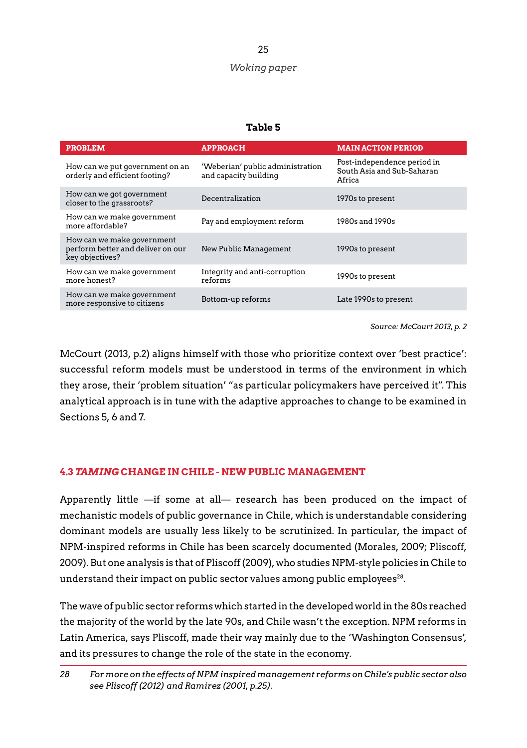**Table 5**

| PROBLEM | APPROACH | MAIN ACTION PERIOD |
|---|---|---|
| How can we put government on an orderly and efficient footing? | 'Weberian' public administration and capacity building | Post-independence period in South Asia and Sub-Saharan Africa |
| How can we got government closer to the grassroots? | Decentralization | 1970s to present |
| How can we make government more affordable? | Pay and employment reform | 1980s and 1990s |
| How can we make government perform better and deliver on our key objectives? | New Public Management | 1990s to present |
| How can we make government more honest? | Integrity and anti-corruption reforms | 1990s to present |
| How can we make government more responsive to citizens | Bottom-up reforms | Late 1990s to present |

*Source: McCourt 2013, p. 2*

McCourt (2013, p.2) aligns himself with those who prioritize context over 'best practice': successful reform models must be understood in terms of the environment in which they arose, their 'problem situation' "as particular policymakers have perceived it". This analytical approach is in tune with the adaptive approaches to change to be examined in Sections 5, 6 and 7.

### 4.3 *TAMING* CHANGE IN CHILE - NEW PUBLIC MANAGEMENT

Apparently little —if some at all— research has been produced on the impact of mechanistic models of public governance in Chile, which is understandable considering dominant models are usually less likely to be scrutinized. In particular, the impact of NPM-inspired reforms in Chile has been scarcely documented (Morales, 2009; Pliscoff, 2009). But one analysis is that of Pliscoff (2009), who studies NPM-style policies in Chile to understand their impact on public sector values among public employees[28].

The wave of public sector reforms which started in the developed world in the 80s reached the majority of the world by the late 90s, and Chile wasn't the exception. NPM reforms in Latin America, says Pliscoff, made their way mainly due to the 'Washington Consensus', and its pressures to change the role of the state in the economy.

28 *For more on the effects of NPM inspired management reforms on Chile's public sector also see Pliscoff (2012) and Ramirez (2001, p.25).*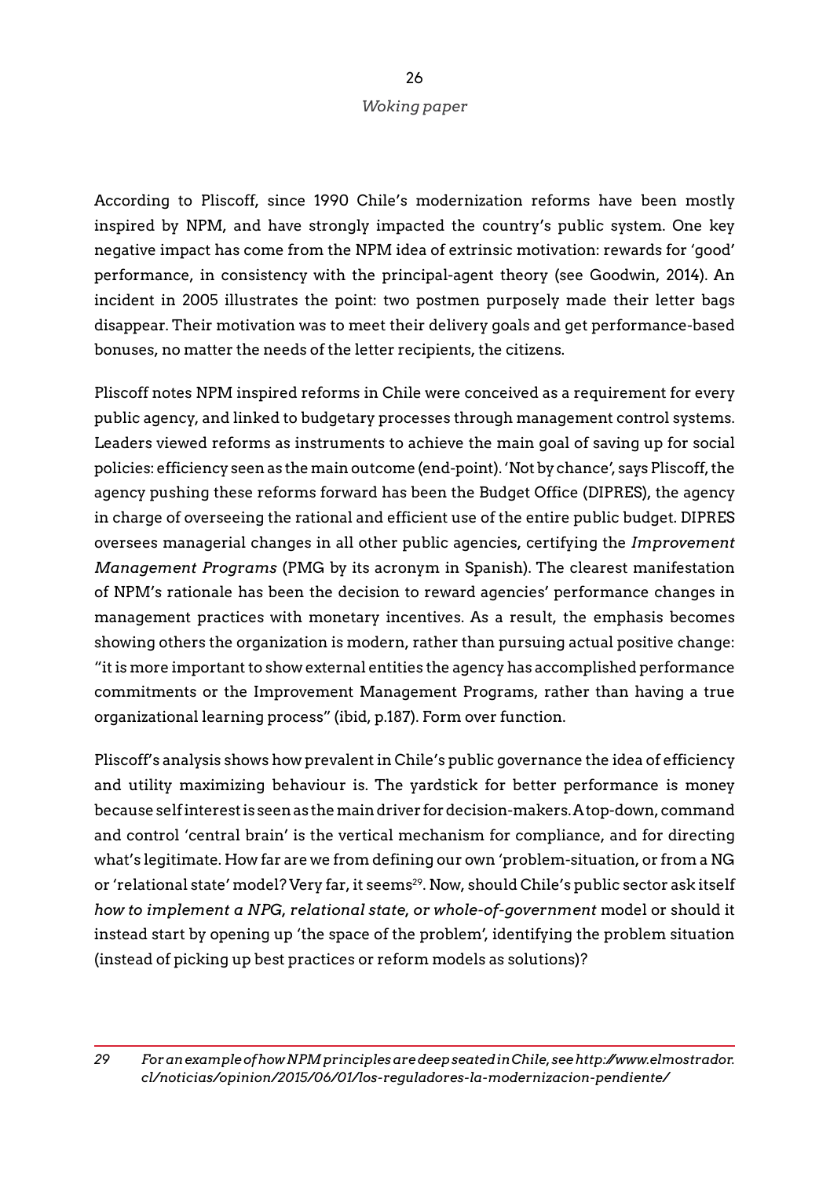According to Pliscoff, since 1990 Chile's modernization reforms have been mostly inspired by NPM, and have strongly impacted the country's public system. One key negative impact has come from the NPM idea of extrinsic motivation: rewards for 'good' performance, in consistency with the principal-agent theory (see Goodwin, 2014). An incident in 2005 illustrates the point: two postmen purposely made their letter bags disappear. Their motivation was to meet their delivery goals and get performance-based bonuses, no matter the needs of the letter recipients, the citizens.

Pliscoff notes NPM inspired reforms in Chile were conceived as a requirement for every public agency, and linked to budgetary processes through management control systems. Leaders viewed reforms as instruments to achieve the main goal of saving up for social policies: efficiency seen as the main outcome (end-point). 'Not by chance', says Pliscoff, the agency pushing these reforms forward has been the Budget Office (DIPRES), the agency in charge of overseeing the rational and efficient use of the entire public budget. DIPRES oversees managerial changes in all other public agencies, certifying the *Improvement Management Programs* (PMG by its acronym in Spanish). The clearest manifestation of NPM's rationale has been the decision to reward agencies' performance changes in management practices with monetary incentives. As a result, the emphasis becomes showing others the organization is modern, rather than pursuing actual positive change: "it is more important to show external entities the agency has accomplished performance commitments or the Improvement Management Programs, rather than having a true organizational learning process" (ibid, p.187). Form over function.

Pliscoff's analysis shows how prevalent in Chile's public governance the idea of efficiency and utility maximizing behaviour is. The yardstick for better performance is money because self interest is seen as the main driver for decision-makers. A top-down, command and control 'central brain' is the vertical mechanism for compliance, and for directing what's legitimate. How far are we from defining our own 'problem-situation, or from a NG or 'relational state' model? Very far, it seems[29]. Now, should Chile's public sector ask itself *how to implement a NPG, relational state, or whole-of-government* model or should it instead start by opening up 'the space of the problem', identifying the problem situation (instead of picking up best practices or reform models as solutions)?

---

29 *For an example of how NPM principles are deep seated in Chile, see http://www.elmostrador.cl/noticias/opinion/2015/06/01/los-reguladores-la-modernizacion-pendiente/*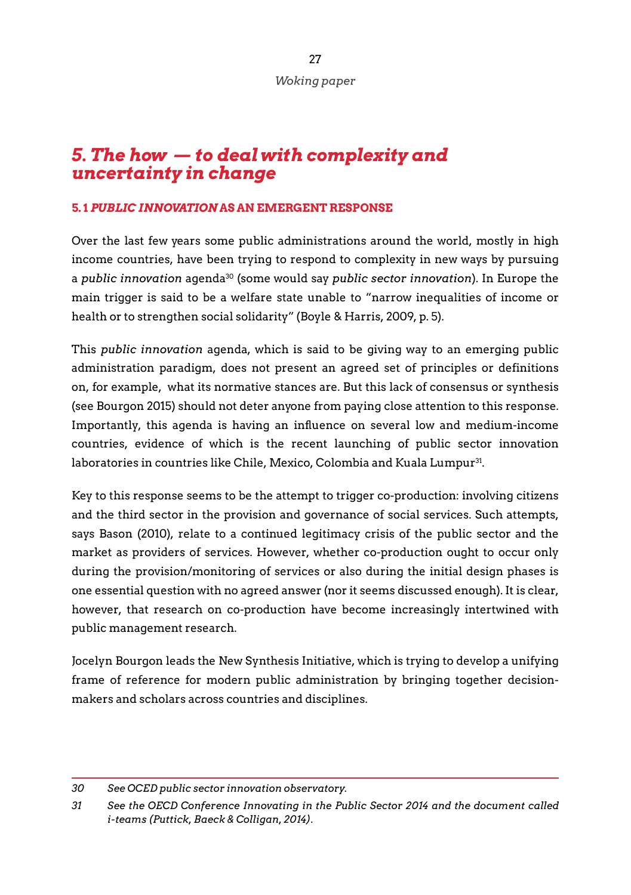# *5. The how — to deal with complexity and uncertainty in change*

### 5.1 *PUBLIC INNOVATION* AS AN EMERGENT RESPONSE

Over the last few years some public administrations around the world, mostly in high income countries, have been trying to respond to complexity in new ways by pursuing a *public innovation* agenda[30] (some would say *public sector innovation*). In Europe the main trigger is said to be a welfare state unable to "narrow inequalities of income or health or to strengthen social solidarity" (Boyle & Harris, 2009, p. 5).

This *public innovation* agenda, which is said to be giving way to an emerging public administration paradigm, does not present an agreed set of principles or definitions on, for example, what its normative stances are. But this lack of consensus or synthesis (see Bourgon 2015) should not deter anyone from paying close attention to this response. Importantly, this agenda is having an influence on several low and medium-income countries, evidence of which is the recent launching of public sector innovation laboratories in countries like Chile, Mexico, Colombia and Kuala Lumpur[31].

Key to this response seems to be the attempt to trigger co-production: involving citizens and the third sector in the provision and governance of social services. Such attempts, says Bason (2010), relate to a continued legitimacy crisis of the public sector and the market as providers of services. However, whether co-production ought to occur only during the provision/monitoring of services or also during the initial design phases is one essential question with no agreed answer (nor it seems discussed enough). It is clear, however, that research on co-production have become increasingly intertwined with public management research.

Jocelyn Bourgon leads the New Synthesis Initiative, which is trying to develop a unifying frame of reference for modern public administration by bringing together decision-makers and scholars across countries and disciplines.

---

30 *See OCED public sector innovation observatory.*

31 *See the OECD Conference Innovating in the Public Sector 2014 and the document called i-teams (Puttick, Baeck & Colligan, 2014).*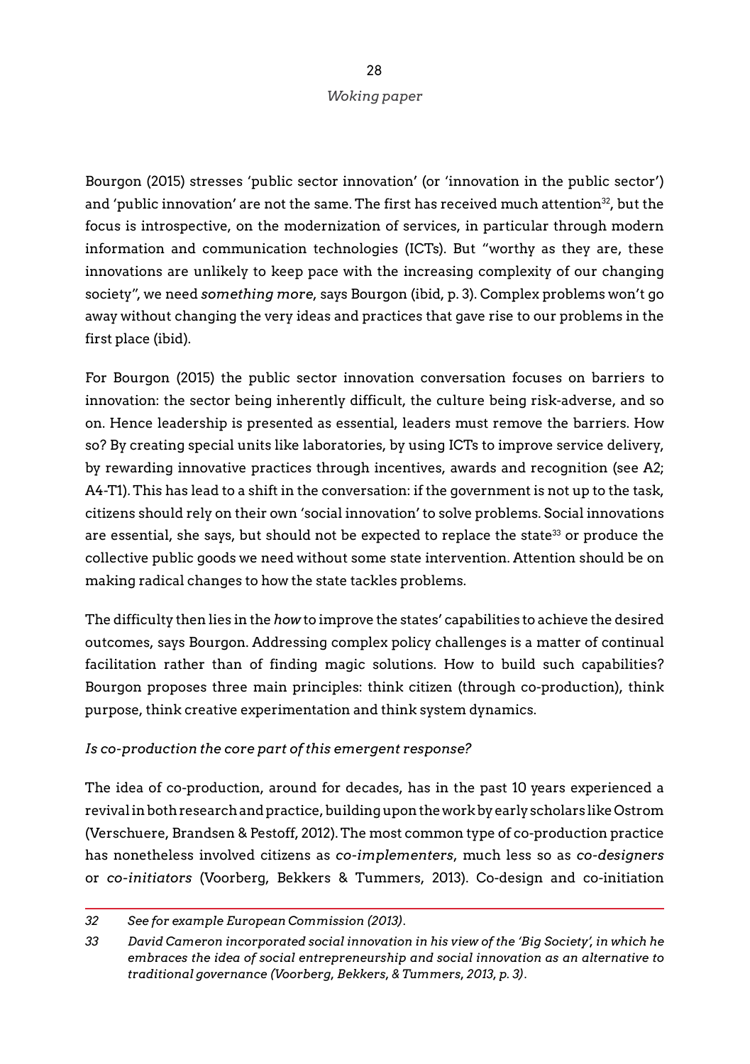Bourgon (2015) stresses 'public sector innovation' (or 'innovation in the public sector') and 'public innovation' are not the same. The first has received much attention[32], but the focus is introspective, on the modernization of services, in particular through modern information and communication technologies (ICTs). But "worthy as they are, these innovations are unlikely to keep pace with the increasing complexity of our changing society", we need *something more*, says Bourgon (ibid, p. 3). Complex problems won't go away without changing the very ideas and practices that gave rise to our problems in the first place (ibid).

For Bourgon (2015) the public sector innovation conversation focuses on barriers to innovation: the sector being inherently difficult, the culture being risk-adverse, and so on. Hence leadership is presented as essential, leaders must remove the barriers. How so? By creating special units like laboratories, by using ICTs to improve service delivery, by rewarding innovative practices through incentives, awards and recognition (see A2; A4-T1). This has lead to a shift in the conversation: if the government is not up to the task, citizens should rely on their own 'social innovation' to solve problems. Social innovations are essential, she says, but should not be expected to replace the state[33] or produce the collective public goods we need without some state intervention. Attention should be on making radical changes to how the state tackles problems.

The difficulty then lies in the *how* to improve the states' capabilities to achieve the desired outcomes, says Bourgon. Addressing complex policy challenges is a matter of continual facilitation rather than of finding magic solutions. How to build such capabilities? Bourgon proposes three main principles: think citizen (through co-production), think purpose, think creative experimentation and think system dynamics.

*Is co-production the core part of this emergent response?*

The idea of co-production, around for decades, has in the past 10 years experienced a revival in both research and practice, building upon the work by early scholars like Ostrom (Verschuere, Brandsen & Pestoff, 2012). The most common type of co-production practice has nonetheless involved citizens as *co-implementers*, much less so as *co-designers* or *co-initiators* (Voorberg, Bekkers & Tummers, 2013). Co-design and co-initiation

---

32 *See for example European Commission (2013).*

33 *David Cameron incorporated social innovation in his view of the 'Big Society', in which he embraces the idea of social entrepreneurship and social innovation as an alternative to traditional governance (Voorberg, Bekkers, & Tummers, 2013, p. 3).*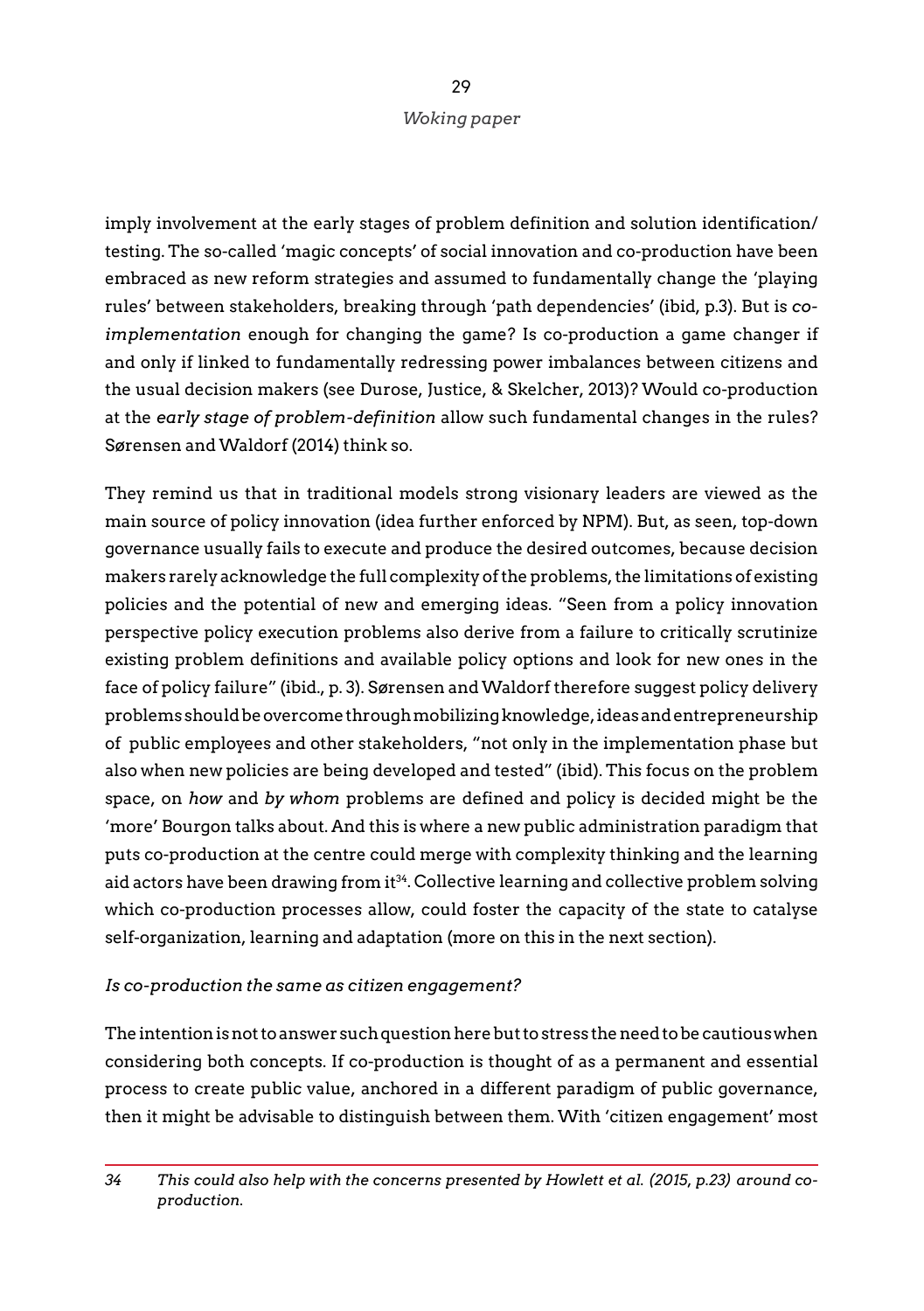imply involvement at the early stages of problem definition and solution identification/testing. The so-called 'magic concepts' of social innovation and co-production have been embraced as new reform strategies and assumed to fundamentally change the 'playing rules' between stakeholders, breaking through 'path dependencies' (ibid, p.3). But is *co-implementation* enough for changing the game? Is co-production a game changer if and only if linked to fundamentally redressing power imbalances between citizens and the usual decision makers (see Durose, Justice, & Skelcher, 2013)? Would co-production at the *early stage of problem-definition* allow such fundamental changes in the rules? Sørensen and Waldorf (2014) think so.

They remind us that in traditional models strong visionary leaders are viewed as the main source of policy innovation (idea further enforced by NPM). But, as seen, top-down governance usually fails to execute and produce the desired outcomes, because decision makers rarely acknowledge the full complexity of the problems, the limitations of existing policies and the potential of new and emerging ideas. "Seen from a policy innovation perspective policy execution problems also derive from a failure to critically scrutinize existing problem definitions and available policy options and look for new ones in the face of policy failure" (ibid., p. 3). Sørensen and Waldorf therefore suggest policy delivery problems should be overcome through mobilizing knowledge, ideas and entrepreneurship of public employees and other stakeholders, "not only in the implementation phase but also when new policies are being developed and tested" (ibid). This focus on the problem space, on *how* and *by whom* problems are defined and policy is decided might be the 'more' Bourgon talks about. And this is where a new public administration paradigm that puts co-production at the centre could merge with complexity thinking and the learning aid actors have been drawing from it[34]. Collective learning and collective problem solving which co-production processes allow, could foster the capacity of the state to catalyse self-organization, learning and adaptation (more on this in the next section).

*Is co-production the same as citizen engagement?*

The intention is not to answer such question here but to stress the need to be cautious when considering both concepts. If co-production is thought of as a permanent and essential process to create public value, anchored in a different paradigm of public governance, then it might be advisable to distinguish between them. With 'citizen engagement' most

34 *This could also help with the concerns presented by Howlett et al. (2015, p.23) around co-production.*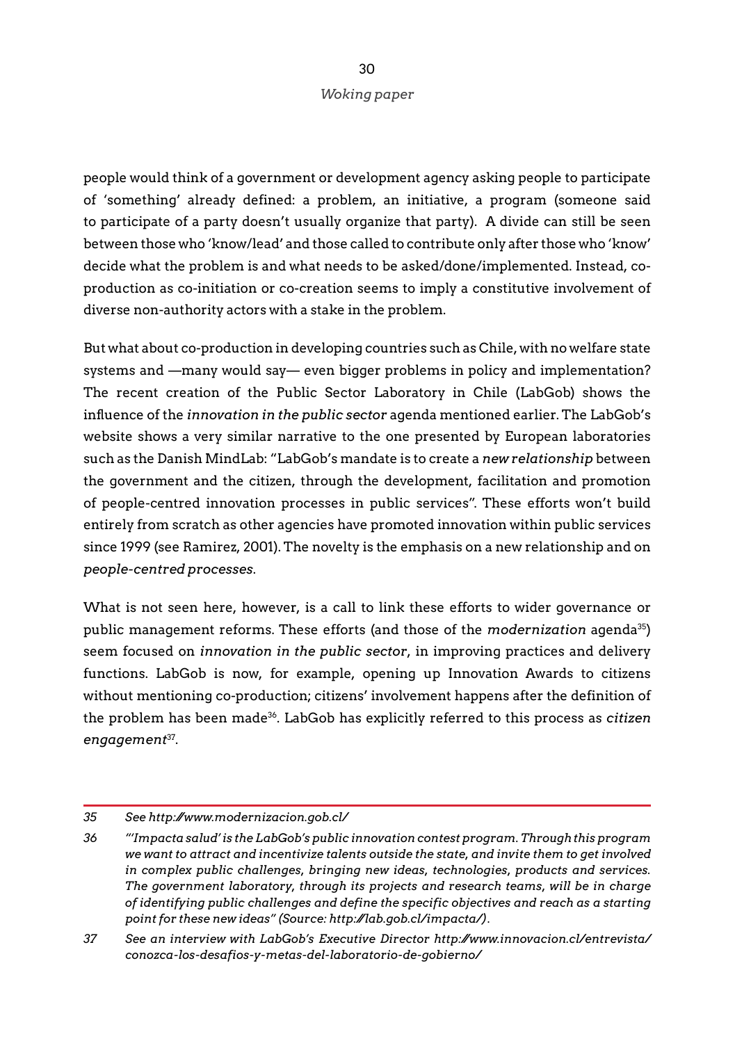people would think of a government or development agency asking people to participate of 'something' already defined: a problem, an initiative, a program (someone said to participate of a party doesn't usually organize that party). A divide can still be seen between those who 'know/lead' and those called to contribute only after those who 'know' decide what the problem is and what needs to be asked/done/implemented. Instead, co-production as co-initiation or co-creation seems to imply a constitutive involvement of diverse non-authority actors with a stake in the problem.

But what about co-production in developing countries such as Chile, with no welfare state systems and —many would say— even bigger problems in policy and implementation? The recent creation of the Public Sector Laboratory in Chile (LabGob) shows the influence of the *innovation in the public sector* agenda mentioned earlier. The LabGob's website shows a very similar narrative to the one presented by European laboratories such as the Danish MindLab: "LabGob's mandate is to create a *new relationship* between the government and the citizen, through the development, facilitation and promotion of people-centred innovation processes in public services". These efforts won't build entirely from scratch as other agencies have promoted innovation within public services since 1999 (see Ramirez, 2001). The novelty is the emphasis on a new relationship and on *people-centred processes*.

What is not seen here, however, is a call to link these efforts to wider governance or public management reforms. These efforts (and those of the *modernization* agenda[35]) seem focused on *innovation in the public sector*, in improving practices and delivery functions. LabGob is now, for example, opening up Innovation Awards to citizens without mentioning co-production; citizens' involvement happens after the definition of the problem has been made[36]. LabGob has explicitly referred to this process as *citizen engagement*[37].

---

*35 See http://www.modernizacion.gob.cl/*

*36 "'Impacta salud' is the LabGob's public innovation contest program. Through this program we want to attract and incentivize talents outside the state, and invite them to get involved in complex public challenges, bringing new ideas, technologies, products and services. The government laboratory, through its projects and research teams, will be in charge of identifying public challenges and define the specific objectives and reach as a starting point for these new ideas" (Source: http://lab.gob.cl/impacta/).*

*37 See an interview with LabGob's Executive Director http://www.innovacion.cl/entrevista/conozca-los-desafios-y-metas-del-laboratorio-de-gobierno/*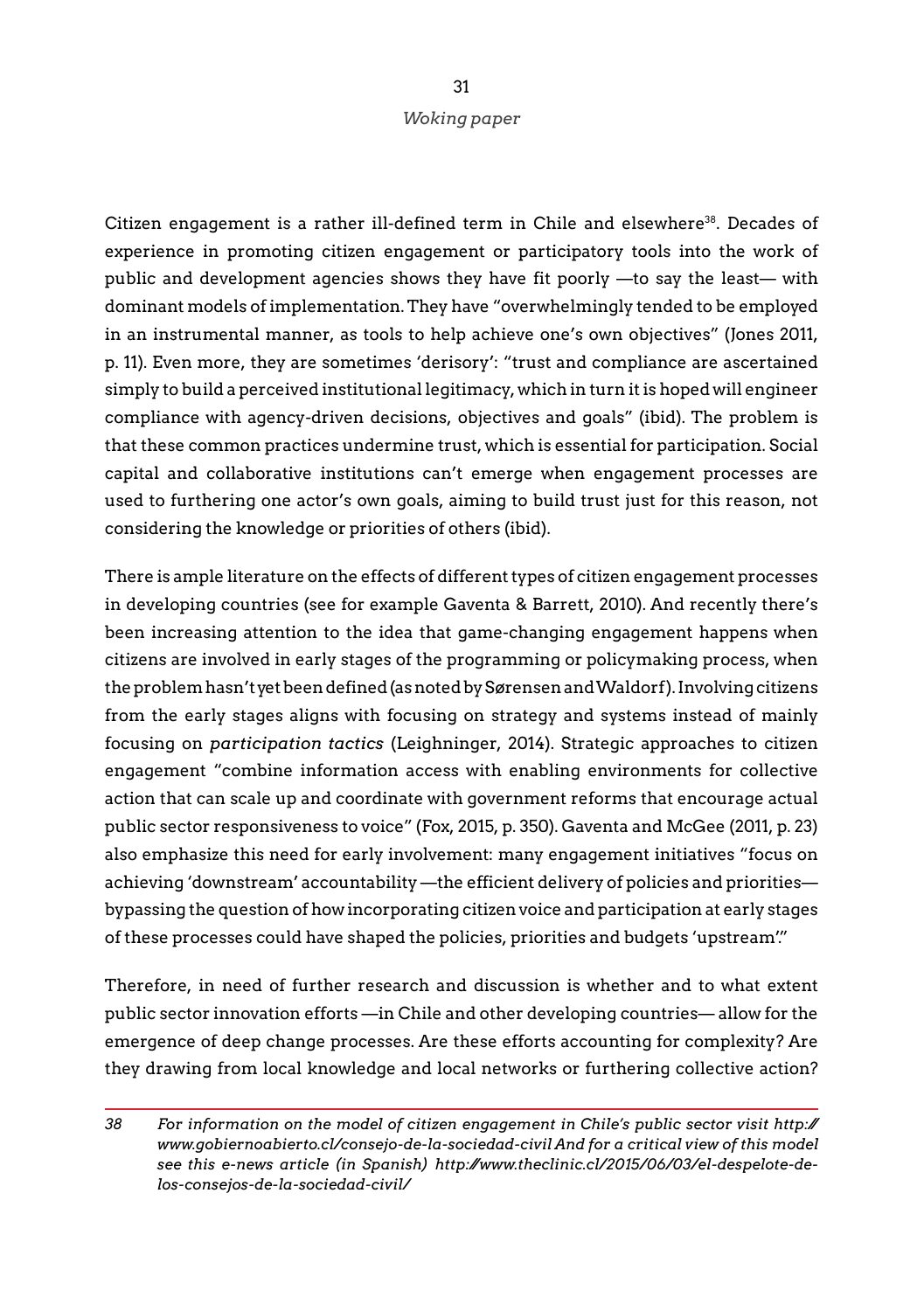Citizen engagement is a rather ill-defined term in Chile and elsewhere[38]. Decades of experience in promoting citizen engagement or participatory tools into the work of public and development agencies shows they have fit poorly —to say the least— with dominant models of implementation. They have "overwhelmingly tended to be employed in an instrumental manner, as tools to help achieve one's own objectives" (Jones 2011, p. 11). Even more, they are sometimes 'derisory': "trust and compliance are ascertained simply to build a perceived institutional legitimacy, which in turn it is hoped will engineer compliance with agency-driven decisions, objectives and goals" (ibid). The problem is that these common practices undermine trust, which is essential for participation. Social capital and collaborative institutions can't emerge when engagement processes are used to furthering one actor's own goals, aiming to build trust just for this reason, not considering the knowledge or priorities of others (ibid).

There is ample literature on the effects of different types of citizen engagement processes in developing countries (see for example Gaventa & Barrett, 2010). And recently there's been increasing attention to the idea that game-changing engagement happens when citizens are involved in early stages of the programming or policymaking process, when the problem hasn't yet been defined (as noted by Sørensen and Waldorf). Involving citizens from the early stages aligns with focusing on strategy and systems instead of mainly focusing on *participation tactics* (Leighninger, 2014). Strategic approaches to citizen engagement "combine information access with enabling environments for collective action that can scale up and coordinate with government reforms that encourage actual public sector responsiveness to voice" (Fox, 2015, p. 350). Gaventa and McGee (2011, p. 23) also emphasize this need for early involvement: many engagement initiatives "focus on achieving 'downstream' accountability —the efficient delivery of policies and priorities— bypassing the question of how incorporating citizen voice and participation at early stages of these processes could have shaped the policies, priorities and budgets 'upstream'."

Therefore, in need of further research and discussion is whether and to what extent public sector innovation efforts —in Chile and other developing countries— allow for the emergence of deep change processes. Are these efforts accounting for complexity? Are they drawing from local knowledge and local networks or furthering collective action?

---

*38 For information on the model of citizen engagement in Chile's public sector visit http://www.gobiernoabierto.cl/consejo-de-la-sociedad-civil And for a critical view of this model see this e-news article (in Spanish) http://www.theclinic.cl/2015/06/03/el-despelote-de-los-consejos-de-la-sociedad-civil/*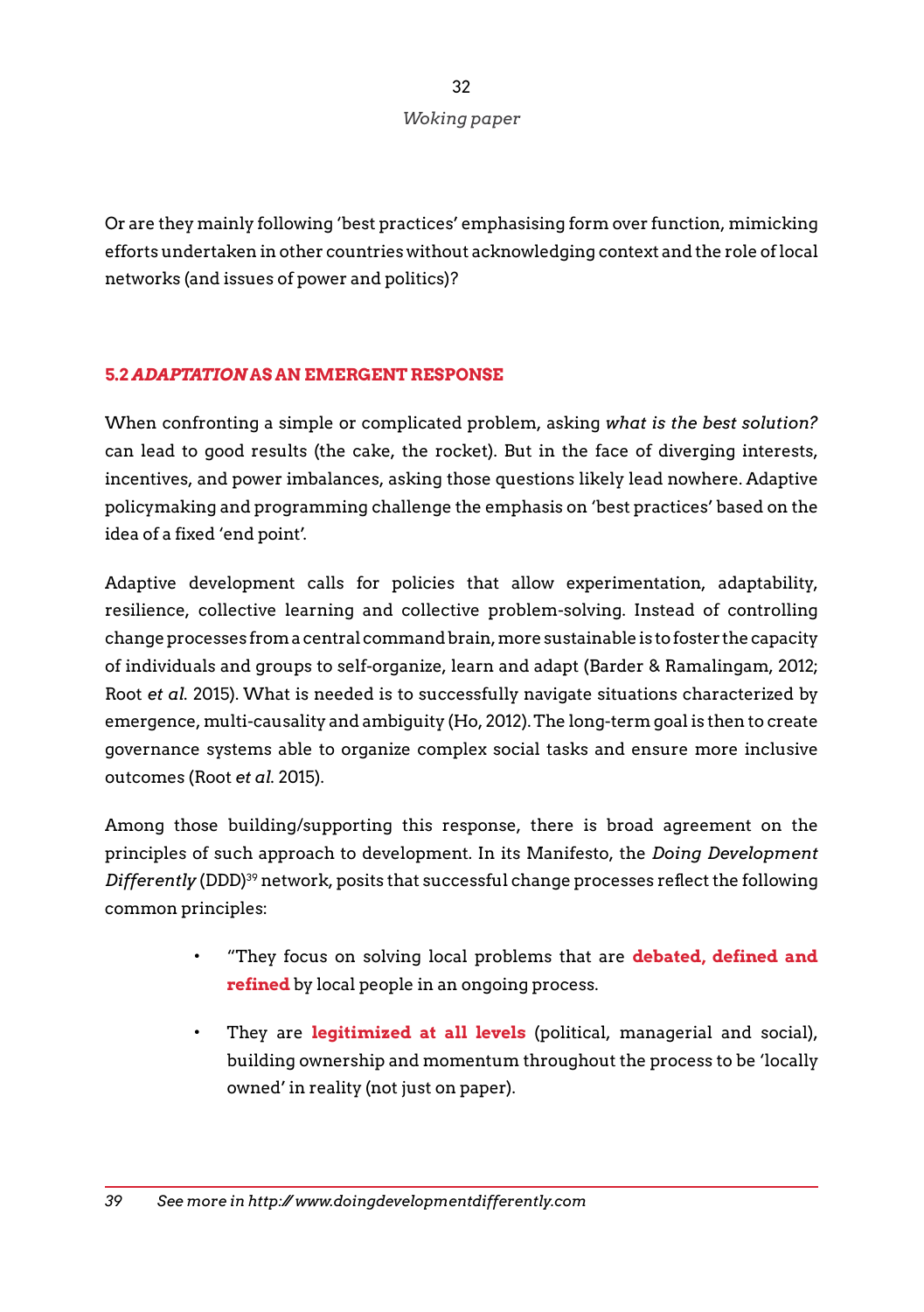Or are they mainly following 'best practices' emphasising form over function, mimicking efforts undertaken in other countries without acknowledging context and the role of local networks (and issues of power and politics)?

### 5.2 *ADAPTATION* AS AN EMERGENT RESPONSE

When confronting a simple or complicated problem, asking *what is the best solution?* can lead to good results (the cake, the rocket). But in the face of diverging interests, incentives, and power imbalances, asking those questions likely lead nowhere. Adaptive policymaking and programming challenge the emphasis on 'best practices' based on the idea of a fixed 'end point'.

Adaptive development calls for policies that allow experimentation, adaptability, resilience, collective learning and collective problem-solving. Instead of controlling change processes from a central command brain, more sustainable is to foster the capacity of individuals and groups to self-organize, learn and adapt (Barder & Ramalingam, 2012; Root *et al.* 2015). What is needed is to successfully navigate situations characterized by emergence, multi-causality and ambiguity (Ho, 2012). The long-term goal is then to create governance systems able to organize complex social tasks and ensure more inclusive outcomes (Root *et al.* 2015).

Among those building/supporting this response, there is broad agreement on the principles of such approach to development. In its Manifesto, the *Doing Development Differently* (DDD)[39] network, posits that successful change processes reflect the following common principles:

- "They focus on solving local problems that are **debated, defined and refined** by local people in an ongoing process.
- They are **legitimized at all levels** (political, managerial and social), building ownership and momentum throughout the process to be 'locally owned' in reality (not just on paper).

---

39 *See more in http://www.doingdevelopmentdifferently.com*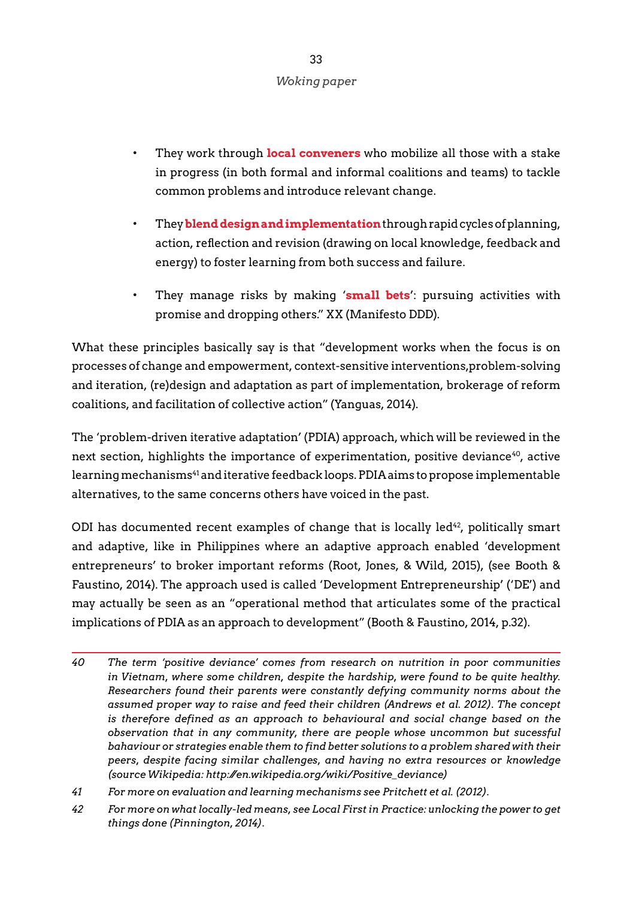- They work through **local conveners** who mobilize all those with a stake in progress (in both formal and informal coalitions and teams) to tackle common problems and introduce relevant change.
- They **blend design and implementation** through rapid cycles of planning, action, reflection and revision (drawing on local knowledge, feedback and energy) to foster learning from both success and failure.
- They manage risks by making '**small bets**': pursuing activities with promise and dropping others." XX (Manifesto DDD).

What these principles basically say is that "development works when the focus is on processes of change and empowerment, context-sensitive interventions,problem-solving and iteration, (re)design and adaptation as part of implementation, brokerage of reform coalitions, and facilitation of collective action" (Yanguas, 2014).

The 'problem-driven iterative adaptation' (PDIA) approach, which will be reviewed in the next section, highlights the importance of experimentation, positive deviance[40], active learning mechanisms[41] and iterative feedback loops. PDIA aims to propose implementable alternatives, to the same concerns others have voiced in the past.

ODI has documented recent examples of change that is locally led[42], politically smart and adaptive, like in Philippines where an adaptive approach enabled 'development entrepreneurs' to broker important reforms (Root, Jones, & Wild, 2015), (see Booth & Faustino, 2014). The approach used is called 'Development Entrepreneurship' ('DE') and may actually be seen as an "operational method that articulates some of the practical implications of PDIA as an approach to development" (Booth & Faustino, 2014, p.32).

---

40 *The term 'positive deviance' comes from research on nutrition in poor communities in Vietnam, where some children, despite the hardship, were found to be quite healthy. Researchers found their parents were constantly defying community norms about the assumed proper way to raise and feed their children (Andrews et al. 2012). The concept is therefore defined as an approach to behavioural and social change based on the observation that in any community, there are people whose uncommon but sucessful bahaviour or strategies enable them to find better solutions to a problem shared with their peers, despite facing similar challenges, and having no extra resources or knowledge (source Wikipedia: http://en.wikipedia.org/wiki/Positive_deviance)*

41 *For more on evaluation and learning mechanisms see Pritchett et al. (2012).*

42 *For more on what locally-led means, see Local First in Practice: unlocking the power to get things done (Pinnington, 2014).*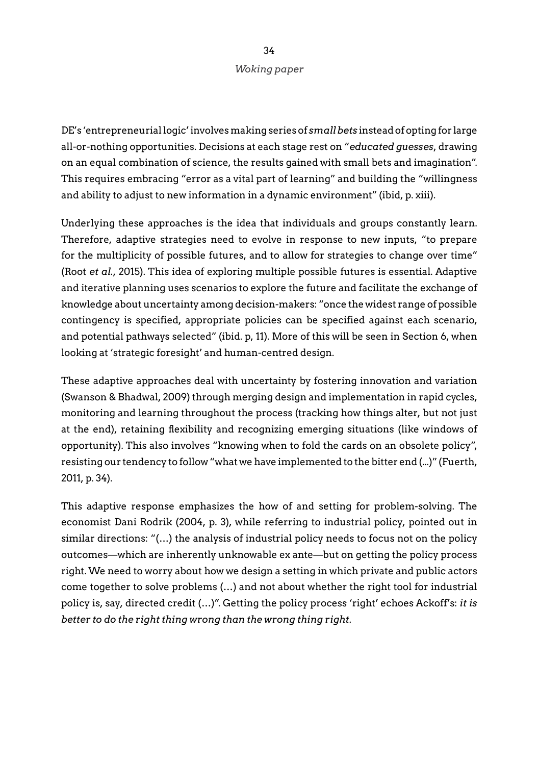DE's 'entrepreneurial logic' involves making series of *small bets* instead of opting for large all-or-nothing opportunities. Decisions at each stage rest on "*educated guesses*, drawing on an equal combination of science, the results gained with small bets and imagination". This requires embracing "error as a vital part of learning" and building the "willingness and ability to adjust to new information in a dynamic environment" (ibid, p. xiii).

Underlying these approaches is the idea that individuals and groups constantly learn. Therefore, adaptive strategies need to evolve in response to new inputs, "to prepare for the multiplicity of possible futures, and to allow for strategies to change over time" (Root *et al.*, 2015). This idea of exploring multiple possible futures is essential. Adaptive and iterative planning uses scenarios to explore the future and facilitate the exchange of knowledge about uncertainty among decision-makers: "once the widest range of possible contingency is specified, appropriate policies can be specified against each scenario, and potential pathways selected" (ibid. p, 11). More of this will be seen in Section 6, when looking at 'strategic foresight' and human-centred design.

These adaptive approaches deal with uncertainty by fostering innovation and variation (Swanson & Bhadwal, 2009) through merging design and implementation in rapid cycles, monitoring and learning throughout the process (tracking how things alter, but not just at the end), retaining flexibility and recognizing emerging situations (like windows of opportunity). This also involves "knowing when to fold the cards on an obsolete policy", resisting our tendency to follow "what we have implemented to the bitter end (…)" (Fuerth, 2011, p. 34).

This adaptive response emphasizes the how of and setting for problem-solving. The economist Dani Rodrik (2004, p. 3), while referring to industrial policy, pointed out in similar directions: "(…) the analysis of industrial policy needs to focus not on the policy outcomes—which are inherently unknowable ex ante—but on getting the policy process right. We need to worry about how we design a setting in which private and public actors come together to solve problems (…) and not about whether the right tool for industrial policy is, say, directed credit (…)". Getting the policy process 'right' echoes Ackoff's: *it is better to do the right thing wrong than the wrong thing right.*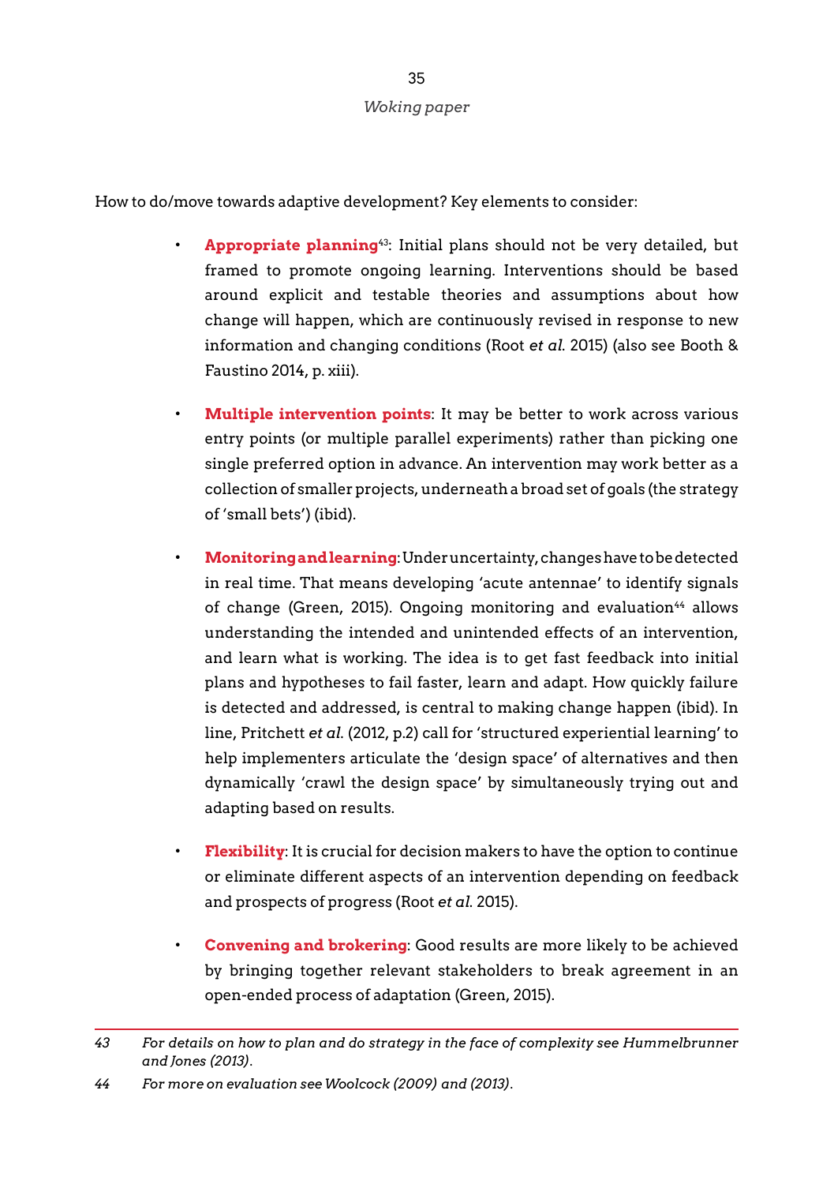How to do/move towards adaptive development? Key elements to consider:

- **Appropriate planning**[43]: Initial plans should not be very detailed, but framed to promote ongoing learning. Interventions should be based around explicit and testable theories and assumptions about how change will happen, which are continuously revised in response to new information and changing conditions (Root *et al.* 2015) (also see Booth & Faustino 2014, p. xiii).

- **Multiple intervention points**: It may be better to work across various entry points (or multiple parallel experiments) rather than picking one single preferred option in advance. An intervention may work better as a collection of smaller projects, underneath a broad set of goals (the strategy of 'small bets') (ibid).

- **Monitoring and learning**: Under uncertainty, changes have to be detected in real time. That means developing 'acute antennae' to identify signals of change (Green, 2015). Ongoing monitoring and evaluation[44] allows understanding the intended and unintended effects of an intervention, and learn what is working. The idea is to get fast feedback into initial plans and hypotheses to fail faster, learn and adapt. How quickly failure is detected and addressed, is central to making change happen (ibid). In line, Pritchett *et al.* (2012, p.2) call for 'structured experiential learning' to help implementers articulate the 'design space' of alternatives and then dynamically 'crawl the design space' by simultaneously trying out and adapting based on results.

- **Flexibility**: It is crucial for decision makers to have the option to continue or eliminate different aspects of an intervention depending on feedback and prospects of progress (Root *et al.* 2015).

- **Convening and brokering**: Good results are more likely to be achieved by bringing together relevant stakeholders to break agreement in an open-ended process of adaptation (Green, 2015).

---

43 *For details on how to plan and do strategy in the face of complexity see Hummelbrunner and Jones (2013).*

44 *For more on evaluation see Woolcock (2009) and (2013).*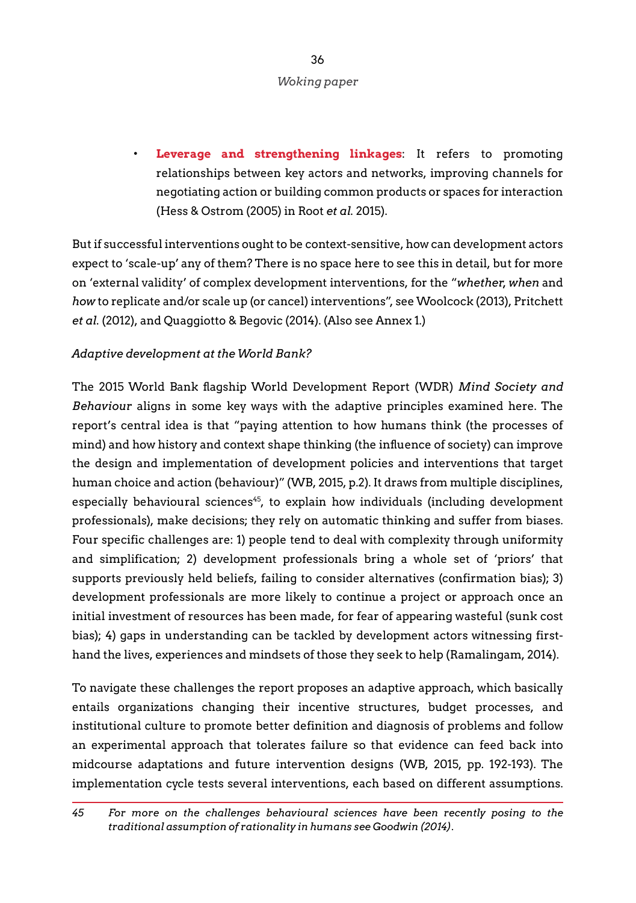- **Leverage and strengthening linkages**: It refers to promoting relationships between key actors and networks, improving channels for negotiating action or building common products or spaces for interaction (Hess & Ostrom (2005) in Root *et al.* 2015).

But if successful interventions ought to be context-sensitive, how can development actors expect to 'scale-up' any of them? There is no space here to see this in detail, but for more on 'external validity' of complex development interventions, for the "*whether*, *when* and *how* to replicate and/or scale up (or cancel) interventions", see Woolcock (2013), Pritchett *et al.* (2012), and Quaggiotto & Begovic (2014). (Also see Annex 1.)

*Adaptive development at the World Bank?*

The 2015 World Bank flagship World Development Report (WDR) *Mind Society and Behaviour* aligns in some key ways with the adaptive principles examined here. The report's central idea is that "paying attention to how humans think (the processes of mind) and how history and context shape thinking (the influence of society) can improve the design and implementation of development policies and interventions that target human choice and action (behaviour)" (WB, 2015, p.2). It draws from multiple disciplines, especially behavioural sciences[45], to explain how individuals (including development professionals), make decisions; they rely on automatic thinking and suffer from biases. Four specific challenges are: 1) people tend to deal with complexity through uniformity and simplification; 2) development professionals bring a whole set of 'priors' that supports previously held beliefs, failing to consider alternatives (confirmation bias); 3) development professionals are more likely to continue a project or approach once an initial investment of resources has been made, for fear of appearing wasteful (sunk cost bias); 4) gaps in understanding can be tackled by development actors witnessing first-hand the lives, experiences and mindsets of those they seek to help (Ramalingam, 2014).

To navigate these challenges the report proposes an adaptive approach, which basically entails organizations changing their incentive structures, budget processes, and institutional culture to promote better definition and diagnosis of problems and follow an experimental approach that tolerates failure so that evidence can feed back into midcourse adaptations and future intervention designs (WB, 2015, pp. 192-193). The implementation cycle tests several interventions, each based on different assumptions.

45 *For more on the challenges behavioural sciences have been recently posing to the traditional assumption of rationality in humans see Goodwin (2014).*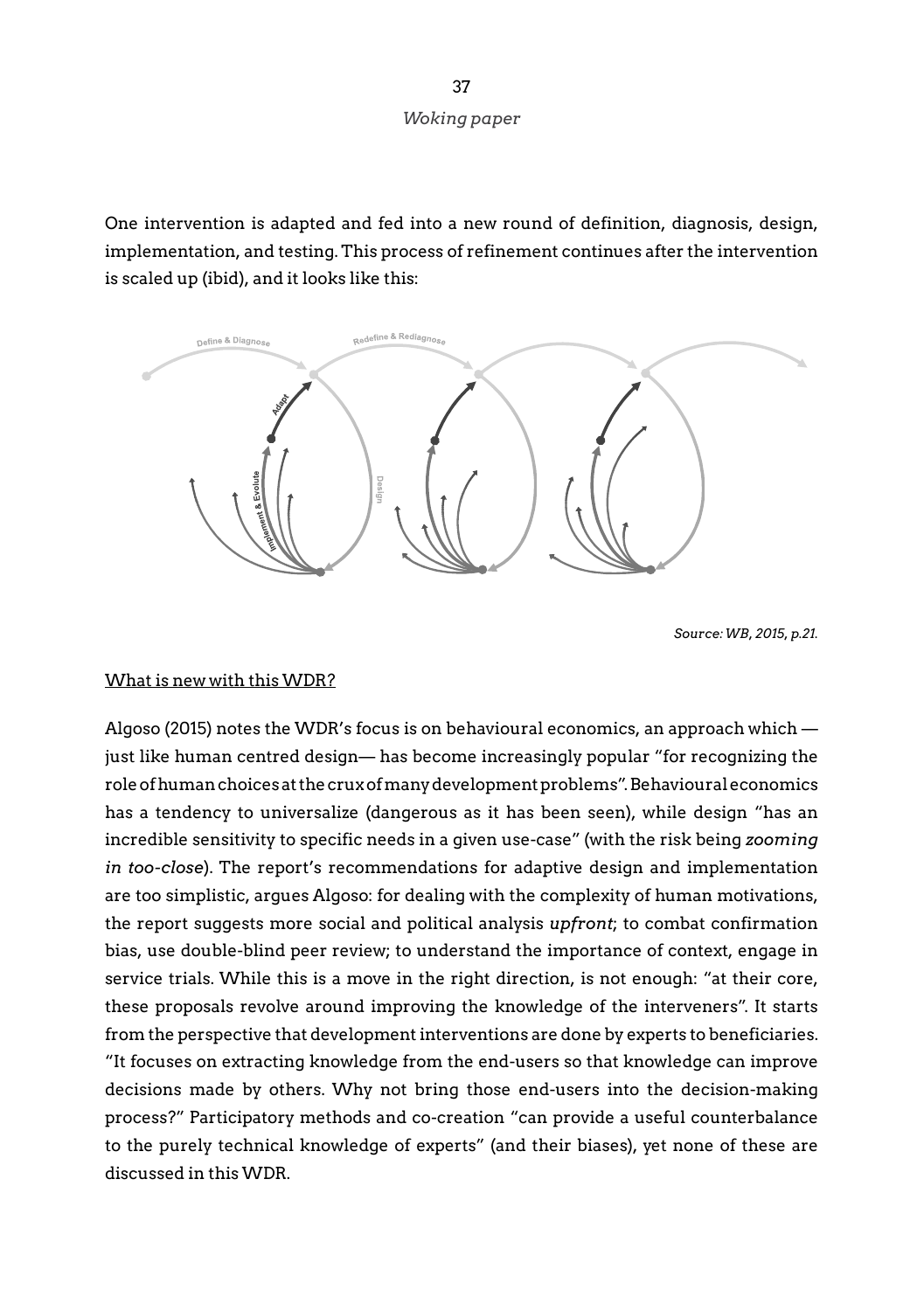One intervention is adapted and fed into a new round of definition, diagnosis, design, implementation, and testing. This process of refinement continues after the intervention is scaled up (ibid), and it looks like this:

*Source: WB, 2015, p.21.*

What is new with this WDR?

Algoso (2015) notes the WDR's focus is on behavioural economics, an approach which — just like human centred design— has become increasingly popular "for recognizing the role of human choices at the crux of many development problems". Behavioural economics has a tendency to universalize (dangerous as it has been seen), while design "has an incredible sensitivity to specific needs in a given use-case" (with the risk being *zooming in too-close*). The report's recommendations for adaptive design and implementation are too simplistic, argues Algoso: for dealing with the complexity of human motivations, the report suggests more social and political analysis *upfront*; to combat confirmation bias, use double-blind peer review; to understand the importance of context, engage in service trials. While this is a move in the right direction, is not enough: "at their core, these proposals revolve around improving the knowledge of the interveners". It starts from the perspective that development interventions are done by experts to beneficiaries. "It focuses on extracting knowledge from the end-users so that knowledge can improve decisions made by others. Why not bring those end-users into the decision-making process?" Participatory methods and co-creation "can provide a useful counterbalance to the purely technical knowledge of experts" (and their biases), yet none of these are discussed in this WDR.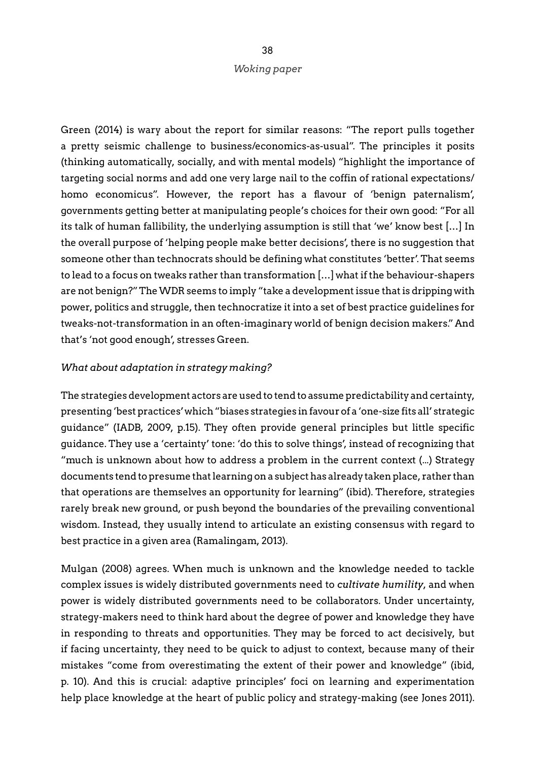Green (2014) is wary about the report for similar reasons: "The report pulls together a pretty seismic challenge to business/economics-as-usual". The principles it posits (thinking automatically, socially, and with mental models) "highlight the importance of targeting social norms and add one very large nail to the coffin of rational expectations/ homo economicus". However, the report has a flavour of 'benign paternalism', governments getting better at manipulating people's choices for their own good: "For all its talk of human fallibility, the underlying assumption is still that 'we' know best […] In the overall purpose of 'helping people make better decisions', there is no suggestion that someone other than technocrats should be defining what constitutes 'better'. That seems to lead to a focus on tweaks rather than transformation […] what if the behaviour-shapers are not benign?" The WDR seems to imply "take a development issue that is dripping with power, politics and struggle, then technocratize it into a set of best practice guidelines for tweaks-not-transformation in an often-imaginary world of benign decision makers." And that's 'not good enough', stresses Green.

*What about adaptation in strategy making?*

The strategies development actors are used to tend to assume predictability and certainty, presenting 'best practices' which "biases strategies in favour of a 'one-size fits all' strategic guidance" (IADB, 2009, p.15). They often provide general principles but little specific guidance. They use a 'certainty' tone: 'do this to solve things', instead of recognizing that "much is unknown about how to address a problem in the current context (…) Strategy documents tend to presume that learning on a subject has already taken place, rather than that operations are themselves an opportunity for learning" (ibid). Therefore, strategies rarely break new ground, or push beyond the boundaries of the prevailing conventional wisdom. Instead, they usually intend to articulate an existing consensus with regard to best practice in a given area (Ramalingam, 2013).

Mulgan (2008) agrees. When much is unknown and the knowledge needed to tackle complex issues is widely distributed governments need to *cultivate humility*, and when power is widely distributed governments need to be collaborators. Under uncertainty, strategy-makers need to think hard about the degree of power and knowledge they have in responding to threats and opportunities. They may be forced to act decisively, but if facing uncertainty, they need to be quick to adjust to context, because many of their mistakes "come from overestimating the extent of their power and knowledge" (ibid, p. 10). And this is crucial: adaptive principles' foci on learning and experimentation help place knowledge at the heart of public policy and strategy-making (see Jones 2011).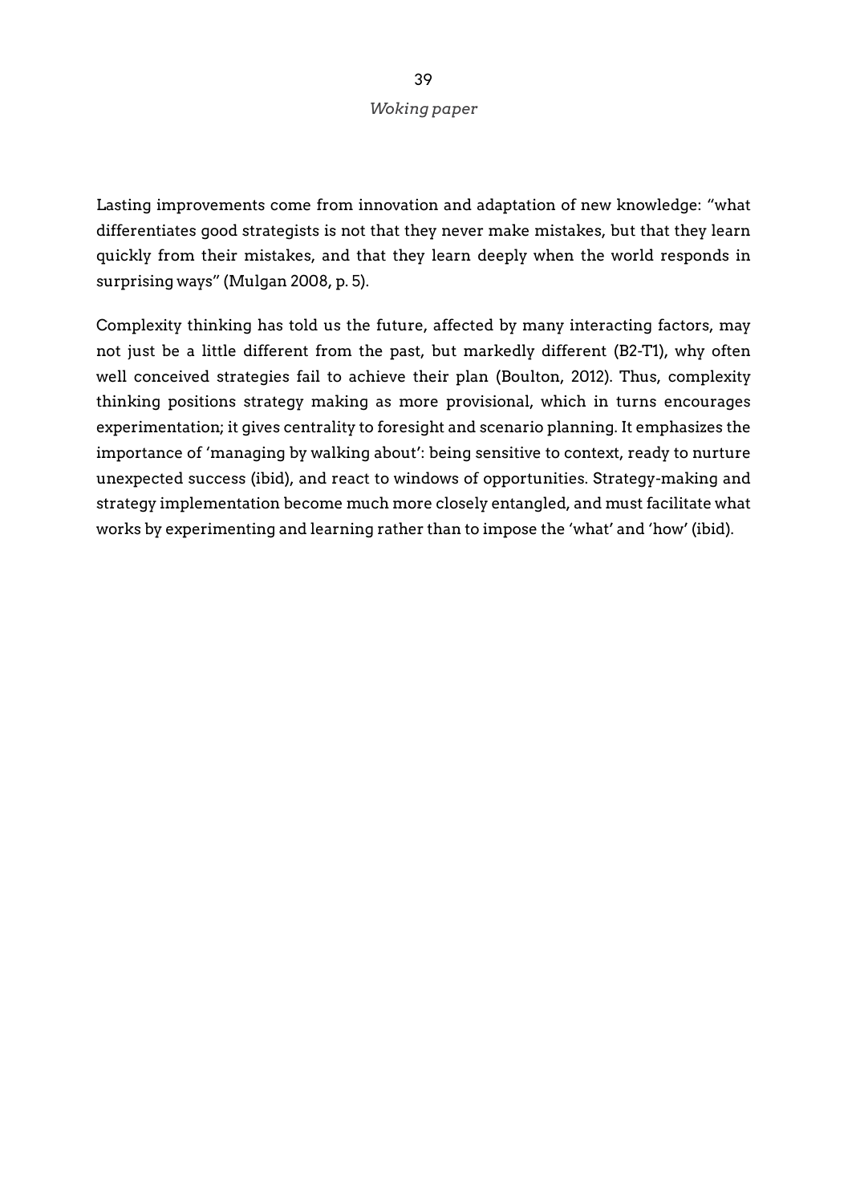Lasting improvements come from innovation and adaptation of new knowledge: "what differentiates good strategists is not that they never make mistakes, but that they learn quickly from their mistakes, and that they learn deeply when the world responds in surprising ways" (Mulgan 2008, p. 5).

Complexity thinking has told us the future, affected by many interacting factors, may not just be a little different from the past, but markedly different (B2-T1), why often well conceived strategies fail to achieve their plan (Boulton, 2012). Thus, complexity thinking positions strategy making as more provisional, which in turns encourages experimentation; it gives centrality to foresight and scenario planning. It emphasizes the importance of 'managing by walking about': being sensitive to context, ready to nurture unexpected success (ibid), and react to windows of opportunities. Strategy-making and strategy implementation become much more closely entangled, and must facilitate what works by experimenting and learning rather than to impose the 'what' and 'how' (ibid).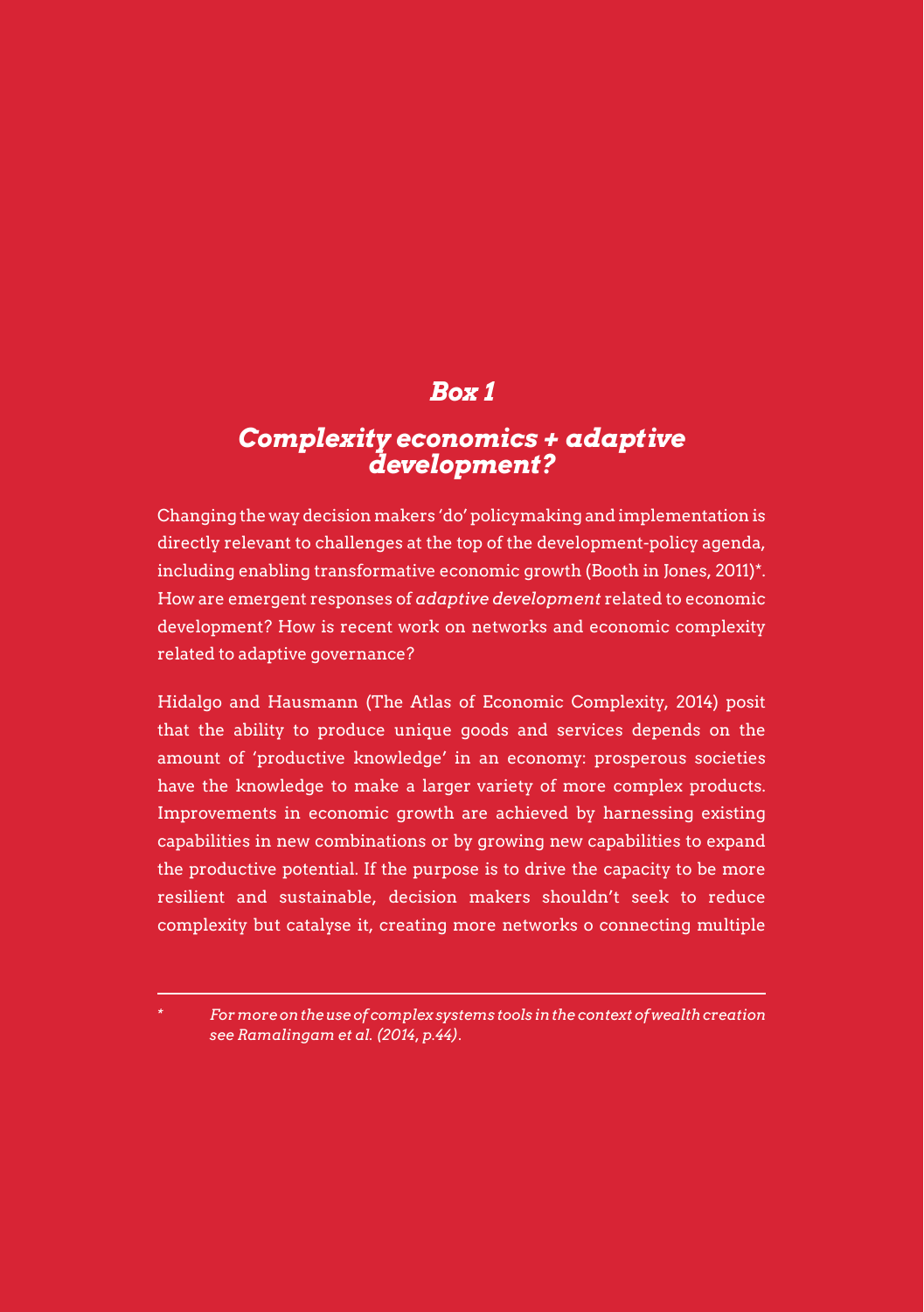## *Box 1*

## *Complexity economics + adaptive development?*

Changing the way decision makers 'do' policymaking and implementation is directly relevant to challenges at the top of the development-policy agenda, including enabling transformative economic growth (Booth in Jones, 2011)*. How are emergent responses of *adaptive development* related to economic development? How is recent work on networks and economic complexity related to adaptive governance?

Hidalgo and Hausmann (The Atlas of Economic Complexity, 2014) posit that the ability to produce unique goods and services depends on the amount of 'productive knowledge' in an economy: prosperous societies have the knowledge to make a larger variety of more complex products. Improvements in economic growth are achieved by harnessing existing capabilities in new combinations or by growing new capabilities to expand the productive potential. If the purpose is to drive the capacity to be more resilient and sustainable, decision makers shouldn't seek to reduce complexity but catalyse it, creating more networks o connecting multiple

---

\* *For more on the use of complex systems tools in the context of wealth creation see Ramalingam et al. (2014, p.44).*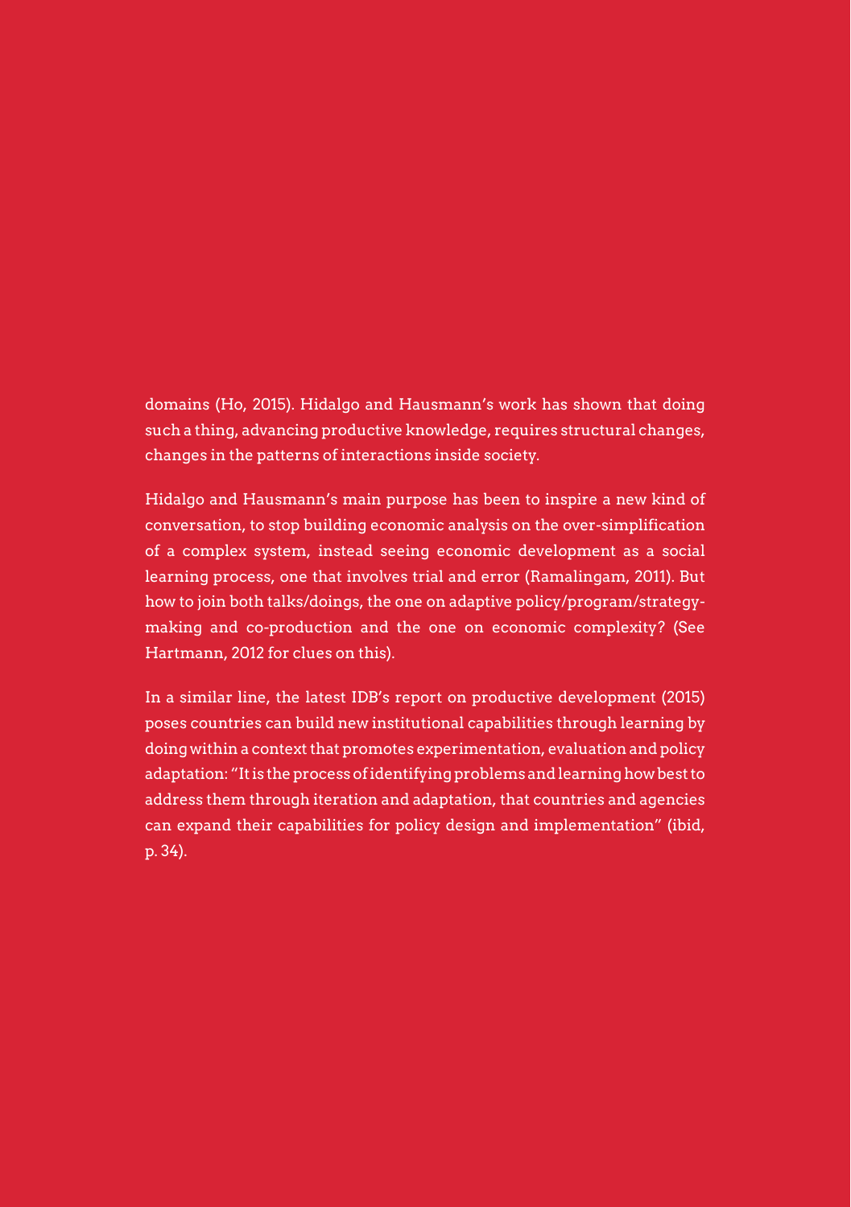domains (Ho, 2015). Hidalgo and Hausmann's work has shown that doing such a thing, advancing productive knowledge, requires structural changes, changes in the patterns of interactions inside society.

Hidalgo and Hausmann's main purpose has been to inspire a new kind of conversation, to stop building economic analysis on the over-simplification of a complex system, instead seeing economic development as a social learning process, one that involves trial and error (Ramalingam, 2011). But how to join both talks/doings, the one on adaptive policy/program/strategy-making and co-production and the one on economic complexity? (See Hartmann, 2012 for clues on this).

In a similar line, the latest IDB's report on productive development (2015) poses countries can build new institutional capabilities through learning by doing within a context that promotes experimentation, evaluation and policy adaptation: "It is the process of identifying problems and learning how best to address them through iteration and adaptation, that countries and agencies can expand their capabilities for policy design and implementation" (ibid, p. 34).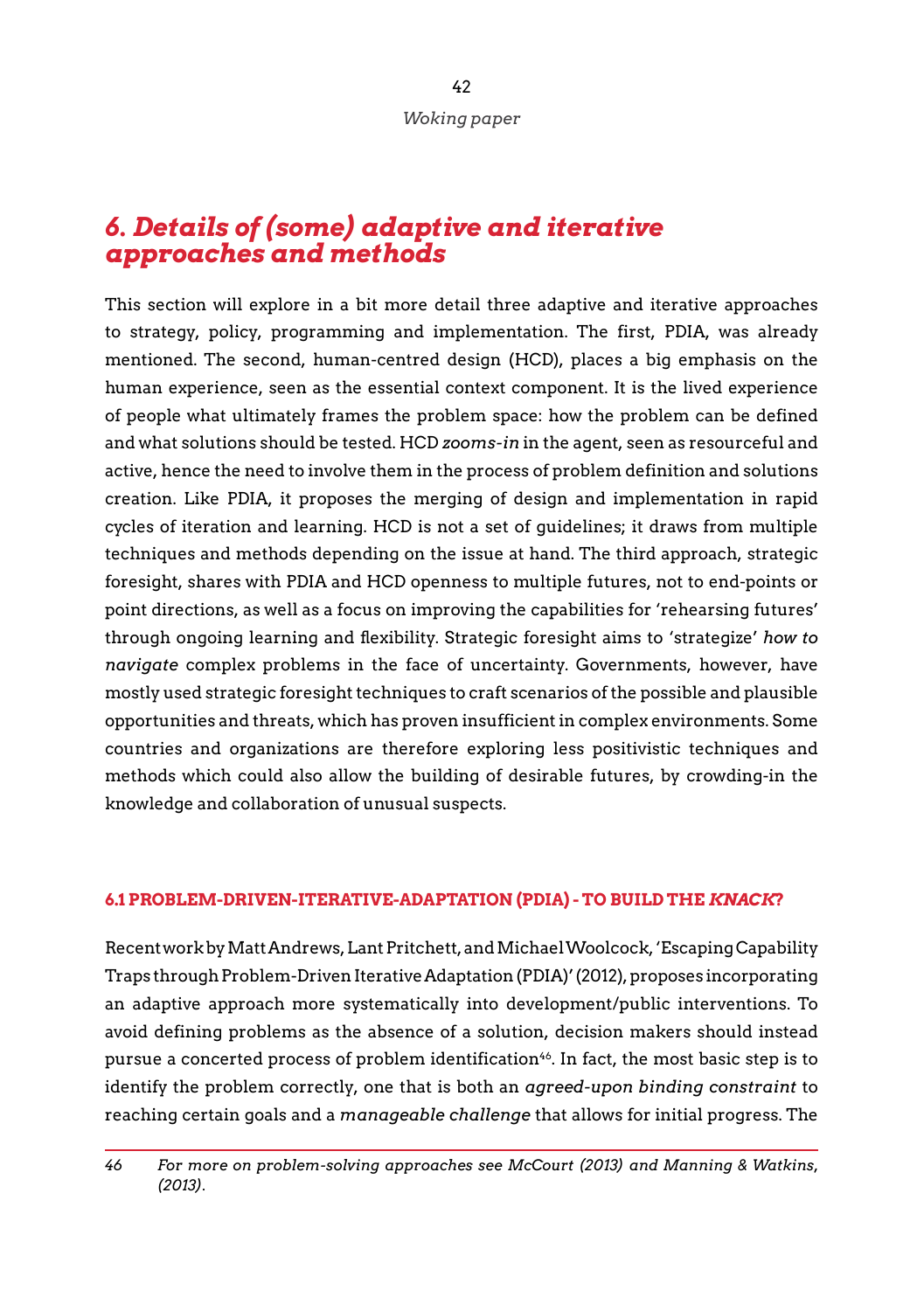## *6. Details of (some) adaptive and iterative approaches and methods*

This section will explore in a bit more detail three adaptive and iterative approaches to strategy, policy, programming and implementation. The first, PDIA, was already mentioned. The second, human-centred design (HCD), places a big emphasis on the human experience, seen as the essential context component. It is the lived experience of people what ultimately frames the problem space: how the problem can be defined and what solutions should be tested. HCD *zooms-in* in the agent, seen as resourceful and active, hence the need to involve them in the process of problem definition and solutions creation. Like PDIA, it proposes the merging of design and implementation in rapid cycles of iteration and learning. HCD is not a set of guidelines; it draws from multiple techniques and methods depending on the issue at hand. The third approach, strategic foresight, shares with PDIA and HCD openness to multiple futures, not to end-points or point directions, as well as a focus on improving the capabilities for 'rehearsing futures' through ongoing learning and flexibility. Strategic foresight aims to 'strategize' *how to navigate* complex problems in the face of uncertainty. Governments, however, have mostly used strategic foresight techniques to craft scenarios of the possible and plausible opportunities and threats, which has proven insufficient in complex environments. Some countries and organizations are therefore exploring less positivistic techniques and methods which could also allow the building of desirable futures, by crowding-in the knowledge and collaboration of unusual suspects.

### 6.1 PROBLEM-DRIVEN-ITERATIVE-ADAPTATION (PDIA) - TO BUILD THE *KNACK*?

Recent work by Matt Andrews, Lant Pritchett, and Michael Woolcock, 'Escaping Capability Traps through Problem-Driven Iterative Adaptation (PDIA)' (2012), proposes incorporating an adaptive approach more systematically into development/public interventions. To avoid defining problems as the absence of a solution, decision makers should instead pursue a concerted process of problem identification[46]. In fact, the most basic step is to identify the problem correctly, one that is both an *agreed-upon binding constraint* to reaching certain goals and a *manageable challenge* that allows for initial progress. The

---

46 *For more on problem-solving approaches see McCourt (2013) and Manning & Watkins, (2013).*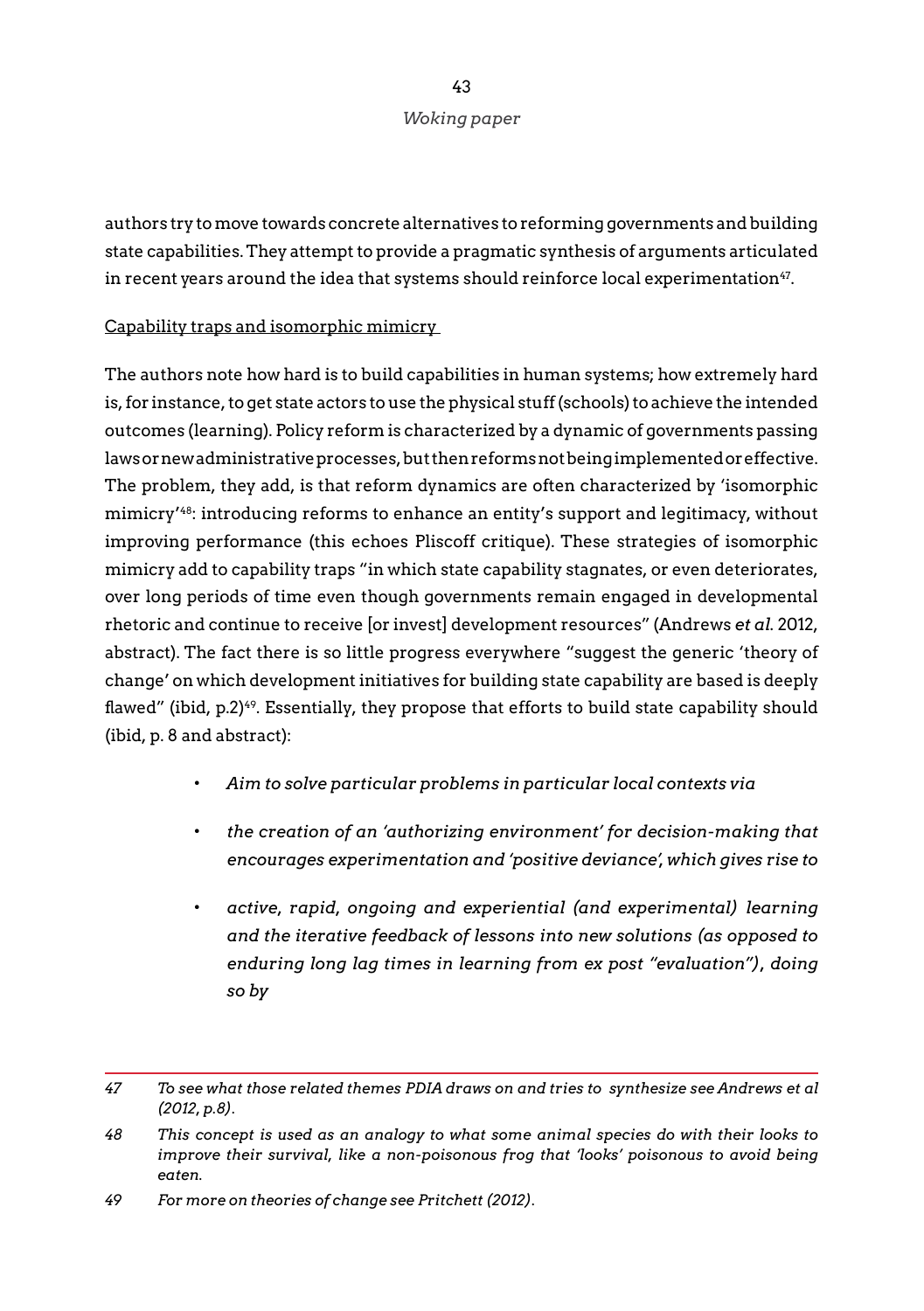authors try to move towards concrete alternatives to reforming governments and building state capabilities. They attempt to provide a pragmatic synthesis of arguments articulated in recent years around the idea that systems should reinforce local experimentation[47].

Capability traps and isomorphic mimicry

The authors note how hard is to build capabilities in human systems; how extremely hard is, for instance, to get state actors to use the physical stuff (schools) to achieve the intended outcomes (learning). Policy reform is characterized by a dynamic of governments passing laws or new administrative processes, but then reforms not being implemented or effective. The problem, they add, is that reform dynamics are often characterized by 'isomorphic mimicry'[48]: introducing reforms to enhance an entity's support and legitimacy, without improving performance (this echoes Pliscoff critique). These strategies of isomorphic mimicry add to capability traps "in which state capability stagnates, or even deteriorates, over long periods of time even though governments remain engaged in developmental rhetoric and continue to receive [or invest] development resources" (Andrews *et al.* 2012, abstract). The fact there is so little progress everywhere "suggest the generic 'theory of change' on which development initiatives for building state capability are based is deeply flawed" (ibid, p.2)[49]. Essentially, they propose that efforts to build state capability should (ibid, p. 8 and abstract):

- *Aim to solve particular problems in particular local contexts via*
- *the creation of an 'authorizing environment' for decision-making that encourages experimentation and 'positive deviance', which gives rise to*
- *active, rapid, ongoing and experiential (and experimental) learning and the iterative feedback of lessons into new solutions (as opposed to enduring long lag times in learning from ex post "evaluation"), doing so by*

---

47 *To see what those related themes PDIA draws on and tries to synthesize see Andrews et al (2012, p.8).*

48 *This concept is used as an analogy to what some animal species do with their looks to improve their survival, like a non-poisonous frog that 'looks' poisonous to avoid being eaten.*

49 *For more on theories of change see Pritchett (2012).*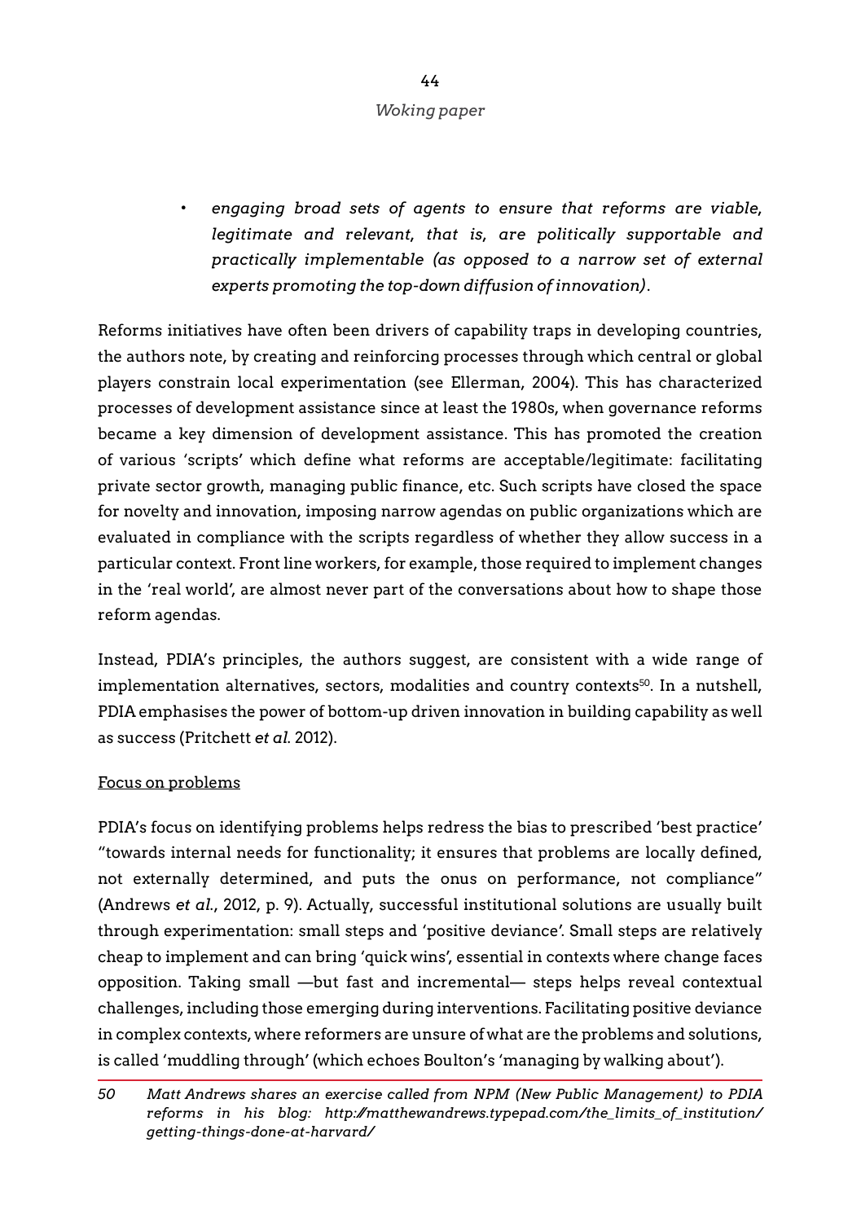- *engaging broad sets of agents to ensure that reforms are viable, legitimate and relevant, that is, are politically supportable and practically implementable (as opposed to a narrow set of external experts promoting the top-down diffusion of innovation)*.

Reforms initiatives have often been drivers of capability traps in developing countries, the authors note, by creating and reinforcing processes through which central or global players constrain local experimentation (see Ellerman, 2004). This has characterized processes of development assistance since at least the 1980s, when governance reforms became a key dimension of development assistance. This has promoted the creation of various 'scripts' which define what reforms are acceptable/legitimate: facilitating private sector growth, managing public finance, etc. Such scripts have closed the space for novelty and innovation, imposing narrow agendas on public organizations which are evaluated in compliance with the scripts regardless of whether they allow success in a particular context. Front line workers, for example, those required to implement changes in the 'real world', are almost never part of the conversations about how to shape those reform agendas.

Instead, PDIA's principles, the authors suggest, are consistent with a wide range of implementation alternatives, sectors, modalities and country contexts[50]. In a nutshell, PDIA emphasises the power of bottom-up driven innovation in building capability as well as success (Pritchett *et al.* 2012).

<u>Focus on problems</u>

PDIA's focus on identifying problems helps redress the bias to prescribed 'best practice' "towards internal needs for functionality; it ensures that problems are locally defined, not externally determined, and puts the onus on performance, not compliance" (Andrews *et al.*, 2012, p. 9). Actually, successful institutional solutions are usually built through experimentation: small steps and 'positive deviance'. Small steps are relatively cheap to implement and can bring 'quick wins', essential in contexts where change faces opposition. Taking small —but fast and incremental— steps helps reveal contextual challenges, including those emerging during interventions. Facilitating positive deviance in complex contexts, where reformers are unsure of what are the problems and solutions, is called 'muddling through' (which echoes Boulton's 'managing by walking about').

*50 Matt Andrews shares an exercise called from NPM (New Public Management) to PDIA reforms in his blog: http://matthewandrews.typepad.com/the_limits_of_institution/getting-things-done-at-harvard/*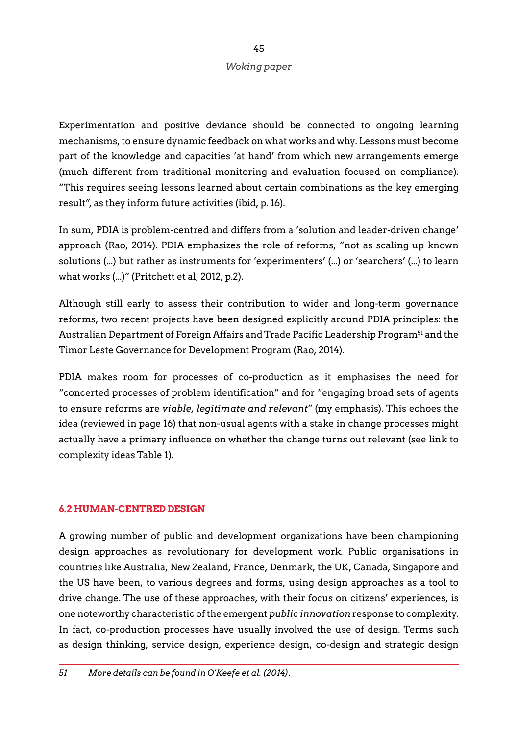Experimentation and positive deviance should be connected to ongoing learning mechanisms, to ensure dynamic feedback on what works and why. Lessons must become part of the knowledge and capacities 'at hand' from which new arrangements emerge (much different from traditional monitoring and evaluation focused on compliance). "This requires seeing lessons learned about certain combinations as the key emerging result", as they inform future activities (ibid, p. 16).

In sum, PDIA is problem-centred and differs from a 'solution and leader-driven change' approach (Rao, 2014). PDIA emphasizes the role of reforms, "not as scaling up known solutions (...) but rather as instruments for 'experimenters' (...) or 'searchers' (...) to learn what works (...)" (Pritchett et al, 2012, p.2).

Although still early to assess their contribution to wider and long-term governance reforms, two recent projects have been designed explicitly around PDIA principles: the Australian Department of Foreign Affairs and Trade Pacific Leadership Program[51] and the Timor Leste Governance for Development Program (Rao, 2014).

PDIA makes room for processes of co-production as it emphasises the need for "concerted processes of problem identification" and for "engaging broad sets of agents to ensure reforms are ***viable, legitimate and relevant"*** (my emphasis). This echoes the idea (reviewed in page 16) that non-usual agents with a stake in change processes might actually have a primary influence on whether the change turns out relevant (see link to complexity ideas Table 1).

## 6.2 HUMAN-CENTRED DESIGN

A growing number of public and development organizations have been championing design approaches as revolutionary for development work. Public organisations in countries like Australia, New Zealand, France, Denmark, the UK, Canada, Singapore and the US have been, to various degrees and forms, using design approaches as a tool to drive change. The use of these approaches, with their focus on citizens' experiences, is one noteworthy characteristic of the emergent *public innovation* response to complexity. In fact, co-production processes have usually involved the use of design. Terms such as design thinking, service design, experience design, co-design and strategic design

*51 More details can be found in O'Keefe et al. (2014).*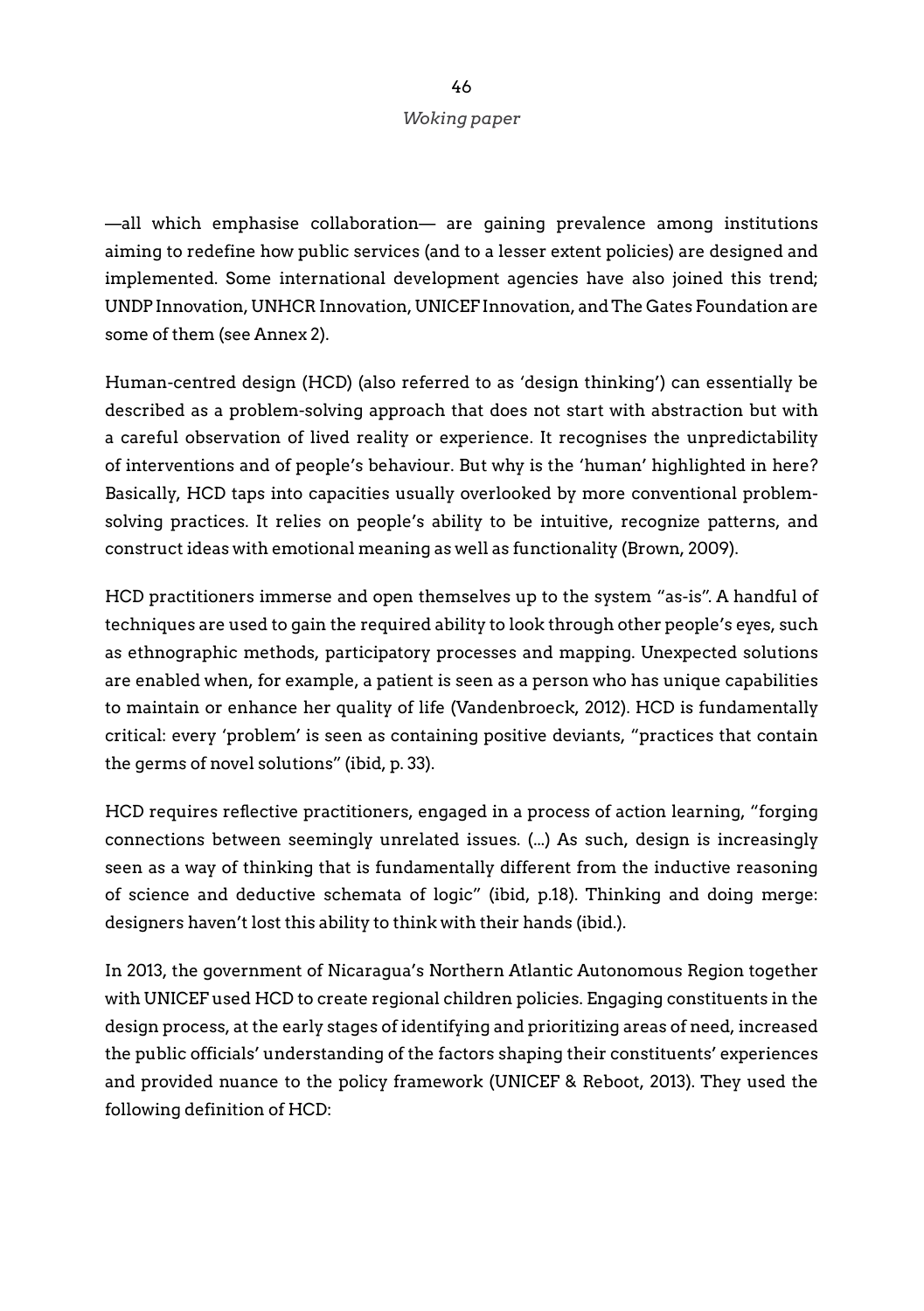—all which emphasise collaboration— are gaining prevalence among institutions aiming to redefine how public services (and to a lesser extent policies) are designed and implemented. Some international development agencies have also joined this trend; UNDP Innovation, UNHCR Innovation, UNICEF Innovation, and The Gates Foundation are some of them (see Annex 2).

Human-centred design (HCD) (also referred to as 'design thinking') can essentially be described as a problem-solving approach that does not start with abstraction but with a careful observation of lived reality or experience. It recognises the unpredictability of interventions and of people's behaviour. But why is the 'human' highlighted in here? Basically, HCD taps into capacities usually overlooked by more conventional problem-solving practices. It relies on people's ability to be intuitive, recognize patterns, and construct ideas with emotional meaning as well as functionality (Brown, 2009).

HCD practitioners immerse and open themselves up to the system "as-is". A handful of techniques are used to gain the required ability to look through other people's eyes, such as ethnographic methods, participatory processes and mapping. Unexpected solutions are enabled when, for example, a patient is seen as a person who has unique capabilities to maintain or enhance her quality of life (Vandenbroeck, 2012). HCD is fundamentally critical: every 'problem' is seen as containing positive deviants, "practices that contain the germs of novel solutions" (ibid, p. 33).

HCD requires reflective practitioners, engaged in a process of action learning, "forging connections between seemingly unrelated issues. (…) As such, design is increasingly seen as a way of thinking that is fundamentally different from the inductive reasoning of science and deductive schemata of logic" (ibid, p.18). Thinking and doing merge: designers haven't lost this ability to think with their hands (ibid.).

In 2013, the government of Nicaragua's Northern Atlantic Autonomous Region together with UNICEF used HCD to create regional children policies. Engaging constituents in the design process, at the early stages of identifying and prioritizing areas of need, increased the public officials' understanding of the factors shaping their constituents' experiences and provided nuance to the policy framework (UNICEF & Reboot, 2013). They used the following definition of HCD: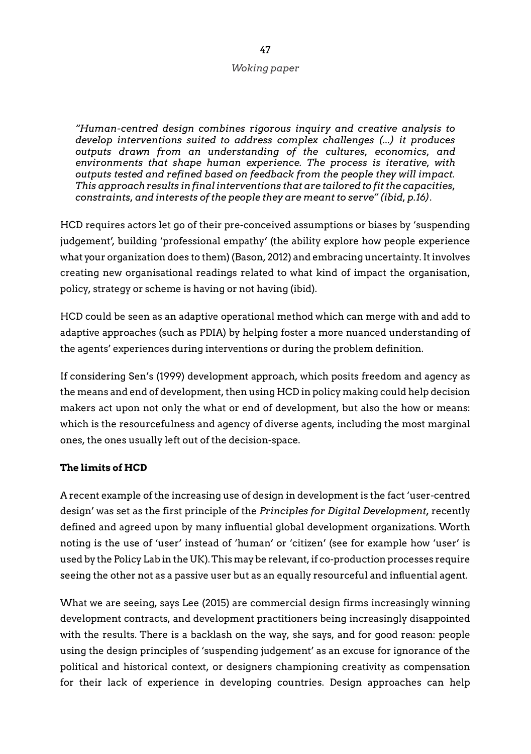*"Human-centred design combines rigorous inquiry and creative analysis to develop interventions suited to address complex challenges (…) it produces outputs drawn from an understanding of the cultures, economics, and environments that shape human experience. The process is iterative, with outputs tested and refined based on feedback from the people they will impact. This approach results in final interventions that are tailored to fit the capacities, constraints, and interests of the people they are meant to serve" (ibid, p.16).*

HCD requires actors let go of their pre-conceived assumptions or biases by 'suspending judgement', building 'professional empathy' (the ability explore how people experience what your organization does to them) (Bason, 2012) and embracing uncertainty. It involves creating new organisational readings related to what kind of impact the organisation, policy, strategy or scheme is having or not having (ibid).

HCD could be seen as an adaptive operational method which can merge with and add to adaptive approaches (such as PDIA) by helping foster a more nuanced understanding of the agents' experiences during interventions or during the problem definition.

If considering Sen's (1999) development approach, which posits freedom and agency as the means and end of development, then using HCD in policy making could help decision makers act upon not only the what or end of development, but also the how or means: which is the resourcefulness and agency of diverse agents, including the most marginal ones, the ones usually left out of the decision-space.

**The limits of HCD**

A recent example of the increasing use of design in development is the fact 'user-centred design' was set as the first principle of the *Principles for Digital Development*, recently defined and agreed upon by many influential global development organizations. Worth noting is the use of 'user' instead of 'human' or 'citizen' (see for example how 'user' is used by the Policy Lab in the UK). This may be relevant, if co-production processes require seeing the other not as a passive user but as an equally resourceful and influential agent.

What we are seeing, says Lee (2015) are commercial design firms increasingly winning development contracts, and development practitioners being increasingly disappointed with the results. There is a backlash on the way, she says, and for good reason: people using the design principles of 'suspending judgement' as an excuse for ignorance of the political and historical context, or designers championing creativity as compensation for their lack of experience in developing countries. Design approaches can help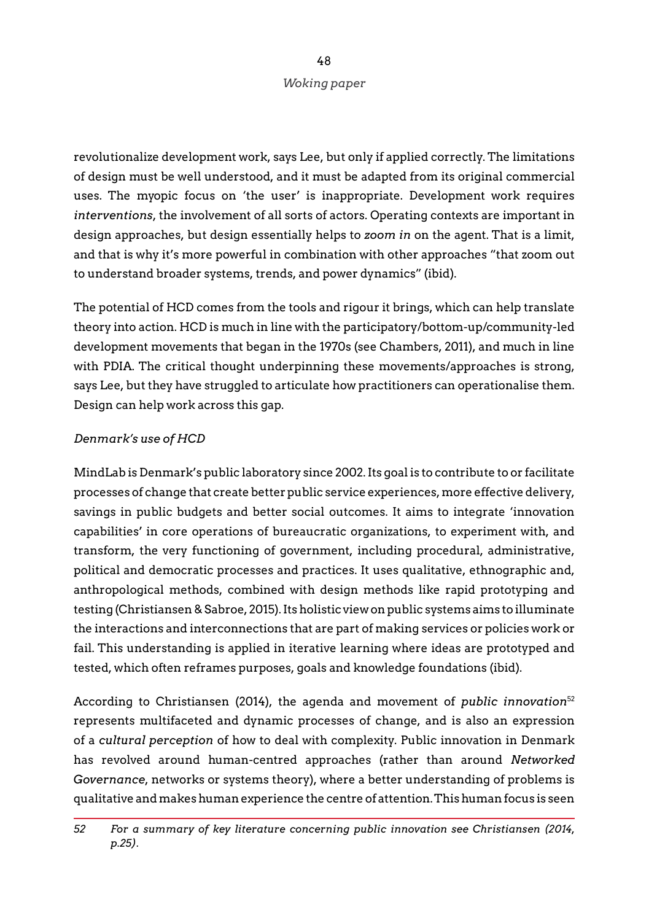revolutionalize development work, says Lee, but only if applied correctly. The limitations of design must be well understood, and it must be adapted from its original commercial uses. The myopic focus on 'the user' is inappropriate. Development work requires *interventions*, the involvement of all sorts of actors. Operating contexts are important in design approaches, but design essentially helps to *zoom in* on the agent. That is a limit, and that is why it's more powerful in combination with other approaches "that zoom out to understand broader systems, trends, and power dynamics" (ibid).

The potential of HCD comes from the tools and rigour it brings, which can help translate theory into action. HCD is much in line with the participatory/bottom-up/community-led development movements that began in the 1970s (see Chambers, 2011), and much in line with PDIA. The critical thought underpinning these movements/approaches is strong, says Lee, but they have struggled to articulate how practitioners can operationalise them. Design can help work across this gap.

*Denmark's use of HCD*

MindLab is Denmark's public laboratory since 2002. Its goal is to contribute to or facilitate processes of change that create better public service experiences, more effective delivery, savings in public budgets and better social outcomes. It aims to integrate 'innovation capabilities' in core operations of bureaucratic organizations, to experiment with, and transform, the very functioning of government, including procedural, administrative, political and democratic processes and practices. It uses qualitative, ethnographic and, anthropological methods, combined with design methods like rapid prototyping and testing (Christiansen & Sabroe, 2015). Its holistic view on public systems aims to illuminate the interactions and interconnections that are part of making services or policies work or fail. This understanding is applied in iterative learning where ideas are prototyped and tested, which often reframes purposes, goals and knowledge foundations (ibid).

According to Christiansen (2014), the agenda and movement of *public innovation*[52] represents multifaceted and dynamic processes of change, and is also an expression of a *cultural perception* of how to deal with complexity. Public innovation in Denmark has revolved around human-centred approaches (rather than around *Networked Governance*, networks or systems theory), where a better understanding of problems is qualitative and makes human experience the centre of attention. This human focus is seen

52 *For a summary of key literature concerning public innovation see Christiansen (2014, p.25).*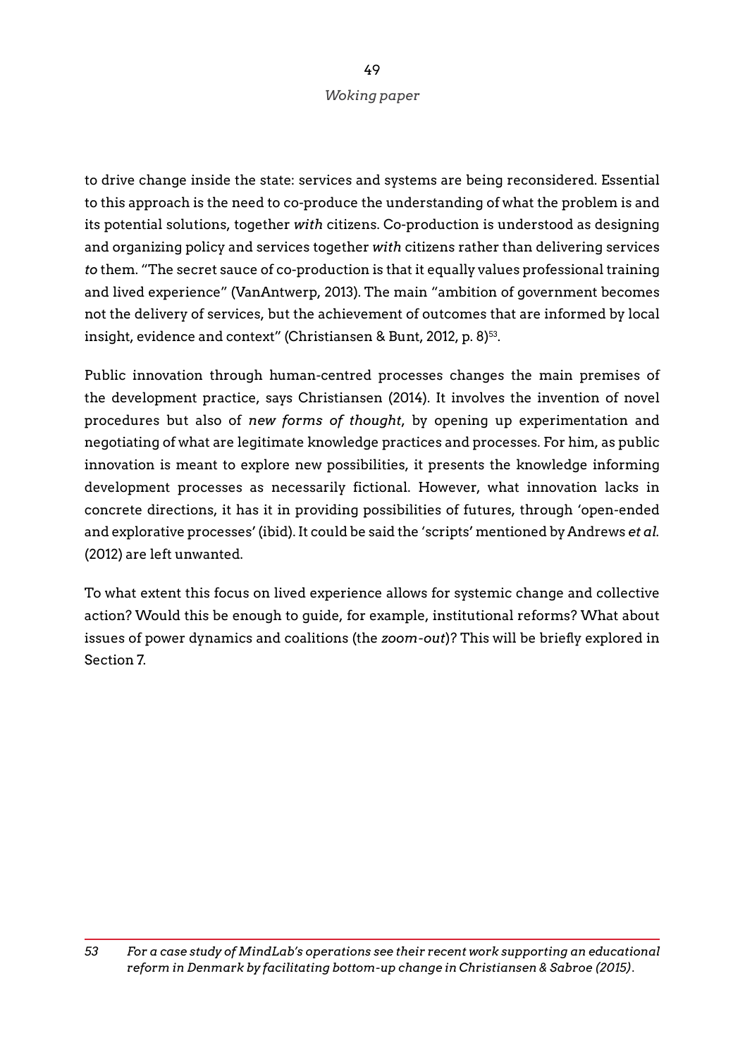to drive change inside the state: services and systems are being reconsidered. Essential to this approach is the need to co-produce the understanding of what the problem is and its potential solutions, together *with* citizens. Co-production is understood as designing and organizing policy and services together *with* citizens rather than delivering services *to* them. "The secret sauce of co-production is that it equally values professional training and lived experience" (VanAntwerp, 2013). The main "ambition of government becomes not the delivery of services, but the achievement of outcomes that are informed by local insight, evidence and context" (Christiansen & Bunt, 2012, p. 8)[53].

Public innovation through human-centred processes changes the main premises of the development practice, says Christiansen (2014). It involves the invention of novel procedures but also of *new forms of thought*, by opening up experimentation and negotiating of what are legitimate knowledge practices and processes. For him, as public innovation is meant to explore new possibilities, it presents the knowledge informing development processes as necessarily fictional. However, what innovation lacks in concrete directions, it has it in providing possibilities of futures, through 'open-ended and explorative processes' (ibid). It could be said the 'scripts' mentioned by Andrews *et al.* (2012) are left unwanted.

To what extent this focus on lived experience allows for systemic change and collective action? Would this be enough to guide, for example, institutional reforms? What about issues of power dynamics and coalitions (the *zoom-out*)? This will be briefly explored in Section 7.

---

*53 For a case study of MindLab's operations see their recent work supporting an educational reform in Denmark by facilitating bottom-up change in Christiansen & Sabroe (2015).*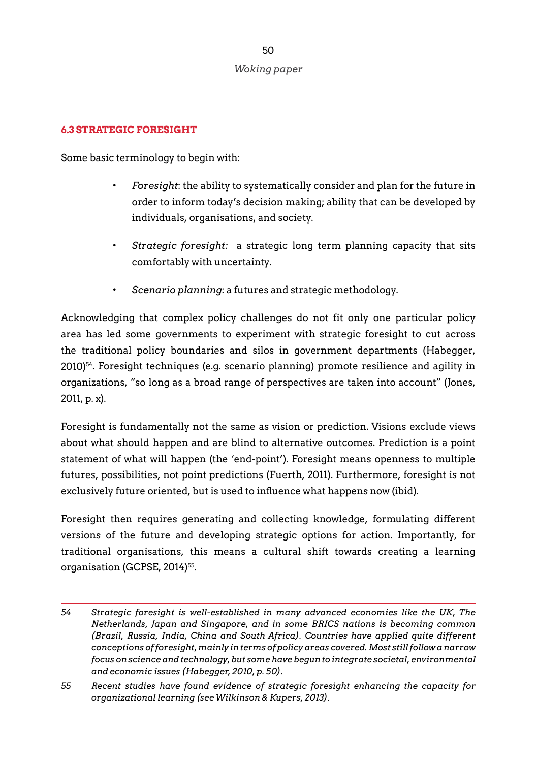### 6.3 STRATEGIC FORESIGHT

Some basic terminology to begin with:

- *Foresight*: the ability to systematically consider and plan for the future in order to inform today's decision making; ability that can be developed by individuals, organisations, and society.
- *Strategic foresight:* a strategic long term planning capacity that sits comfortably with uncertainty.
- *Scenario planning*: a futures and strategic methodology.

Acknowledging that complex policy challenges do not fit only one particular policy area has led some governments to experiment with strategic foresight to cut across the traditional policy boundaries and silos in government departments (Habegger, 2010)[54]. Foresight techniques (e.g. scenario planning) promote resilience and agility in organizations, "so long as a broad range of perspectives are taken into account" (Jones, 2011, p. x).

Foresight is fundamentally not the same as vision or prediction. Visions exclude views about what should happen and are blind to alternative outcomes. Prediction is a point statement of what will happen (the 'end-point'). Foresight means openness to multiple futures, possibilities, not point predictions (Fuerth, 2011). Furthermore, foresight is not exclusively future oriented, but is used to influence what happens now (ibid).

Foresight then requires generating and collecting knowledge, formulating different versions of the future and developing strategic options for action. Importantly, for traditional organisations, this means a cultural shift towards creating a learning organisation (GCPSE, 2014)[55].

---

54 *Strategic foresight is well-established in many advanced economies like the UK, The Netherlands, Japan and Singapore, and in some BRICS nations is becoming common (Brazil, Russia, India, China and South Africa). Countries have applied quite different conceptions of foresight, mainly in terms of policy areas covered. Most still follow a narrow focus on science and technology, but some have begun to integrate societal, environmental and economic issues (Habegger, 2010, p. 50).*

55 *Recent studies have found evidence of strategic foresight enhancing the capacity for organizational learning (see Wilkinson & Kupers, 2013).*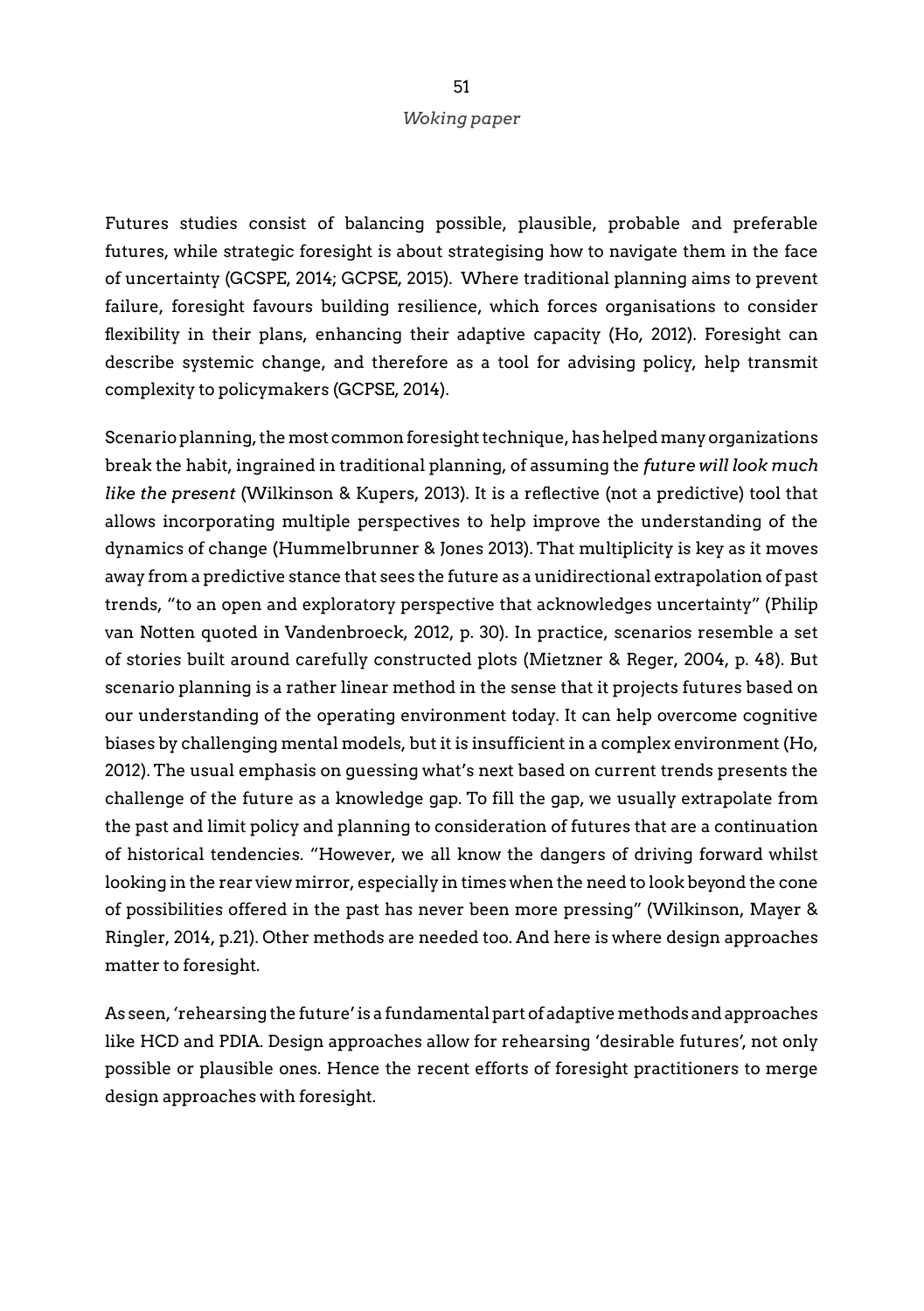Futures studies consist of balancing possible, plausible, probable and preferable futures, while strategic foresight is about strategising how to navigate them in the face of uncertainty (GCSPE, 2014; GCPSE, 2015). Where traditional planning aims to prevent failure, foresight favours building resilience, which forces organisations to consider flexibility in their plans, enhancing their adaptive capacity (Ho, 2012). Foresight can describe systemic change, and therefore as a tool for advising policy, help transmit complexity to policymakers (GCPSE, 2014).

Scenario planning, the most common foresight technique, has helped many organizations break the habit, ingrained in traditional planning, of assuming the *future will look much like the present* (Wilkinson & Kupers, 2013). It is a reflective (not a predictive) tool that allows incorporating multiple perspectives to help improve the understanding of the dynamics of change (Hummelbrunner & Jones 2013). That multiplicity is key as it moves away from a predictive stance that sees the future as a unidirectional extrapolation of past trends, "to an open and exploratory perspective that acknowledges uncertainty" (Philip van Notten quoted in Vandenbroeck, 2012, p. 30). In practice, scenarios resemble a set of stories built around carefully constructed plots (Mietzner & Reger, 2004, p. 48). But scenario planning is a rather linear method in the sense that it projects futures based on our understanding of the operating environment today. It can help overcome cognitive biases by challenging mental models, but it is insufficient in a complex environment (Ho, 2012). The usual emphasis on guessing what's next based on current trends presents the challenge of the future as a knowledge gap. To fill the gap, we usually extrapolate from the past and limit policy and planning to consideration of futures that are a continuation of historical tendencies. "However, we all know the dangers of driving forward whilst looking in the rear view mirror, especially in times when the need to look beyond the cone of possibilities offered in the past has never been more pressing" (Wilkinson, Mayer & Ringler, 2014, p.21). Other methods are needed too. And here is where design approaches matter to foresight.

As seen, 'rehearsing the future' is a fundamental part of adaptive methods and approaches like HCD and PDIA. Design approaches allow for rehearsing 'desirable futures', not only possible or plausible ones. Hence the recent efforts of foresight practitioners to merge design approaches with foresight.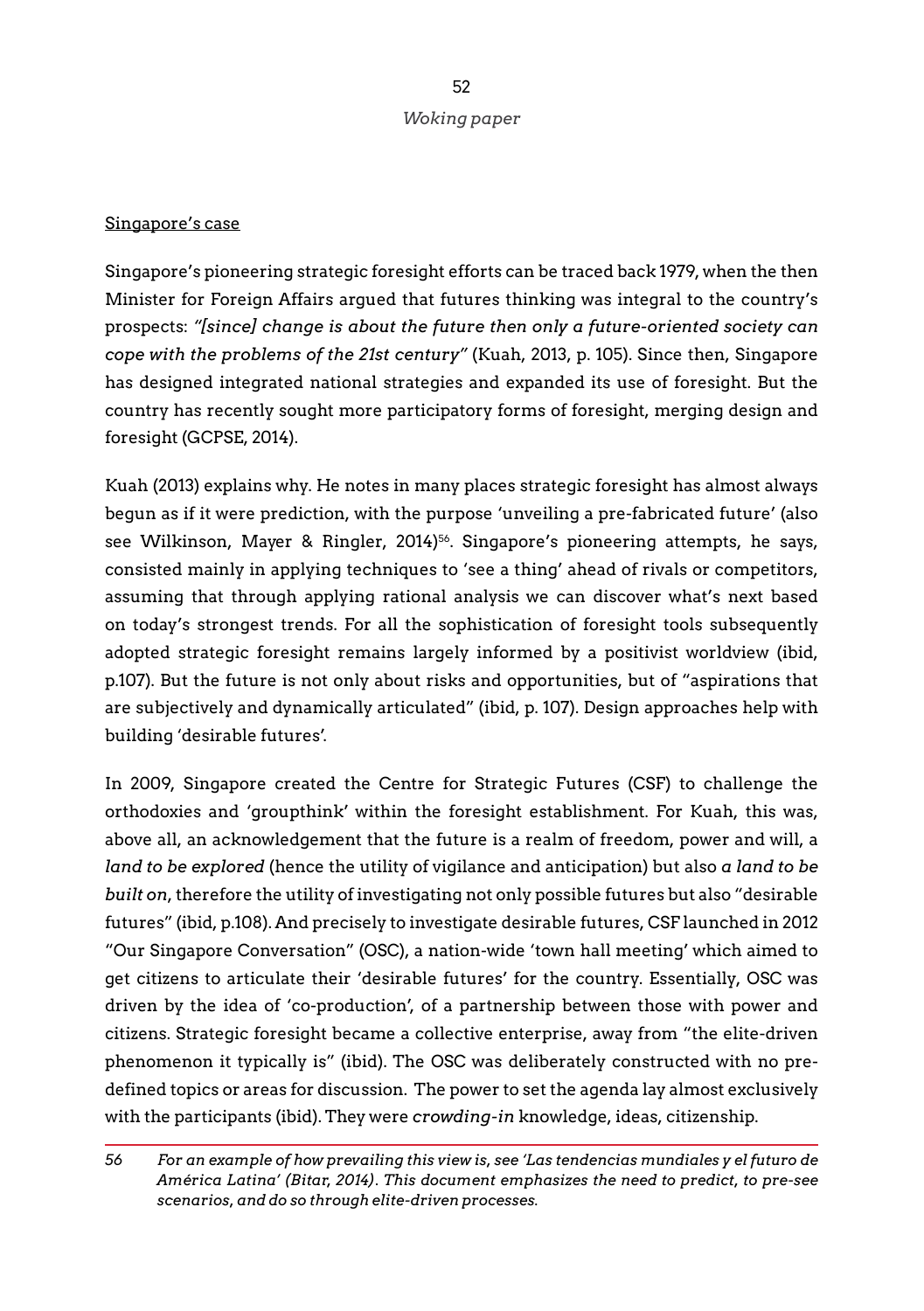Singapore's case

Singapore's pioneering strategic foresight efforts can be traced back 1979, when the then Minister for Foreign Affairs argued that futures thinking was integral to the country's prospects: *"[since] change is about the future then only a future-oriented society can cope with the problems of the 21st century"* (Kuah, 2013, p. 105). Since then, Singapore has designed integrated national strategies and expanded its use of foresight. But the country has recently sought more participatory forms of foresight, merging design and foresight (GCPSE, 2014).

Kuah (2013) explains why. He notes in many places strategic foresight has almost always begun as if it were prediction, with the purpose 'unveiling a pre-fabricated future' (also see Wilkinson, Mayer & Ringler, 2014)[56]. Singapore's pioneering attempts, he says, consisted mainly in applying techniques to 'see a thing' ahead of rivals or competitors, assuming that through applying rational analysis we can discover what's next based on today's strongest trends. For all the sophistication of foresight tools subsequently adopted strategic foresight remains largely informed by a positivist worldview (ibid, p.107). But the future is not only about risks and opportunities, but of "aspirations that are subjectively and dynamically articulated" (ibid, p. 107). Design approaches help with building 'desirable futures'.

In 2009, Singapore created the Centre for Strategic Futures (CSF) to challenge the orthodoxies and 'groupthink' within the foresight establishment. For Kuah, this was, above all, an acknowledgement that the future is a realm of freedom, power and will, a *land to be explored* (hence the utility of vigilance and anticipation) but also *a land to be built on*, therefore the utility of investigating not only possible futures but also "desirable futures" (ibid, p.108). And precisely to investigate desirable futures, CSF launched in 2012 "Our Singapore Conversation" (OSC), a nation-wide 'town hall meeting' which aimed to get citizens to articulate their 'desirable futures' for the country. Essentially, OSC was driven by the idea of 'co-production', of a partnership between those with power and citizens. Strategic foresight became a collective enterprise, away from "the elite-driven phenomenon it typically is" (ibid). The OSC was deliberately constructed with no pre-defined topics or areas for discussion. The power to set the agenda lay almost exclusively with the participants (ibid). They were *crowding-in* knowledge, ideas, citizenship.

---

56 *For an example of how prevailing this view is, see 'Las tendencias mundiales y el futuro de América Latina' (Bitar, 2014). This document emphasizes the need to predict, to pre-see scenarios, and do so through elite-driven processes.*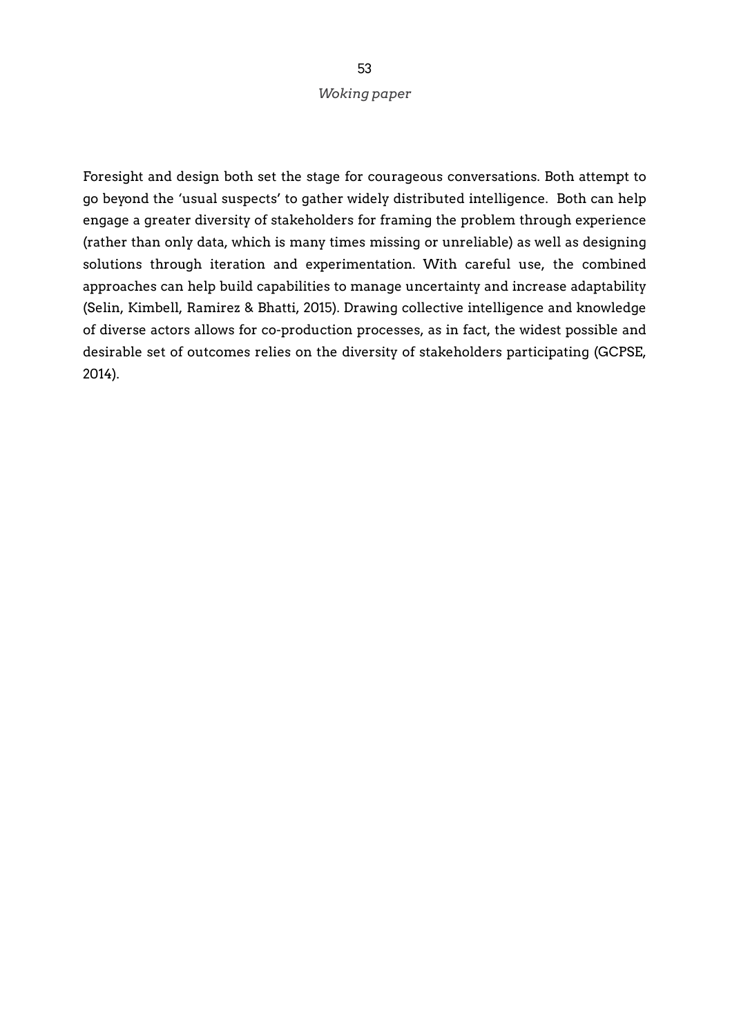Foresight and design both set the stage for courageous conversations. Both attempt to go beyond the ‘usual suspects’ to gather widely distributed intelligence. Both can help engage a greater diversity of stakeholders for framing the problem through experience (rather than only data, which is many times missing or unreliable) as well as designing solutions through iteration and experimentation. With careful use, the combined approaches can help build capabilities to manage uncertainty and increase adaptability (Selin, Kimbell, Ramirez & Bhatti, 2015). Drawing collective intelligence and knowledge of diverse actors allows for co-production processes, as in fact, the widest possible and desirable set of outcomes relies on the diversity of stakeholders participating (GCPSE, 2014).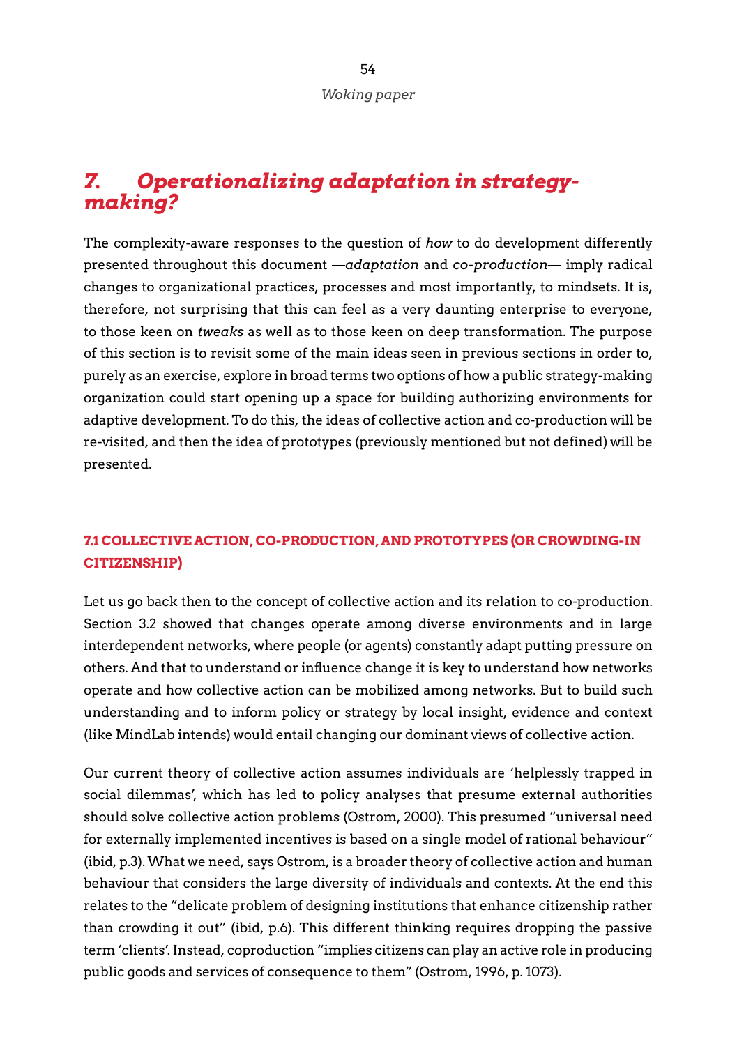## *7. Operationalizing adaptation in strategy-making?*

The complexity-aware responses to the question of *how* to do development differently presented throughout this document —*adaptation* and *co-production*— imply radical changes to organizational practices, processes and most importantly, to mindsets. It is, therefore, not surprising that this can feel as a very daunting enterprise to everyone, to those keen on *tweaks* as well as to those keen on deep transformation. The purpose of this section is to revisit some of the main ideas seen in previous sections in order to, purely as an exercise, explore in broad terms two options of how a public strategy-making organization could start opening up a space for building authorizing environments for adaptive development. To do this, the ideas of collective action and co-production will be re-visited, and then the idea of prototypes (previously mentioned but not defined) will be presented.

### 7.1 COLLECTIVE ACTION, CO-PRODUCTION, AND PROTOTYPES (OR CROWDING-IN CITIZENSHIP)

Let us go back then to the concept of collective action and its relation to co-production. Section 3.2 showed that changes operate among diverse environments and in large interdependent networks, where people (or agents) constantly adapt putting pressure on others. And that to understand or influence change it is key to understand how networks operate and how collective action can be mobilized among networks. But to build such understanding and to inform policy or strategy by local insight, evidence and context (like MindLab intends) would entail changing our dominant views of collective action.

Our current theory of collective action assumes individuals are 'helplessly trapped in social dilemmas', which has led to policy analyses that presume external authorities should solve collective action problems (Ostrom, 2000). This presumed "universal need for externally implemented incentives is based on a single model of rational behaviour" (ibid, p.3). What we need, says Ostrom, is a broader theory of collective action and human behaviour that considers the large diversity of individuals and contexts. At the end this relates to the "delicate problem of designing institutions that enhance citizenship rather than crowding it out" (ibid, p.6). This different thinking requires dropping the passive term 'clients'. Instead, coproduction "implies citizens can play an active role in producing public goods and services of consequence to them" (Ostrom, 1996, p. 1073).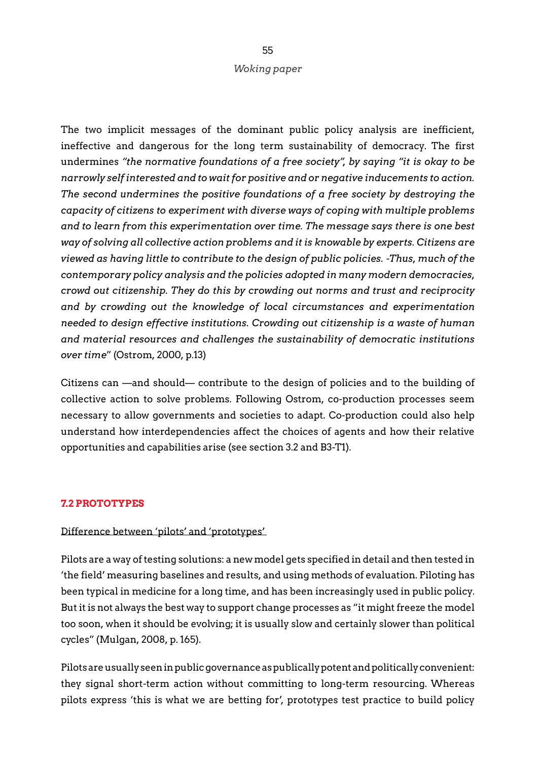The two implicit messages of the dominant public policy analysis are inefficient, ineffective and dangerous for the long term sustainability of democracy. The first undermines *"the normative foundations of a free society", by saying "it is okay to be narrowly self interested and to wait for positive and or negative inducements to action. The second undermines the positive foundations of a free society by destroying the capacity of citizens to experiment with diverse ways of coping with multiple problems and to learn from this experimentation over time. The message says there is one best way of solving all collective action problems and it is knowable by experts. Citizens are viewed as having little to contribute to the design of public policies. -Thus, much of the contemporary policy analysis and the policies adopted in many modern democracies, crowd out citizenship. They do this by crowding out norms and trust and reciprocity and by crowding out the knowledge of local circumstances and experimentation needed to design effective institutions. Crowding out citizenship is a waste of human and material resources and challenges the sustainability of democratic institutions over time*" (Ostrom, 2000, p.13)

Citizens can —and should— contribute to the design of policies and to the building of collective action to solve problems. Following Ostrom, co-production processes seem necessary to allow governments and societies to adapt. Co-production could also help understand how interdependencies affect the choices of agents and how their relative opportunities and capabilities arise (see section 3.2 and B3-T1).

## 7.2 PROTOTYPES

### Difference between 'pilots' and 'prototypes'

Pilots are a way of testing solutions: a new model gets specified in detail and then tested in 'the field' measuring baselines and results, and using methods of evaluation. Piloting has been typical in medicine for a long time, and has been increasingly used in public policy. But it is not always the best way to support change processes as "it might freeze the model too soon, when it should be evolving; it is usually slow and certainly slower than political cycles" (Mulgan, 2008, p. 165).

Pilots are usually seen in public governance as publically potent and politically convenient: they signal short-term action without committing to long-term resourcing. Whereas pilots express 'this is what we are betting for', prototypes test practice to build policy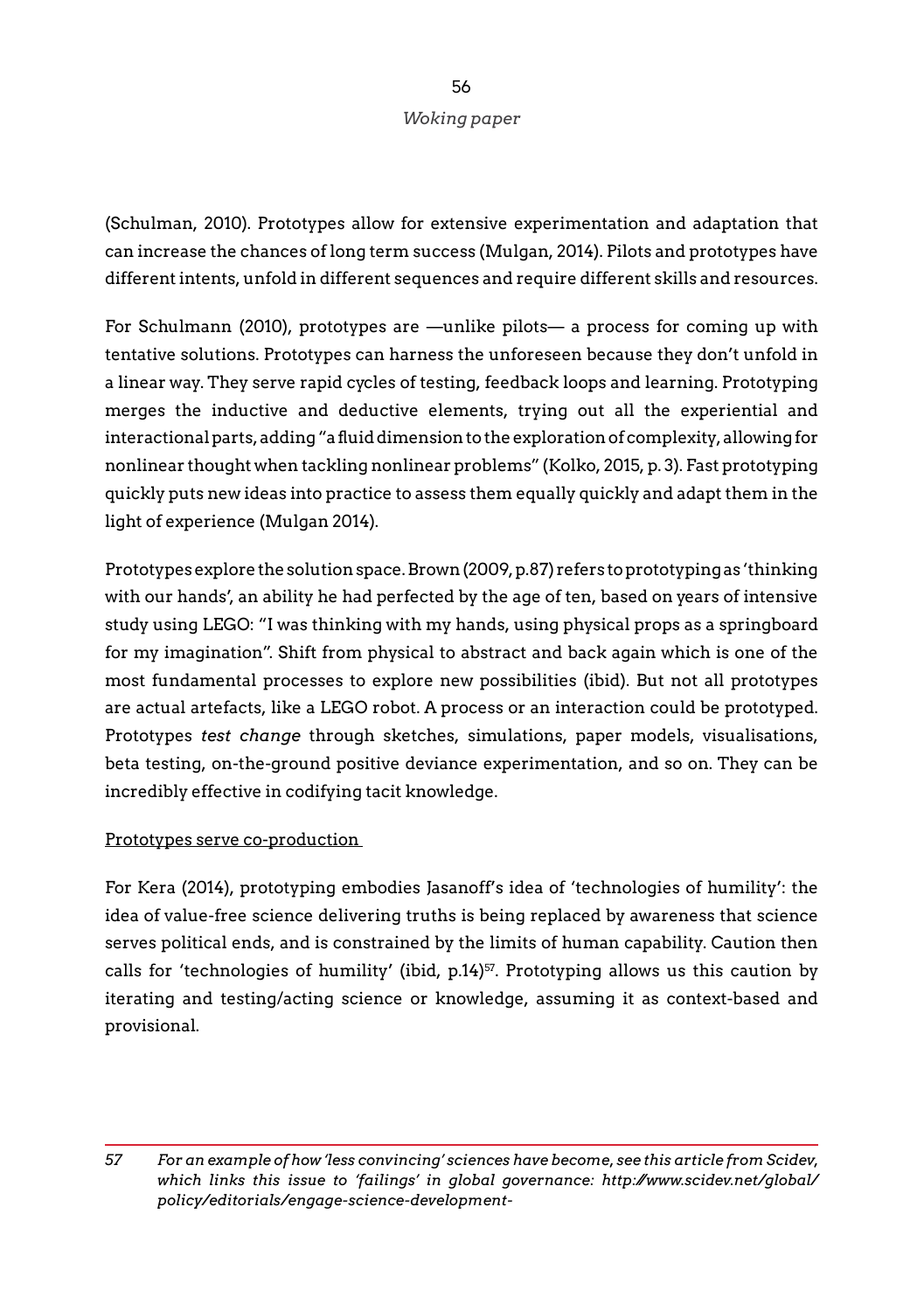(Schulman, 2010). Prototypes allow for extensive experimentation and adaptation that can increase the chances of long term success (Mulgan, 2014). Pilots and prototypes have different intents, unfold in different sequences and require different skills and resources.

For Schulmann (2010), prototypes are —unlike pilots— a process for coming up with tentative solutions. Prototypes can harness the unforeseen because they don't unfold in a linear way. They serve rapid cycles of testing, feedback loops and learning. Prototyping merges the inductive and deductive elements, trying out all the experiential and interactional parts, adding "a fluid dimension to the exploration of complexity, allowing for nonlinear thought when tackling nonlinear problems" (Kolko, 2015, p. 3). Fast prototyping quickly puts new ideas into practice to assess them equally quickly and adapt them in the light of experience (Mulgan 2014).

Prototypes explore the solution space. Brown (2009, p.87) refers to prototyping as 'thinking with our hands', an ability he had perfected by the age of ten, based on years of intensive study using LEGO: "I was thinking with my hands, using physical props as a springboard for my imagination". Shift from physical to abstract and back again which is one of the most fundamental processes to explore new possibilities (ibid). But not all prototypes are actual artefacts, like a LEGO robot. A process or an interaction could be prototyped. Prototypes *test change* through sketches, simulations, paper models, visualisations, beta testing, on-the-ground positive deviance experimentation, and so on. They can be incredibly effective in codifying tacit knowledge.

<u>Prototypes serve co-production</u>

For Kera (2014), prototyping embodies Jasanoff's idea of 'technologies of humility': the idea of value-free science delivering truths is being replaced by awareness that science serves political ends, and is constrained by the limits of human capability. Caution then calls for 'technologies of humility' (ibid, p.14)[57]. Prototyping allows us this caution by iterating and testing/acting science or knowledge, assuming it as context-based and provisional.

---

*57 For an example of how 'less convincing' sciences have become, see this article from Scidev, which links this issue to 'failings' in global governance: http://www.scidev.net/global/policy/editorials/engage-science-development-*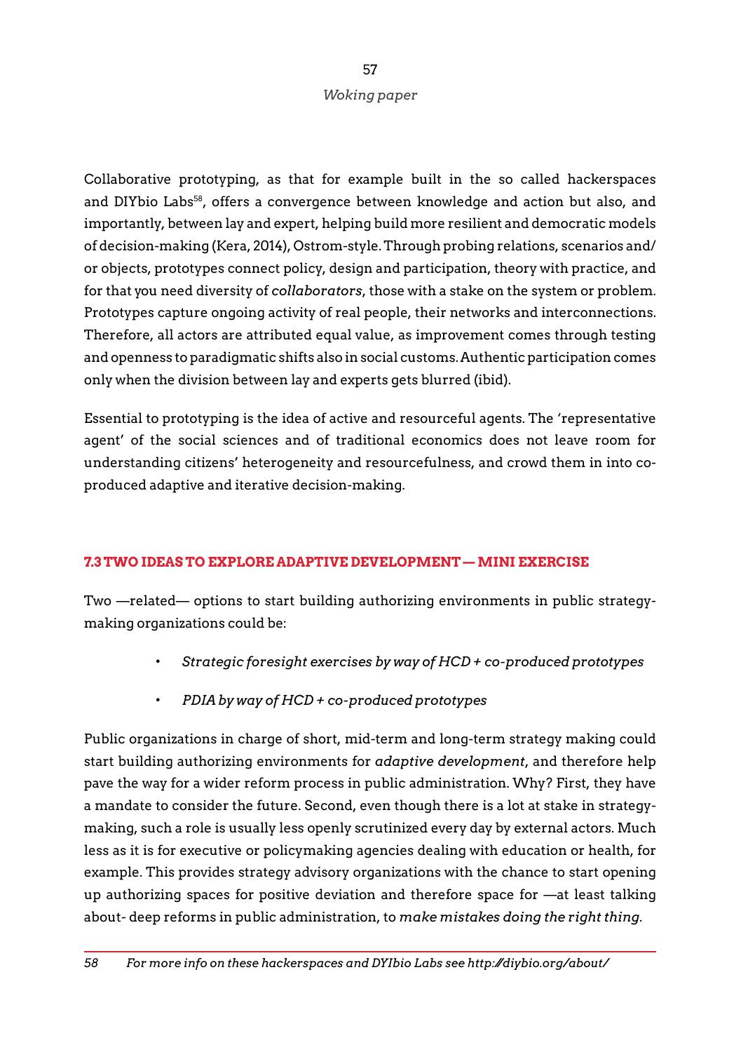Collaborative prototyping, as that for example built in the so called hackerspaces and DIYbio Labs[58], offers a convergence between knowledge and action but also, and importantly, between lay and expert, helping build more resilient and democratic models of decision-making (Kera, 2014), Ostrom-style. Through probing relations, scenarios and/or objects, prototypes connect policy, design and participation, theory with practice, and for that you need diversity of *collaborators*, those with a stake on the system or problem. Prototypes capture ongoing activity of real people, their networks and interconnections. Therefore, all actors are attributed equal value, as improvement comes through testing and openness to paradigmatic shifts also in social customs. Authentic participation comes only when the division between lay and experts gets blurred (ibid).

Essential to prototyping is the idea of active and resourceful agents. The 'representative agent' of the social sciences and of traditional economics does not leave room for understanding citizens' heterogeneity and resourcefulness, and crowd them in into co-produced adaptive and iterative decision-making.

### 7.3 TWO IDEAS TO EXPLORE ADAPTIVE DEVELOPMENT — MINI EXERCISE

Two —related— options to start building authorizing environments in public strategy-making organizations could be:

- *Strategic foresight exercises by way of HCD + co-produced prototypes*
- *PDIA by way of HCD + co-produced prototypes*

Public organizations in charge of short, mid-term and long-term strategy making could start building authorizing environments for *adaptive development*, and therefore help pave the way for a wider reform process in public administration. Why? First, they have a mandate to consider the future. Second, even though there is a lot at stake in strategy-making, such a role is usually less openly scrutinized every day by external actors. Much less as it is for executive or policymaking agencies dealing with education or health, for example. This provides strategy advisory organizations with the chance to start opening up authorizing spaces for positive deviation and therefore space for —at least talking about- deep reforms in public administration, to *make mistakes doing the right thing*.

---

58 *For more info on these hackerspaces and DYIbio Labs see http://diybio.org/about/*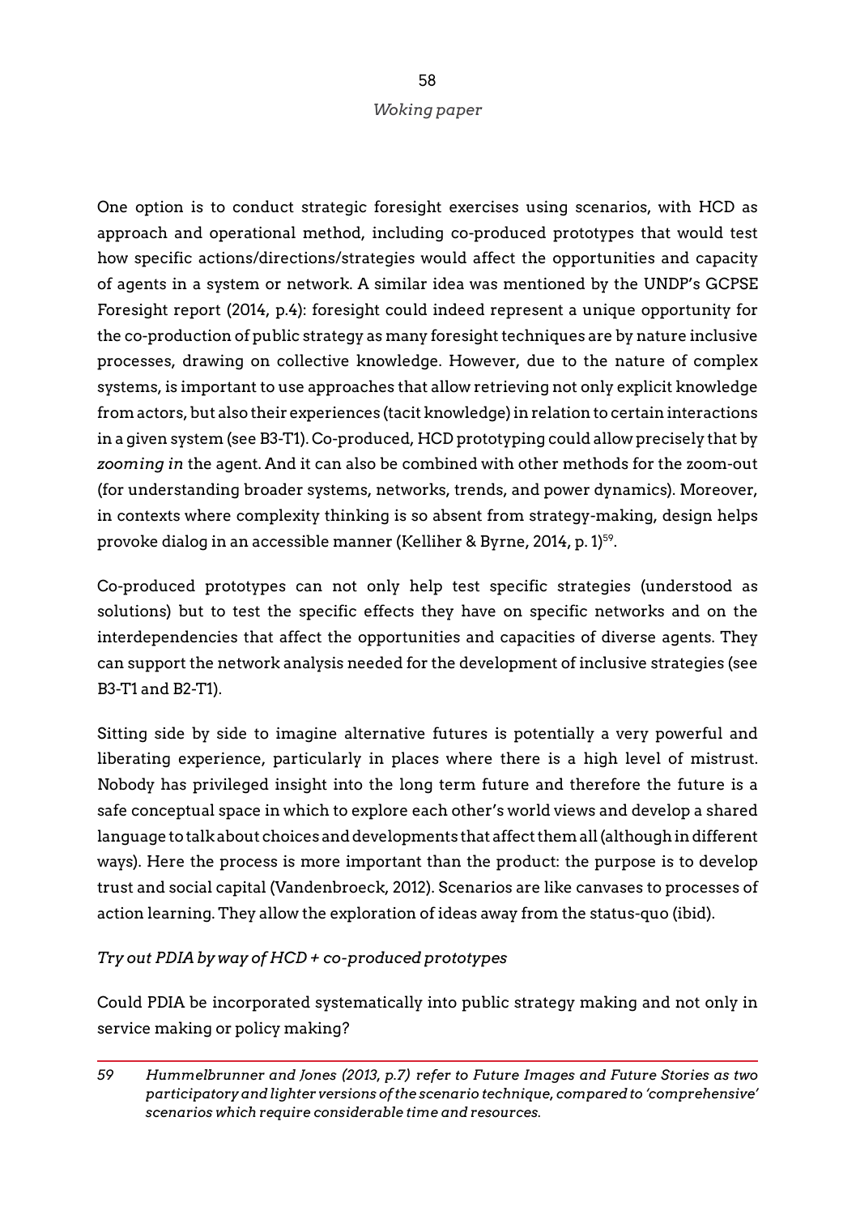One option is to conduct strategic foresight exercises using scenarios, with HCD as approach and operational method, including co-produced prototypes that would test how specific actions/directions/strategies would affect the opportunities and capacity of agents in a system or network. A similar idea was mentioned by the UNDP's GCPSE Foresight report (2014, p.4): foresight could indeed represent a unique opportunity for the co-production of public strategy as many foresight techniques are by nature inclusive processes, drawing on collective knowledge. However, due to the nature of complex systems, is important to use approaches that allow retrieving not only explicit knowledge from actors, but also their experiences (tacit knowledge) in relation to certain interactions in a given system (see B3-T1). Co-produced, HCD prototyping could allow precisely that by *zooming in* the agent. And it can also be combined with other methods for the zoom-out (for understanding broader systems, networks, trends, and power dynamics). Moreover, in contexts where complexity thinking is so absent from strategy-making, design helps provoke dialog in an accessible manner (Kelliher & Byrne, 2014, p. 1)[59].

Co-produced prototypes can not only help test specific strategies (understood as solutions) but to test the specific effects they have on specific networks and on the interdependencies that affect the opportunities and capacities of diverse agents. They can support the network analysis needed for the development of inclusive strategies (see B3-T1 and B2-T1).

Sitting side by side to imagine alternative futures is potentially a very powerful and liberating experience, particularly in places where there is a high level of mistrust. Nobody has privileged insight into the long term future and therefore the future is a safe conceptual space in which to explore each other's world views and develop a shared language to talk about choices and developments that affect them all (although in different ways). Here the process is more important than the product: the purpose is to develop trust and social capital (Vandenbroeck, 2012). Scenarios are like canvases to processes of action learning. They allow the exploration of ideas away from the status-quo (ibid).

*Try out PDIA by way of HCD + co-produced prototypes*

Could PDIA be incorporated systematically into public strategy making and not only in service making or policy making?

---

*59 Hummelbrunner and Jones (2013, p.7) refer to Future Images and Future Stories as two participatory and lighter versions of the scenario technique, compared to 'comprehensive' scenarios which require considerable time and resources.*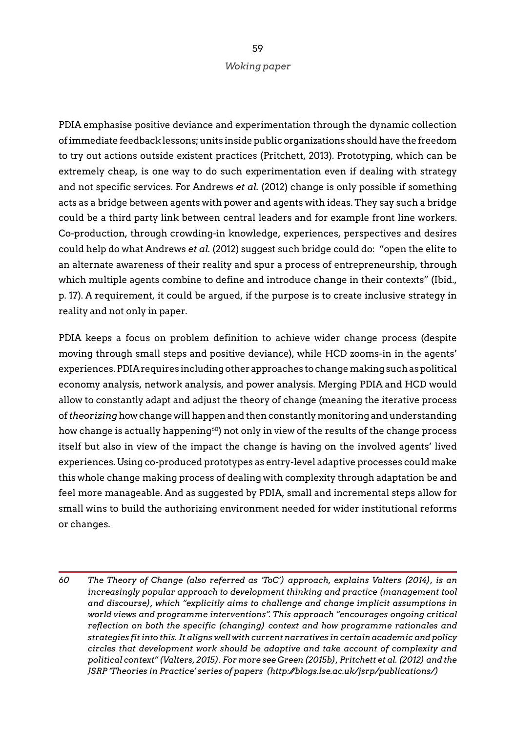PDIA emphasise positive deviance and experimentation through the dynamic collection of immediate feedback lessons; units inside public organizations should have the freedom to try out actions outside existent practices (Pritchett, 2013). Prototyping, which can be extremely cheap, is one way to do such experimentation even if dealing with strategy and not specific services. For Andrews *et al.* (2012) change is only possible if something acts as a bridge between agents with power and agents with ideas. They say such a bridge could be a third party link between central leaders and for example front line workers. Co-production, through crowding-in knowledge, experiences, perspectives and desires could help do what Andrews *et al.* (2012) suggest such bridge could do: "open the elite to an alternate awareness of their reality and spur a process of entrepreneurship, through which multiple agents combine to define and introduce change in their contexts" (Ibid., p. 17). A requirement, it could be argued, if the purpose is to create inclusive strategy in reality and not only in paper.

PDIA keeps a focus on problem definition to achieve wider change process (despite moving through small steps and positive deviance), while HCD zooms-in in the agents' experiences. PDIA requires including other approaches to change making such as political economy analysis, network analysis, and power analysis. Merging PDIA and HCD would allow to constantly adapt and adjust the theory of change (meaning the iterative process of *theorizing* how change will happen and then constantly monitoring and understanding how change is actually happening[60]) not only in view of the results of the change process itself but also in view of the impact the change is having on the involved agents' lived experiences. Using co-produced prototypes as entry-level adaptive processes could make this whole change making process of dealing with complexity through adaptation be and feel more manageable. And as suggested by PDIA, small and incremental steps allow for small wins to build the authorizing environment needed for wider institutional reforms or changes.

---

*60 The Theory of Change (also referred as 'ToC') approach, explains Valters (2014), is an increasingly popular approach to development thinking and practice (management tool and discourse), which "explicitly aims to challenge and change implicit assumptions in world views and programme interventions". This approach "encourages ongoing critical reflection on both the specific (changing) context and how programme rationales and strategies fit into this. It aligns well with current narratives in certain academic and policy circles that development work should be adaptive and take account of complexity and political context" (Valters, 2015). For more see Green (2015b), Pritchett et al. (2012) and the JSRP 'Theories in Practice' series of papers (http://blogs.lse.ac.uk/jsrp/publications/)*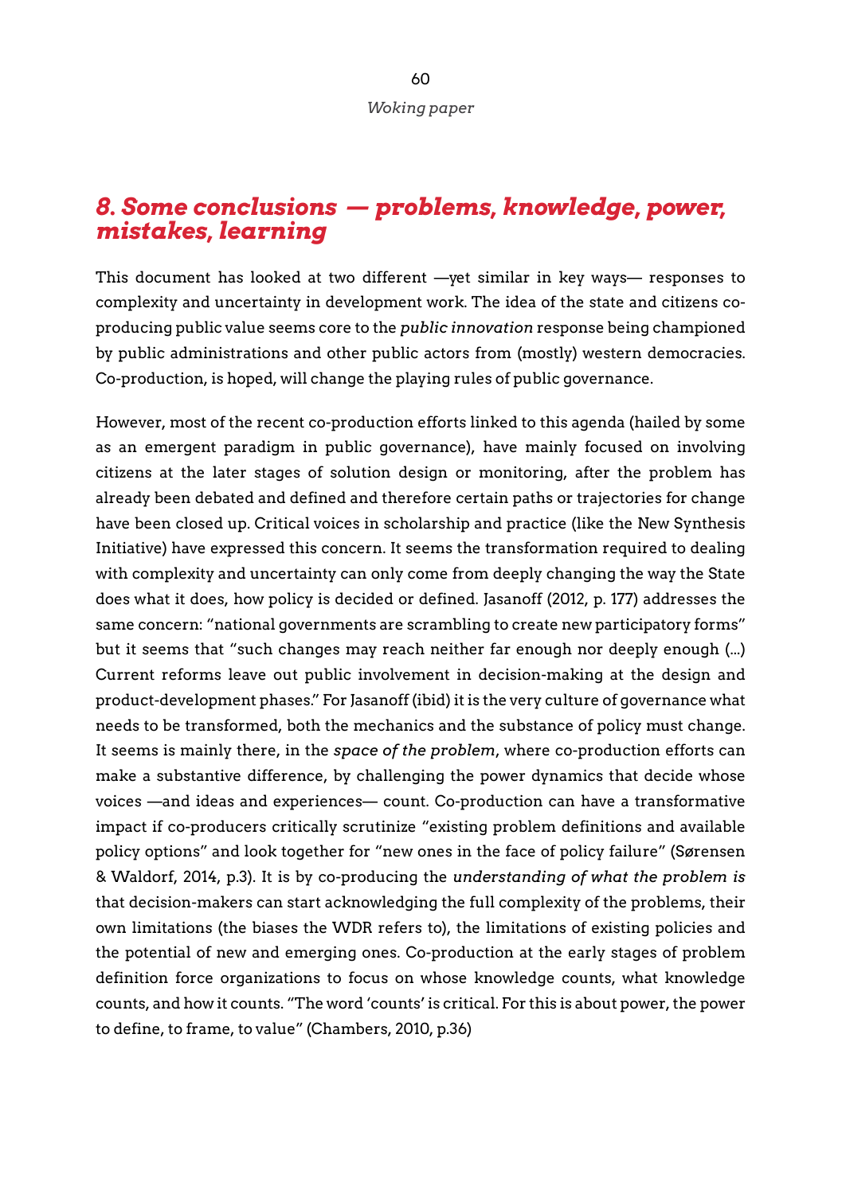## *8. Some conclusions — problems, knowledge, power, mistakes, learning*

This document has looked at two different —yet similar in key ways— responses to complexity and uncertainty in development work. The idea of the state and citizens co-producing public value seems core to the *public innovation* response being championed by public administrations and other public actors from (mostly) western democracies. Co-production, is hoped, will change the playing rules of public governance.

However, most of the recent co-production efforts linked to this agenda (hailed by some as an emergent paradigm in public governance), have mainly focused on involving citizens at the later stages of solution design or monitoring, after the problem has already been debated and defined and therefore certain paths or trajectories for change have been closed up. Critical voices in scholarship and practice (like the New Synthesis Initiative) have expressed this concern. It seems the transformation required to dealing with complexity and uncertainty can only come from deeply changing the way the State does what it does, how policy is decided or defined. Jasanoff (2012, p. 177) addresses the same concern: "national governments are scrambling to create new participatory forms" but it seems that "such changes may reach neither far enough nor deeply enough (…) Current reforms leave out public involvement in decision-making at the design and product-development phases." For Jasanoff (ibid) it is the very culture of governance what needs to be transformed, both the mechanics and the substance of policy must change. It seems is mainly there, in the *space of the problem*, where co-production efforts can make a substantive difference, by challenging the power dynamics that decide whose voices —and ideas and experiences— count. Co-production can have a transformative impact if co-producers critically scrutinize "existing problem definitions and available policy options" and look together for "new ones in the face of policy failure" (Sørensen & Waldorf, 2014, p.3). It is by co-producing the *understanding of what the problem is* that decision-makers can start acknowledging the full complexity of the problems, their own limitations (the biases the WDR refers to), the limitations of existing policies and the potential of new and emerging ones. Co-production at the early stages of problem definition force organizations to focus on whose knowledge counts, what knowledge counts, and how it counts. "The word 'counts' is critical. For this is about power, the power to define, to frame, to value" (Chambers, 2010, p.36)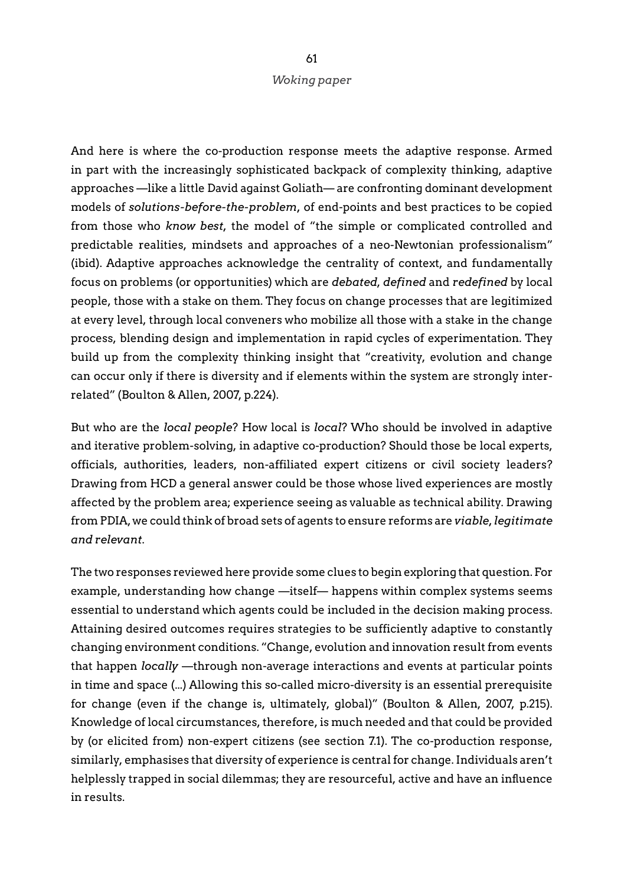And here is where the co-production response meets the adaptive response. Armed in part with the increasingly sophisticated backpack of complexity thinking, adaptive approaches —like a little David against Goliath— are confronting dominant development models of *solutions-before-the-problem*, of end-points and best practices to be copied from those who *know best*, the model of "the simple or complicated controlled and predictable realities, mindsets and approaches of a neo-Newtonian professionalism" (ibid). Adaptive approaches acknowledge the centrality of context, and fundamentally focus on problems (or opportunities) which are *debated*, *defined* and *redefined* by local people, those with a stake on them. They focus on change processes that are legitimized at every level, through local conveners who mobilize all those with a stake in the change process, blending design and implementation in rapid cycles of experimentation. They build up from the complexity thinking insight that "creativity, evolution and change can occur only if there is diversity and if elements within the system are strongly inter-related" (Boulton & Allen, 2007, p.224).

But who are the *local people*? How local is *local*? Who should be involved in adaptive and iterative problem-solving, in adaptive co-production? Should those be local experts, officials, authorities, leaders, non-affiliated expert citizens or civil society leaders? Drawing from HCD a general answer could be those whose lived experiences are mostly affected by the problem area; experience seeing as valuable as technical ability. Drawing from PDIA, we could think of broad sets of agents to ensure reforms are *viable*, *legitimate and relevant*.

The two responses reviewed here provide some clues to begin exploring that question. For example, understanding how change —itself— happens within complex systems seems essential to understand which agents could be included in the decision making process. Attaining desired outcomes requires strategies to be sufficiently adaptive to constantly changing environment conditions. "Change, evolution and innovation result from events that happen *locally* —through non-average interactions and events at particular points in time and space (...) Allowing this so-called micro-diversity is an essential prerequisite for change (even if the change is, ultimately, global)" (Boulton & Allen, 2007, p.215). Knowledge of local circumstances, therefore, is much needed and that could be provided by (or elicited from) non-expert citizens (see section 7.1). The co-production response, similarly, emphasises that diversity of experience is central for change. Individuals aren't helplessly trapped in social dilemmas; they are resourceful, active and have an influence in results.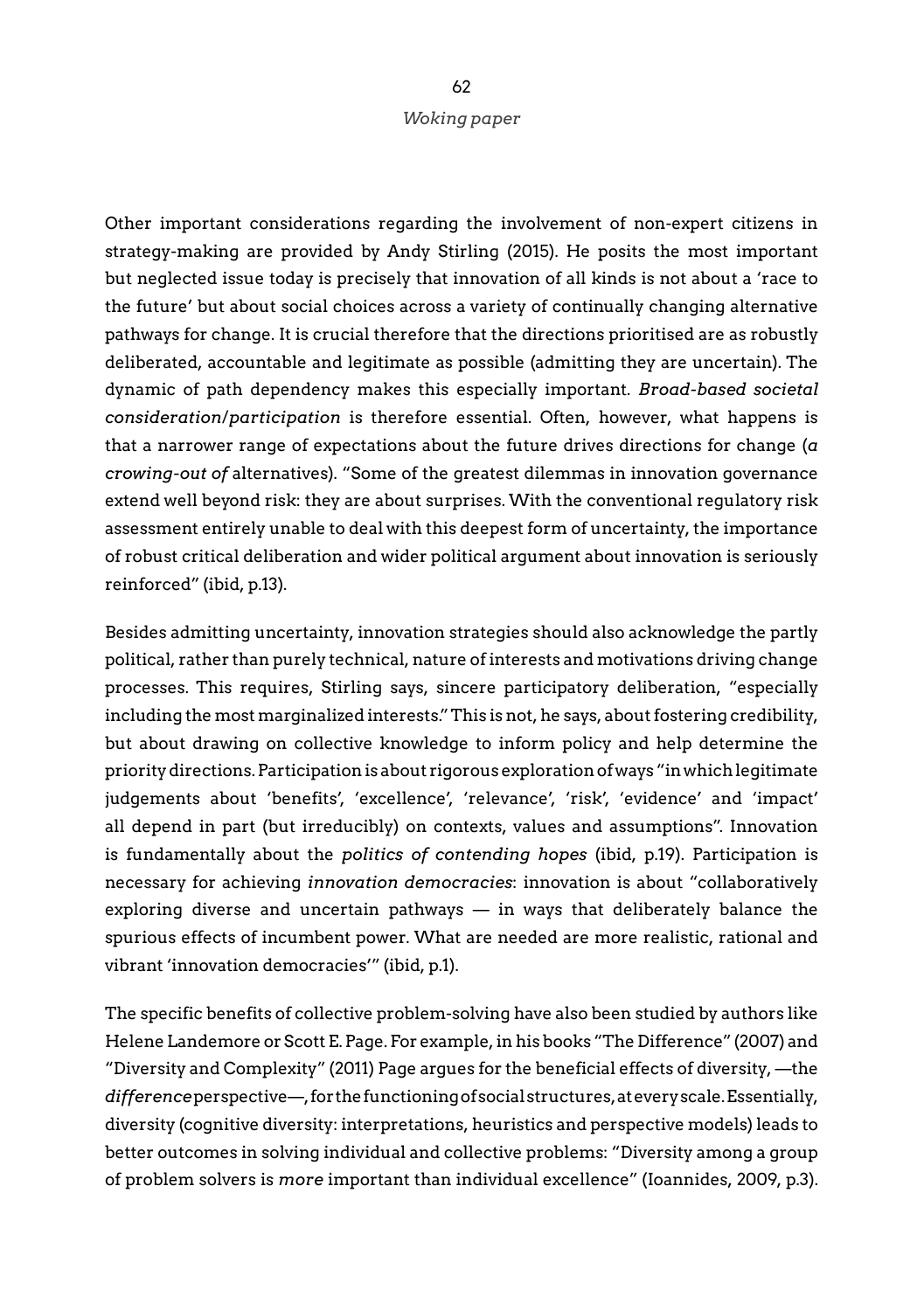Other important considerations regarding the involvement of non-expert citizens in strategy-making are provided by Andy Stirling (2015). He posits the most important but neglected issue today is precisely that innovation of all kinds is not about a 'race to the future' but about social choices across a variety of continually changing alternative pathways for change. It is crucial therefore that the directions prioritised are as robustly deliberated, accountable and legitimate as possible (admitting they are uncertain). The dynamic of path dependency makes this especially important. *Broad-based societal consideration/participation* is therefore essential. Often, however, what happens is that a narrower range of expectations about the future drives directions for change (*a crowing-out of* alternatives). "Some of the greatest dilemmas in innovation governance extend well beyond risk: they are about surprises. With the conventional regulatory risk assessment entirely unable to deal with this deepest form of uncertainty, the importance of robust critical deliberation and wider political argument about innovation is seriously reinforced" (ibid, p.13).

Besides admitting uncertainty, innovation strategies should also acknowledge the partly political, rather than purely technical, nature of interests and motivations driving change processes. This requires, Stirling says, sincere participatory deliberation, "especially including the most marginalized interests." This is not, he says, about fostering credibility, but about drawing on collective knowledge to inform policy and help determine the priority directions. Participation is about rigorous exploration of ways "in which legitimate judgements about 'benefits', 'excellence', 'relevance', 'risk', 'evidence' and 'impact' all depend in part (but irreducibly) on contexts, values and assumptions". Innovation is fundamentally about the *politics of contending hopes* (ibid, p.19). Participation is necessary for achieving *innovation democracies*: innovation is about "collaboratively exploring diverse and uncertain pathways — in ways that deliberately balance the spurious effects of incumbent power. What are needed are more realistic, rational and vibrant 'innovation democracies'" (ibid, p.1).

The specific benefits of collective problem-solving have also been studied by authors like Helene Landemore or Scott E. Page. For example, in his books "The Difference" (2007) and "Diversity and Complexity" (2011) Page argues for the beneficial effects of diversity, —the *difference* perspective—, for the functioning of social structures, at every scale. Essentially, diversity (cognitive diversity: interpretations, heuristics and perspective models) leads to better outcomes in solving individual and collective problems: "Diversity among a group of problem solvers is *more* important than individual excellence" (Ioannides, 2009, p.3).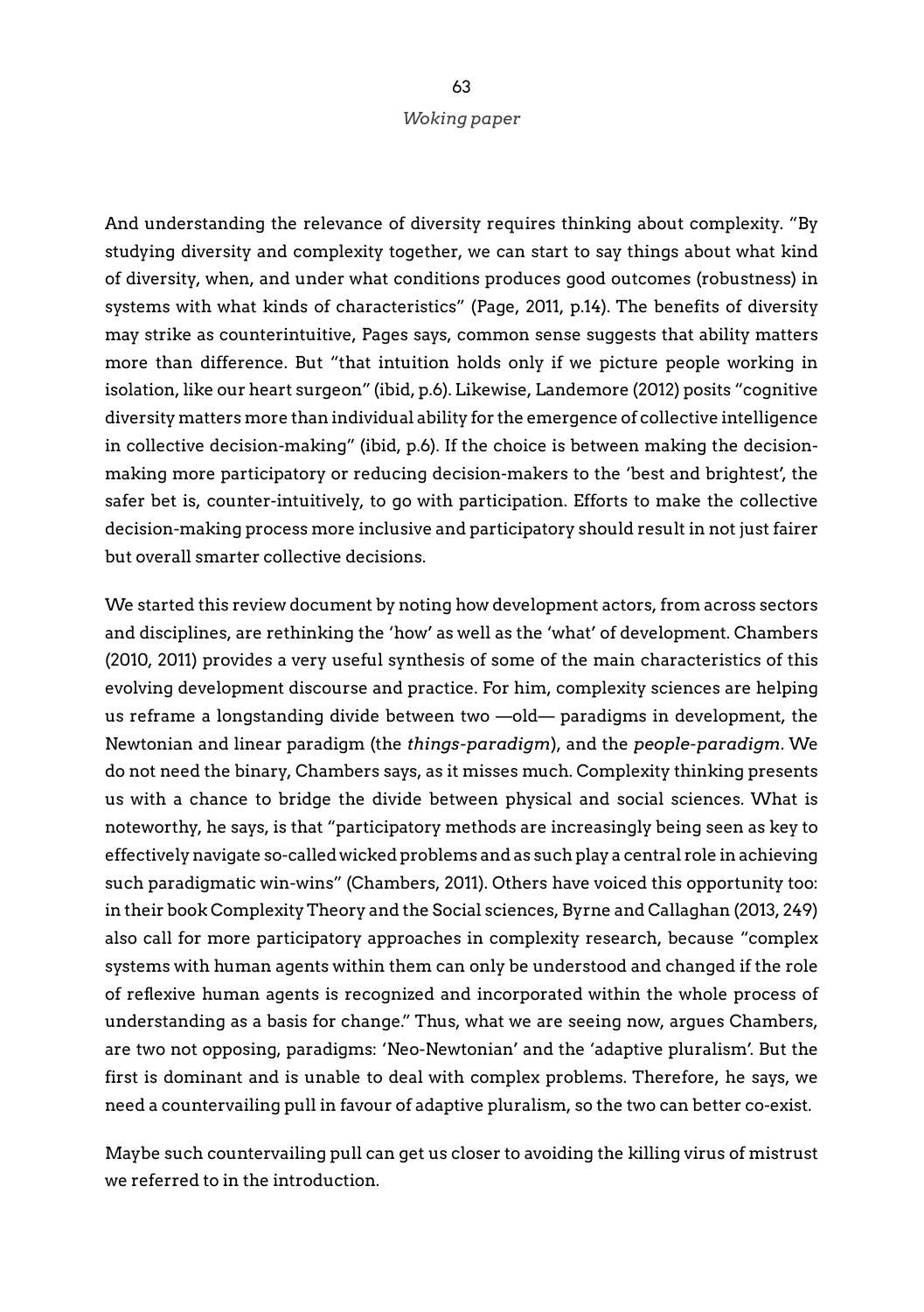And understanding the relevance of diversity requires thinking about complexity. "By studying diversity and complexity together, we can start to say things about what kind of diversity, when, and under what conditions produces good outcomes (robustness) in systems with what kinds of characteristics" (Page, 2011, p.14). The benefits of diversity may strike as counterintuitive, Pages says, common sense suggests that ability matters more than difference. But "that intuition holds only if we picture people working in isolation, like our heart surgeon" (ibid, p.6). Likewise, Landemore (2012) posits "cognitive diversity matters more than individual ability for the emergence of collective intelligence in collective decision-making" (ibid, p.6). If the choice is between making the decision-making more participatory or reducing decision-makers to the 'best and brightest', the safer bet is, counter-intuitively, to go with participation. Efforts to make the collective decision-making process more inclusive and participatory should result in not just fairer but overall smarter collective decisions.

We started this review document by noting how development actors, from across sectors and disciplines, are rethinking the 'how' as well as the 'what' of development. Chambers (2010, 2011) provides a very useful synthesis of some of the main characteristics of this evolving development discourse and practice. For him, complexity sciences are helping us reframe a longstanding divide between two —old— paradigms in development, the Newtonian and linear paradigm (the *things-paradigm*), and the *people-paradigm*. We do not need the binary, Chambers says, as it misses much. Complexity thinking presents us with a chance to bridge the divide between physical and social sciences. What is noteworthy, he says, is that "participatory methods are increasingly being seen as key to effectively navigate so-called wicked problems and as such play a central role in achieving such paradigmatic win-wins" (Chambers, 2011). Others have voiced this opportunity too: in their book Complexity Theory and the Social sciences, Byrne and Callaghan (2013, 249) also call for more participatory approaches in complexity research, because "complex systems with human agents within them can only be understood and changed if the role of reflexive human agents is recognized and incorporated within the whole process of understanding as a basis for change." Thus, what we are seeing now, argues Chambers, are two not opposing, paradigms: 'Neo-Newtonian' and the 'adaptive pluralism'. But the first is dominant and is unable to deal with complex problems. Therefore, he says, we need a countervailing pull in favour of adaptive pluralism, so the two can better co-exist.

Maybe such countervailing pull can get us closer to avoiding the killing virus of mistrust we referred to in the introduction.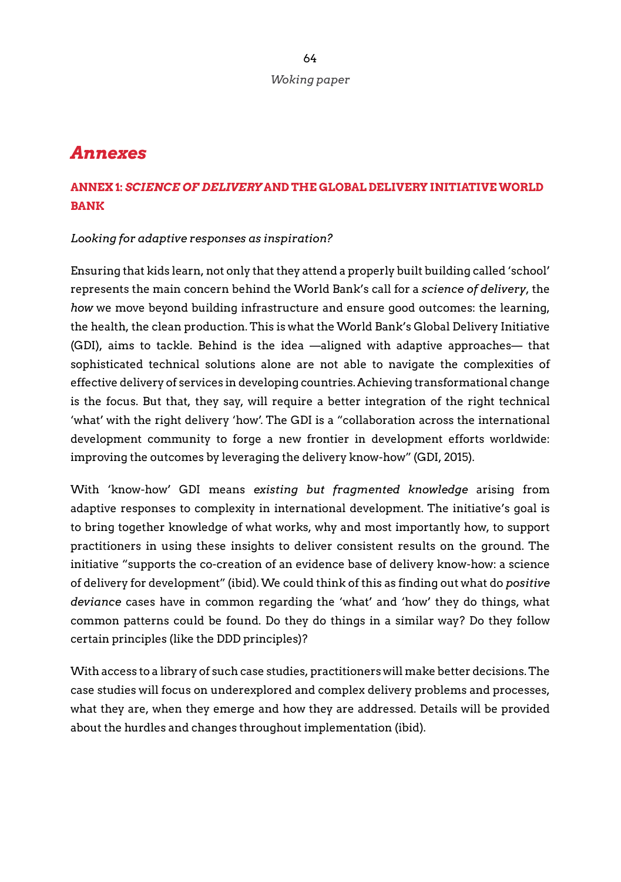# *Annexes*

## ANNEX 1: *SCIENCE OF DELIVERY* AND THE GLOBAL DELIVERY INITIATIVE WORLD BANK

*Looking for adaptive responses as inspiration?*

Ensuring that kids learn, not only that they attend a properly built building called 'school' represents the main concern behind the World Bank's call for a *science of delivery*, the *how* we move beyond building infrastructure and ensure good outcomes: the learning, the health, the clean production. This is what the World Bank's Global Delivery Initiative (GDI), aims to tackle. Behind is the idea —aligned with adaptive approaches— that sophisticated technical solutions alone are not able to navigate the complexities of effective delivery of services in developing countries. Achieving transformational change is the focus. But that, they say, will require a better integration of the right technical 'what' with the right delivery 'how'. The GDI is a "collaboration across the international development community to forge a new frontier in development efforts worldwide: improving the outcomes by leveraging the delivery know-how" (GDI, 2015).

With 'know-how' GDI means *existing but fragmented knowledge* arising from adaptive responses to complexity in international development. The initiative's goal is to bring together knowledge of what works, why and most importantly how, to support practitioners in using these insights to deliver consistent results on the ground. The initiative "supports the co-creation of an evidence base of delivery know-how: a science of delivery for development" (ibid). We could think of this as finding out what do *positive deviance* cases have in common regarding the 'what' and 'how' they do things, what common patterns could be found. Do they do things in a similar way? Do they follow certain principles (like the DDD principles)?

With access to a library of such case studies, practitioners will make better decisions. The case studies will focus on underexplored and complex delivery problems and processes, what they are, when they emerge and how they are addressed. Details will be provided about the hurdles and changes throughout implementation (ibid).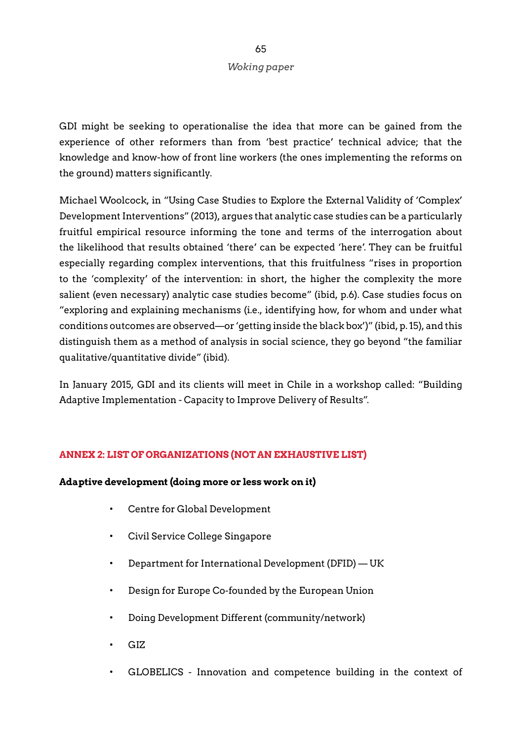GDI might be seeking to operationalise the idea that more can be gained from the experience of other reformers than from 'best practice' technical advice; that the knowledge and know-how of front line workers (the ones implementing the reforms on the ground) matters significantly.

Michael Woolcock, in "Using Case Studies to Explore the External Validity of 'Complex' Development Interventions" (2013), argues that analytic case studies can be a particularly fruitful empirical resource informing the tone and terms of the interrogation about the likelihood that results obtained 'there' can be expected 'here'. They can be fruitful especially regarding complex interventions, that this fruitfulness "rises in proportion to the 'complexity' of the intervention: in short, the higher the complexity the more salient (even necessary) analytic case studies become" (ibid, p.6). Case studies focus on "exploring and explaining mechanisms (i.e., identifying how, for whom and under what conditions outcomes are observed—or 'getting inside the black box')" (ibid, p. 15), and this distinguish them as a method of analysis in social science, they go beyond "the familiar qualitative/quantitative divide" (ibid).

In January 2015, GDI and its clients will meet in Chile in a workshop called: "Building Adaptive Implementation - Capacity to Improve Delivery of Results".

## ANNEX 2: LIST OF ORGANIZATIONS (NOT AN EXHAUSTIVE LIST)

**Adaptive development (doing more or less work on it)**

- Centre for Global Development
- Civil Service College Singapore
- Department for International Development (DFID) — UK
- Design for Europe Co-founded by the European Union
- Doing Development Different (community/network)
- GIZ
- GLOBELICS - Innovation and competence building in the context of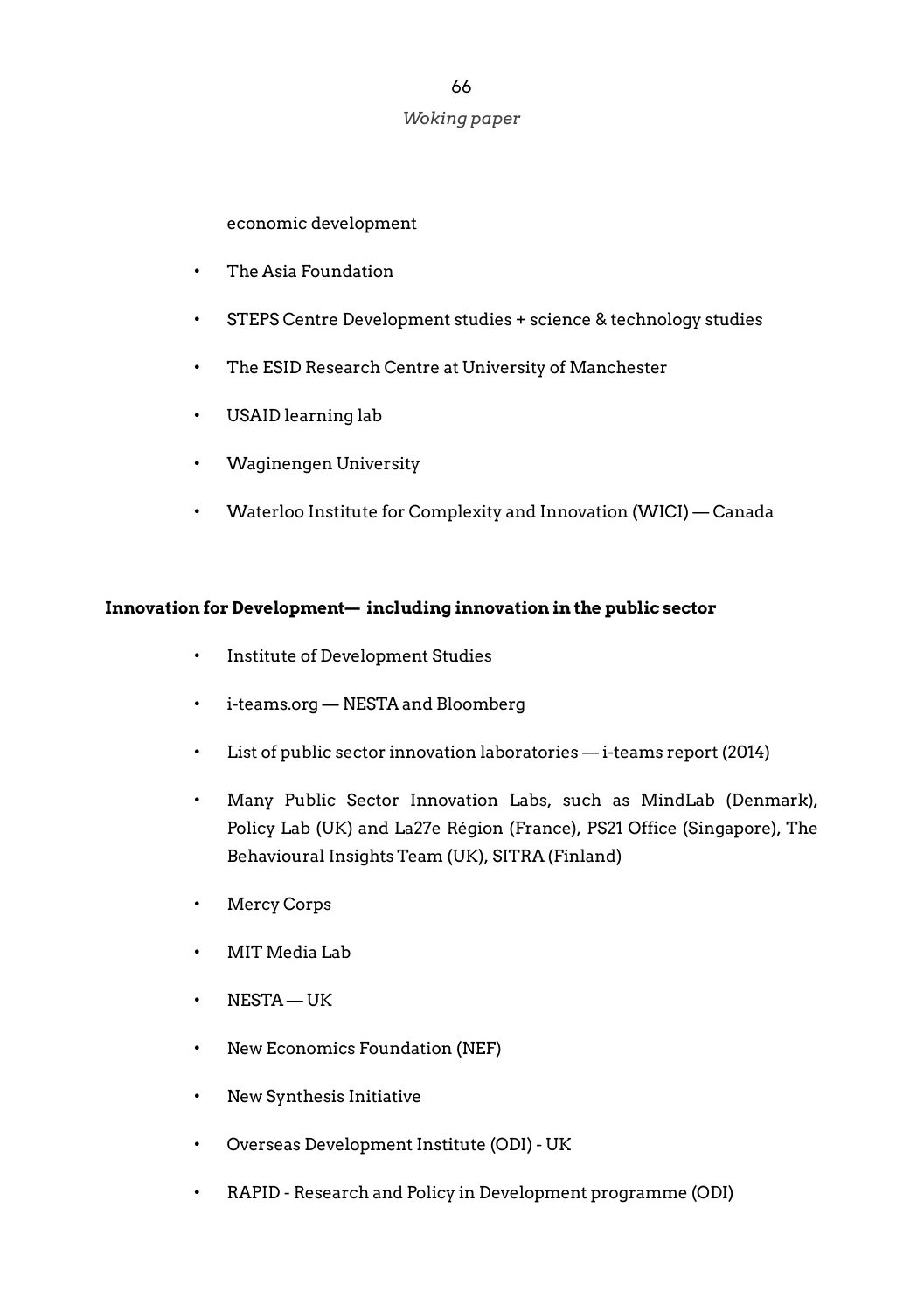economic development

- The Asia Foundation
- STEPS Centre Development studies + science & technology studies
- The ESID Research Centre at University of Manchester
- USAID learning lab
- Waginengen University
- Waterloo Institute for Complexity and Innovation (WICI) — Canada

**Innovation for Development— including innovation in the public sector**

- Institute of Development Studies
- i-teams.org — NESTA and Bloomberg
- List of public sector innovation laboratories — i-teams report (2014)
- Many Public Sector Innovation Labs, such as MindLab (Denmark), Policy Lab (UK) and La27e Région (France), PS21 Office (Singapore), The Behavioural Insights Team (UK), SITRA (Finland)
- Mercy Corps
- MIT Media Lab
- NESTA — UK
- New Economics Foundation (NEF)
- New Synthesis Initiative
- Overseas Development Institute (ODI) - UK
- RAPID - Research and Policy in Development programme (ODI)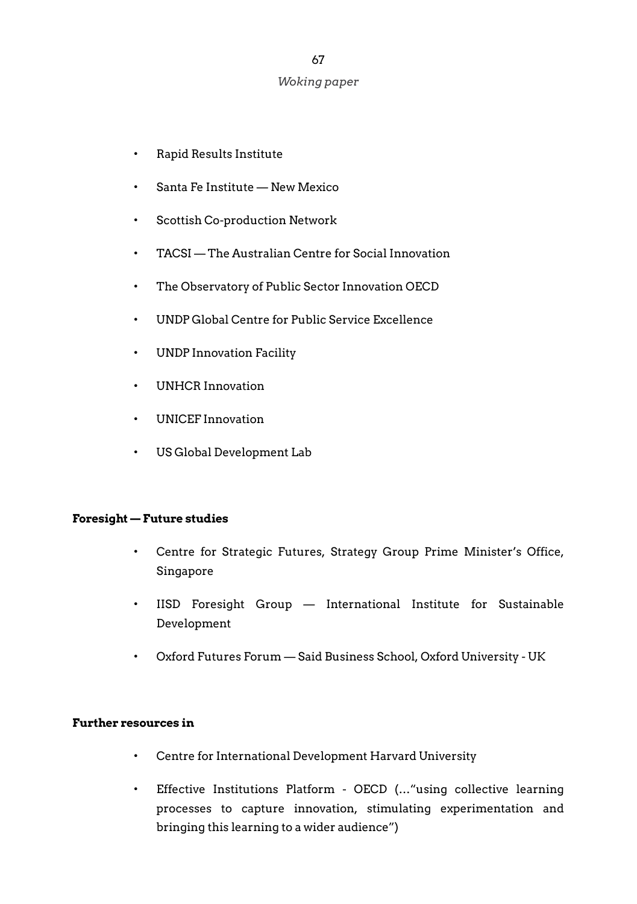- Rapid Results Institute
- Santa Fe Institute — New Mexico
- Scottish Co-production Network
- TACSI — The Australian Centre for Social Innovation
- The Observatory of Public Sector Innovation OECD
- UNDP Global Centre for Public Service Excellence
- UNDP Innovation Facility
- UNHCR Innovation
- UNICEF Innovation
- US Global Development Lab

**Foresight — Future studies**

- Centre for Strategic Futures, Strategy Group Prime Minister's Office, Singapore
- IISD Foresight Group — International Institute for Sustainable Development
- Oxford Futures Forum — Said Business School, Oxford University - UK

**Further resources in**

- Centre for International Development Harvard University
- Effective Institutions Platform - OECD (…"using collective learning processes to capture innovation, stimulating experimentation and bringing this learning to a wider audience")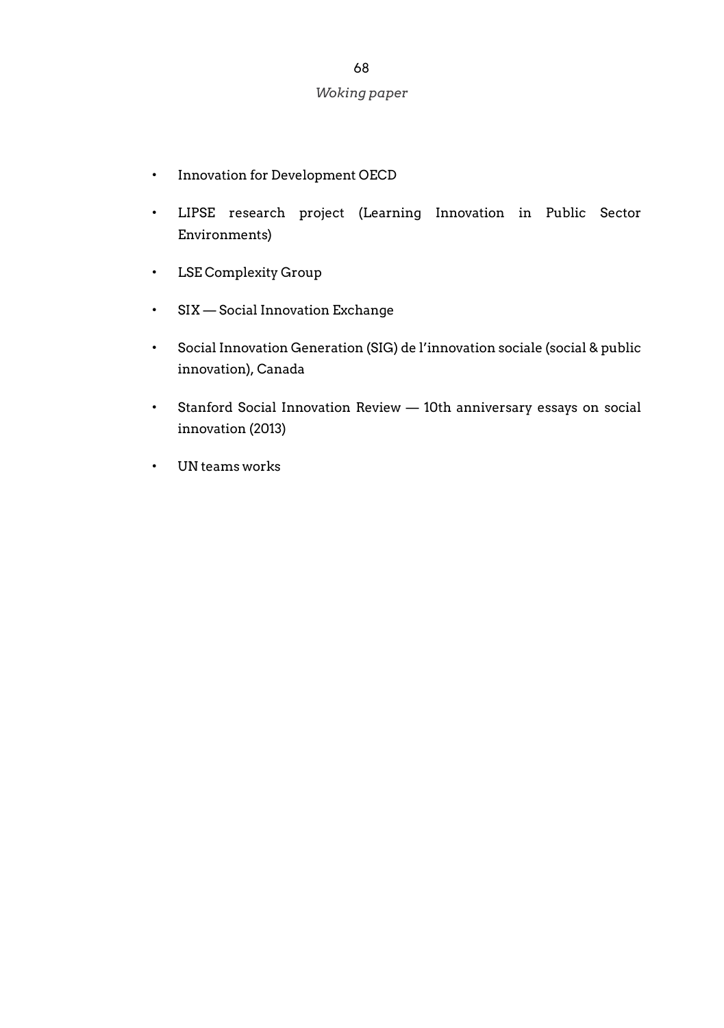- Innovation for Development OECD
- LIPSE research project (Learning Innovation in Public Sector Environments)
- LSE Complexity Group
- SIX — Social Innovation Exchange
- Social Innovation Generation (SIG) de l'innovation sociale (social & public innovation), Canada
- Stanford Social Innovation Review — 10th anniversary essays on social innovation (2013)
- UN teams works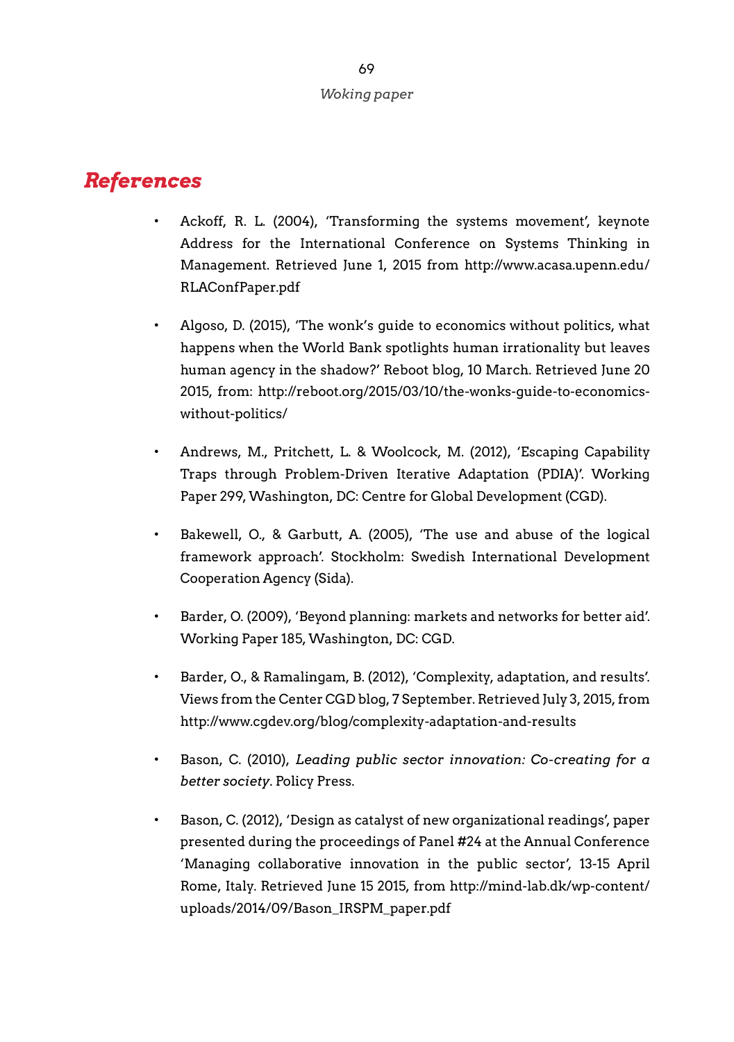## References

- Ackoff, R. L. (2004), 'Transforming the systems movement', keynote Address for the International Conference on Systems Thinking in Management. Retrieved June 1, 2015 from http://www.acasa.upenn.edu/RLAConfPaper.pdf

- Algoso, D. (2015), 'The wonk's guide to economics without politics, what happens when the World Bank spotlights human irrationality but leaves human agency in the shadow?' Reboot blog, 10 March. Retrieved June 20 2015, from: http://reboot.org/2015/03/10/the-wonks-guide-to-economics-without-politics/

- Andrews, M., Pritchett, L. & Woolcock, M. (2012), 'Escaping Capability Traps through Problem-Driven Iterative Adaptation (PDIA)'. Working Paper 299, Washington, DC: Centre for Global Development (CGD).

- Bakewell, O., & Garbutt, A. (2005), 'The use and abuse of the logical framework approach'. Stockholm: Swedish International Development Cooperation Agency (Sida).

- Barder, O. (2009), 'Beyond planning: markets and networks for better aid'. Working Paper 185, Washington, DC: CGD.

- Barder, O., & Ramalingam, B. (2012), 'Complexity, adaptation, and results'. Views from the Center CGD blog, 7 September. Retrieved July 3, 2015, from http://www.cgdev.org/blog/complexity-adaptation-and-results

- Bason, C. (2010), *Leading public sector innovation: Co-creating for a better society*. Policy Press.

- Bason, C. (2012), 'Design as catalyst of new organizational readings', paper presented during the proceedings of Panel #24 at the Annual Conference 'Managing collaborative innovation in the public sector', 13-15 April Rome, Italy. Retrieved June 15 2015, from http://mind-lab.dk/wp-content/uploads/2014/09/Bason_IRSPM_paper.pdf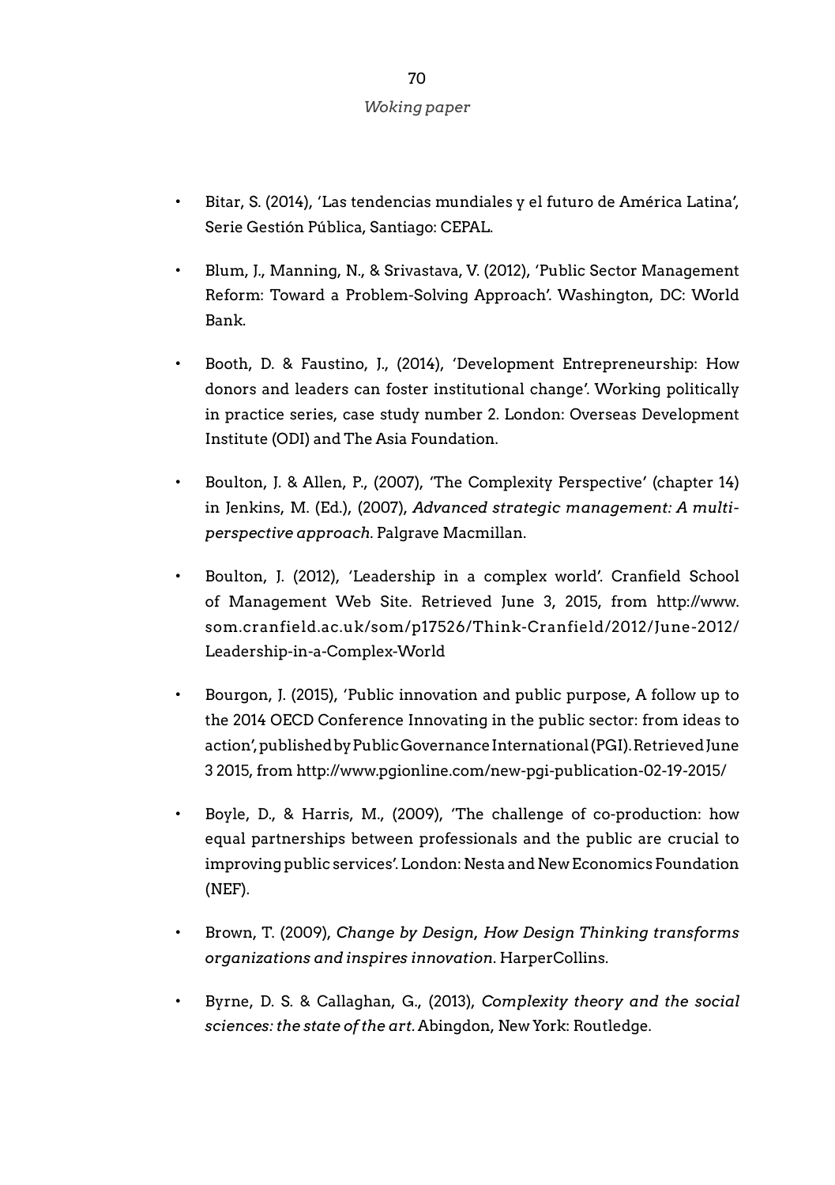- Bitar, S. (2014), 'Las tendencias mundiales y el futuro de América Latina', Serie Gestión Pública, Santiago: CEPAL.

- Blum, J., Manning, N., & Srivastava, V. (2012), 'Public Sector Management Reform: Toward a Problem-Solving Approach'. Washington, DC: World Bank.

- Booth, D. & Faustino, J., (2014), 'Development Entrepreneurship: How donors and leaders can foster institutional change'. Working politically in practice series, case study number 2. London: Overseas Development Institute (ODI) and The Asia Foundation.

- Boulton, J. & Allen, P., (2007), 'The Complexity Perspective' (chapter 14) in Jenkins, M. (Ed.), (2007), *Advanced strategic management: A multi-perspective approach*. Palgrave Macmillan.

- Boulton, J. (2012), 'Leadership in a complex world'. Cranfield School of Management Web Site. Retrieved June 3, 2015, from http://www.som.cranfield.ac.uk/som/p17526/Think-Cranfield/2012/June-2012/Leadership-in-a-Complex-World

- Bourgon, J. (2015), 'Public innovation and public purpose, A follow up to the 2014 OECD Conference Innovating in the public sector: from ideas to action', published by Public Governance International (PGI). Retrieved June 3 2015, from http://www.pgionline.com/new-pgi-publication-02-19-2015/

- Boyle, D., & Harris, M., (2009), 'The challenge of co-production: how equal partnerships between professionals and the public are crucial to improving public services'. London: Nesta and New Economics Foundation (NEF).

- Brown, T. (2009), *Change by Design, How Design Thinking transforms organizations and inspires innovation*. HarperCollins.

- Byrne, D. S. & Callaghan, G., (2013), *Complexity theory and the social sciences: the state of the art*. Abingdon, New York: Routledge.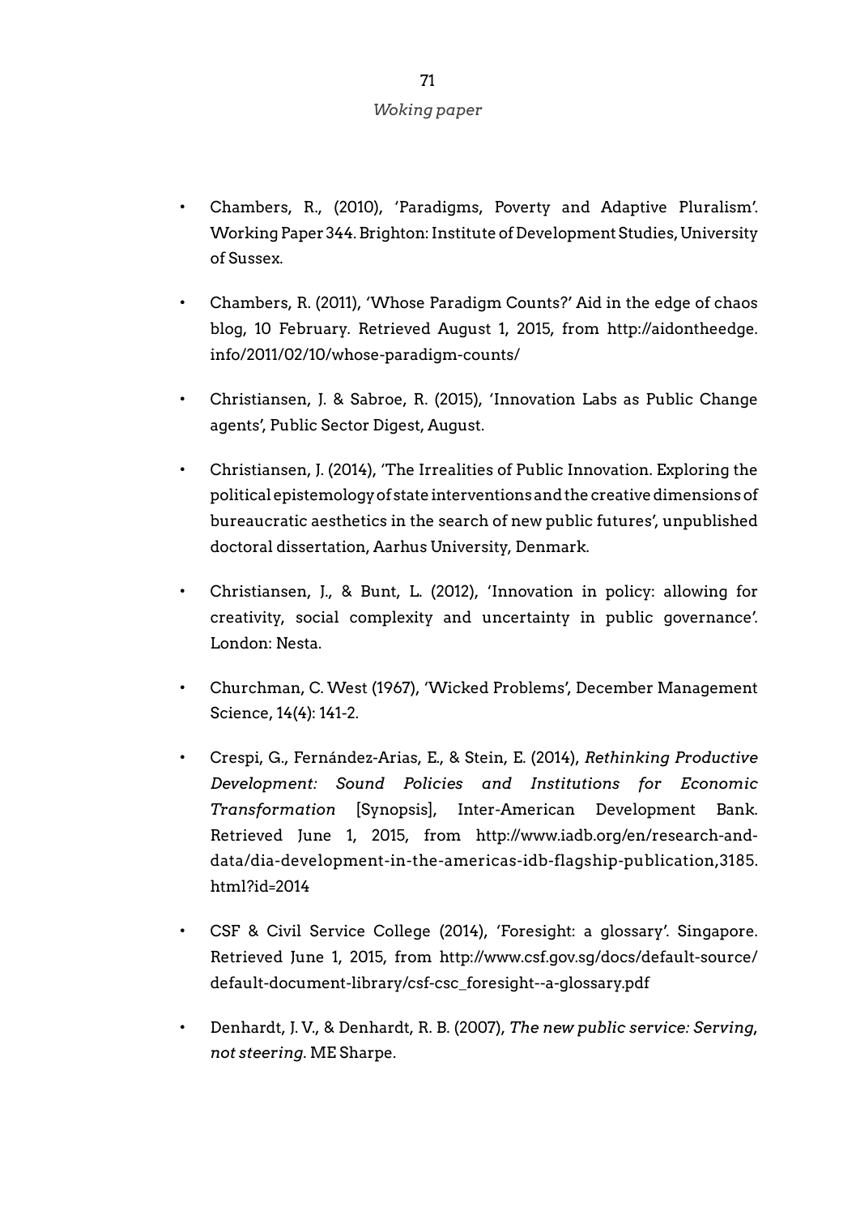- Chambers, R., (2010), 'Paradigms, Poverty and Adaptive Pluralism'. Working Paper 344. Brighton: Institute of Development Studies, University of Sussex.

- Chambers, R. (2011), 'Whose Paradigm Counts?' Aid in the edge of chaos blog, 10 February. Retrieved August 1, 2015, from http://aidontheedge.info/2011/02/10/whose-paradigm-counts/

- Christiansen, J. & Sabroe, R. (2015), 'Innovation Labs as Public Change agents', Public Sector Digest, August.

- Christiansen, J. (2014), 'The Irrealities of Public Innovation. Exploring the political epistemology of state interventions and the creative dimensions of bureaucratic aesthetics in the search of new public futures', unpublished doctoral dissertation, Aarhus University, Denmark.

- Christiansen, J., & Bunt, L. (2012), 'Innovation in policy: allowing for creativity, social complexity and uncertainty in public governance'. London: Nesta.

- Churchman, C. West (1967), 'Wicked Problems', December Management Science, 14(4): 141-2.

- Crespi, G., Fernández-Arias, E., & Stein, E. (2014), *Rethinking Productive Development: Sound Policies and Institutions for Economic Transformation* [Synopsis], Inter-American Development Bank. Retrieved June 1, 2015, from http://www.iadb.org/en/research-and-data/dia-development-in-the-americas-idb-flagship-publication,3185.html?id=2014

- CSF & Civil Service College (2014), 'Foresight: a glossary'. Singapore. Retrieved June 1, 2015, from http://www.csf.gov.sg/docs/default-source/default-document-library/csf-csc_foresight--a-glossary.pdf

- Denhardt, J. V., & Denhardt, R. B. (2007), *The new public service: Serving, not steering*. ME Sharpe.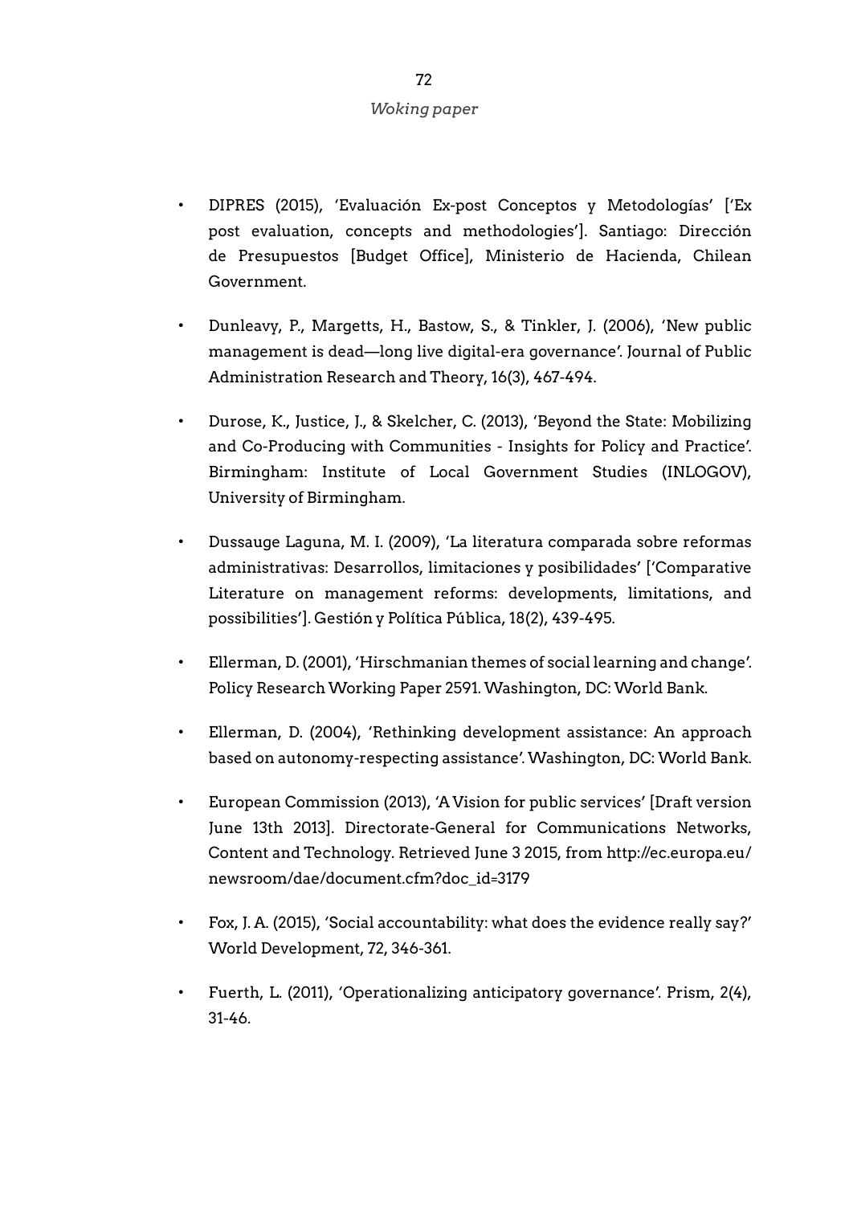- DIPRES (2015), 'Evaluación Ex-post Conceptos y Metodologías' ['Ex post evaluation, concepts and methodologies']. Santiago: Dirección de Presupuestos [Budget Office], Ministerio de Hacienda, Chilean Government.

- Dunleavy, P., Margetts, H., Bastow, S., & Tinkler, J. (2006), 'New public management is dead—long live digital-era governance'. Journal of Public Administration Research and Theory, 16(3), 467-494.

- Durose, K., Justice, J., & Skelcher, C. (2013), 'Beyond the State: Mobilizing and Co-Producing with Communities - Insights for Policy and Practice'. Birmingham: Institute of Local Government Studies (INLOGOV), University of Birmingham.

- Dussauge Laguna, M. I. (2009), 'La literatura comparada sobre reformas administrativas: Desarrollos, limitaciones y posibilidades' ['Comparative Literature on management reforms: developments, limitations, and possibilities']. Gestión y Política Pública, 18(2), 439-495.

- Ellerman, D. (2001), 'Hirschmanian themes of social learning and change'. Policy Research Working Paper 2591. Washington, DC: World Bank.

- Ellerman, D. (2004), 'Rethinking development assistance: An approach based on autonomy-respecting assistance'. Washington, DC: World Bank.

- European Commission (2013), 'A Vision for public services' [Draft version June 13th 2013]. Directorate-General for Communications Networks, Content and Technology. Retrieved June 3 2015, from http://ec.europa.eu/newsroom/dae/document.cfm?doc_id=3179

- Fox, J. A. (2015), 'Social accountability: what does the evidence really say?' World Development, 72, 346-361.

- Fuerth, L. (2011), 'Operationalizing anticipatory governance'. Prism, 2(4), 31-46.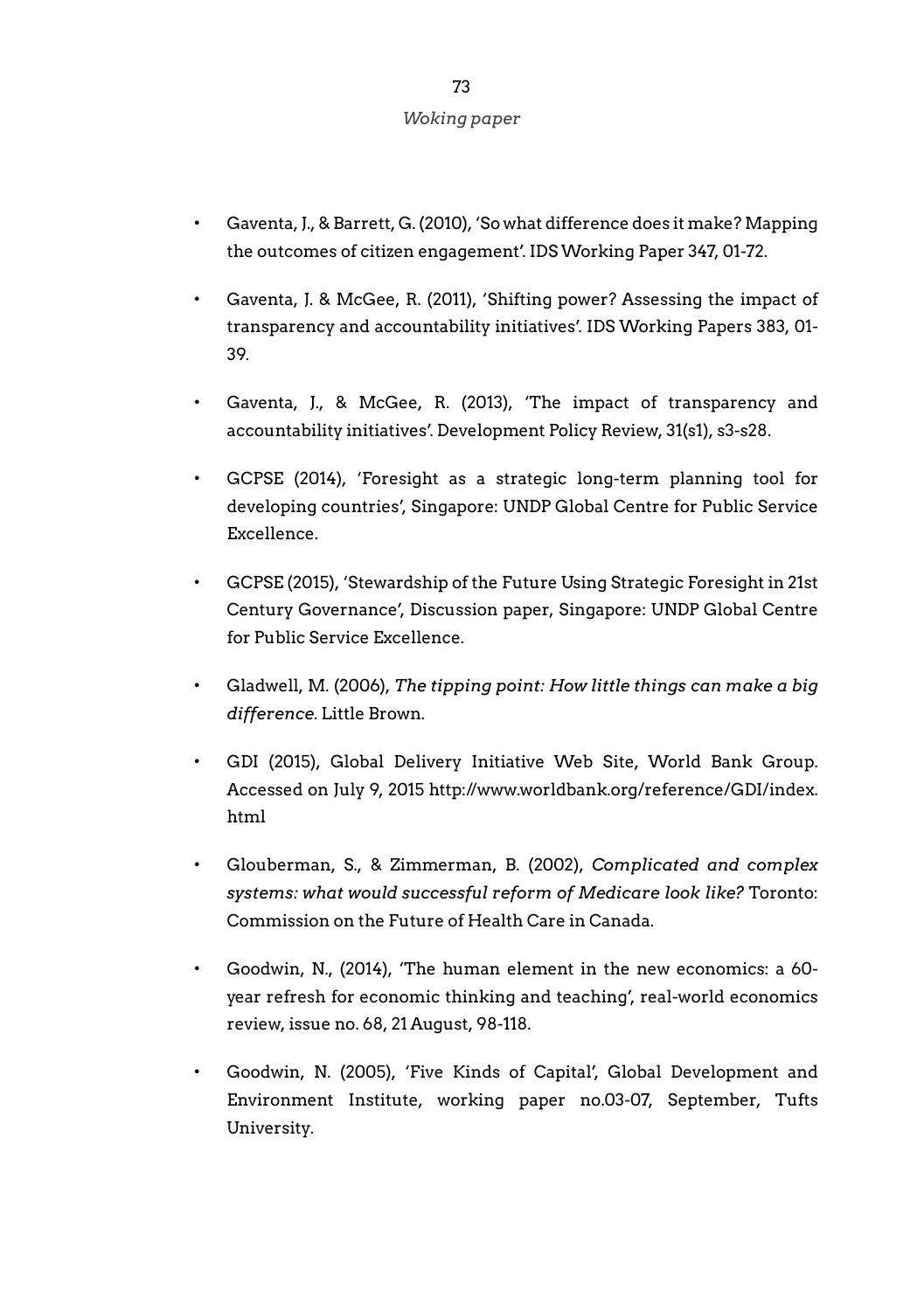- Gaventa, J., & Barrett, G. (2010), 'So what difference does it make? Mapping the outcomes of citizen engagement'. IDS Working Paper 347, 01-72.
- Gaventa, J. & McGee, R. (2011), 'Shifting power? Assessing the impact of transparency and accountability initiatives'. IDS Working Papers 383, 01-39.
- Gaventa, J., & McGee, R. (2013), 'The impact of transparency and accountability initiatives'. Development Policy Review, 31(s1), s3-s28.
- GCPSE (2014), 'Foresight as a strategic long-term planning tool for developing countries', Singapore: UNDP Global Centre for Public Service Excellence.
- GCPSE (2015), 'Stewardship of the Future Using Strategic Foresight in 21st Century Governance', Discussion paper, Singapore: UNDP Global Centre for Public Service Excellence.
- Gladwell, M. (2006), *The tipping point: How little things can make a big difference.* Little Brown.
- GDI (2015), Global Delivery Initiative Web Site, World Bank Group. Accessed on July 9, 2015 http://www.worldbank.org/reference/GDI/index.html
- Glouberman, S., & Zimmerman, B. (2002), *Complicated and complex systems: what would successful reform of Medicare look like?* Toronto: Commission on the Future of Health Care in Canada.
- Goodwin, N., (2014), 'The human element in the new economics: a 60-year refresh for economic thinking and teaching', real-world economics review, issue no. 68, 21 August, 98-118.
- Goodwin, N. (2005), 'Five Kinds of Capital', Global Development and Environment Institute, working paper no.03-07, September, Tufts University.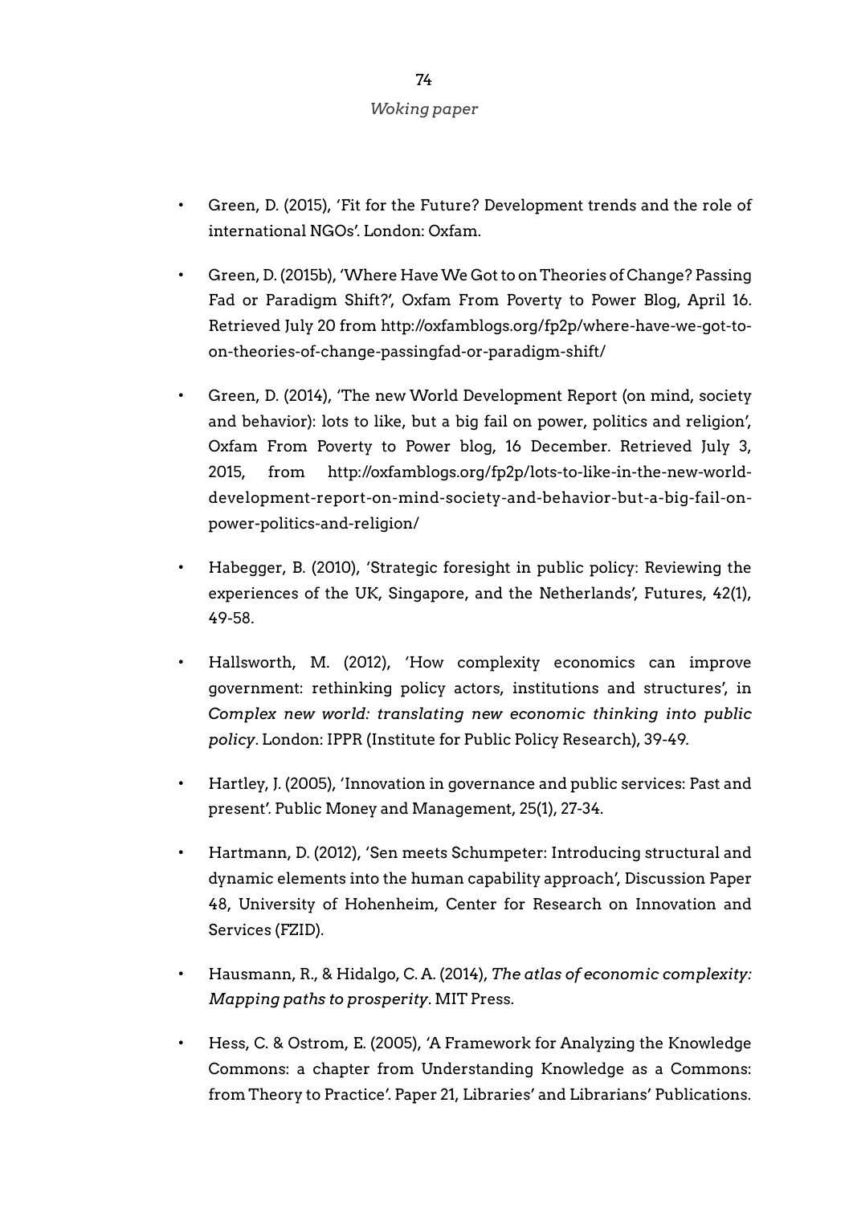- Green, D. (2015), 'Fit for the Future? Development trends and the role of international NGOs'. London: Oxfam.

- Green, D. (2015b), 'Where Have We Got to on Theories of Change? Passing Fad or Paradigm Shift?', Oxfam From Poverty to Power Blog, April 16. Retrieved July 20 from http://oxfamblogs.org/fp2p/where-have-we-got-to-on-theories-of-change-passingfad-or-paradigm-shift/

- Green, D. (2014), 'The new World Development Report (on mind, society and behavior): lots to like, but a big fail on power, politics and religion', Oxfam From Poverty to Power blog, 16 December. Retrieved July 3, 2015, from http://oxfamblogs.org/fp2p/lots-to-like-in-the-new-world-development-report-on-mind-society-and-behavior-but-a-big-fail-on-power-politics-and-religion/

- Habegger, B. (2010), 'Strategic foresight in public policy: Reviewing the experiences of the UK, Singapore, and the Netherlands', Futures, 42(1), 49-58.

- Hallsworth, M. (2012), 'How complexity economics can improve government: rethinking policy actors, institutions and structures', in *Complex new world: translating new economic thinking into public policy*. London: IPPR (Institute for Public Policy Research), 39-49.

- Hartley, J. (2005), 'Innovation in governance and public services: Past and present'. Public Money and Management, 25(1), 27-34.

- Hartmann, D. (2012), 'Sen meets Schumpeter: Introducing structural and dynamic elements into the human capability approach', Discussion Paper 48, University of Hohenheim, Center for Research on Innovation and Services (FZID).

- Hausmann, R., & Hidalgo, C. A. (2014), *The atlas of economic complexity: Mapping paths to prosperity*. MIT Press.

- Hess, C. & Ostrom, E. (2005), 'A Framework for Analyzing the Knowledge Commons: a chapter from Understanding Knowledge as a Commons: from Theory to Practice'. Paper 21, Libraries' and Librarians' Publications.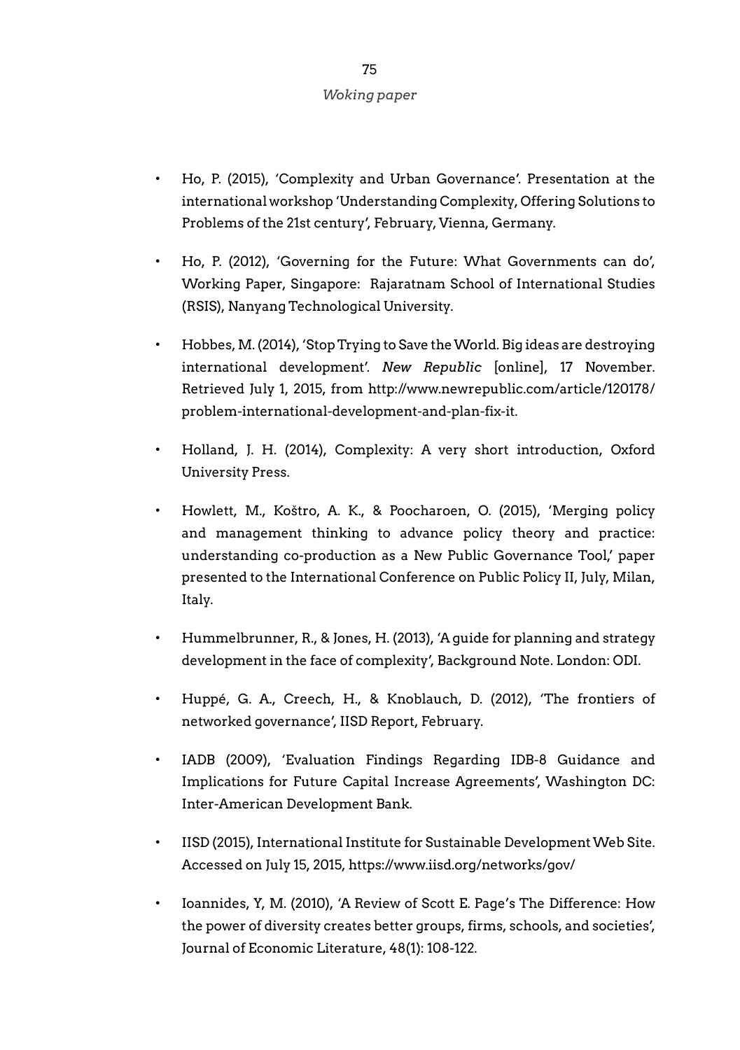- Ho, P. (2015), 'Complexity and Urban Governance'. Presentation at the international workshop 'Understanding Complexity, Offering Solutions to Problems of the 21st century', February, Vienna, Germany.

- Ho, P. (2012), 'Governing for the Future: What Governments can do', Working Paper, Singapore: Rajaratnam School of International Studies (RSIS), Nanyang Technological University.

- Hobbes, M. (2014), 'Stop Trying to Save the World. Big ideas are destroying international development'. *New Republic* [online], 17 November. Retrieved July 1, 2015, from http://www.newrepublic.com/article/120178/problem-international-development-and-plan-fix-it.

- Holland, J. H. (2014), Complexity: A very short introduction, Oxford University Press.

- Howlett, M., Koštro, A. K., & Poocharoen, O. (2015), 'Merging policy and management thinking to advance policy theory and practice: understanding co-production as a New Public Governance Tool,' paper presented to the International Conference on Public Policy II, July, Milan, Italy.

- Hummelbrunner, R., & Jones, H. (2013), 'A guide for planning and strategy development in the face of complexity', Background Note. London: ODI.

- Huppé, G. A., Creech, H., & Knoblauch, D. (2012), 'The frontiers of networked governance', IISD Report, February.

- IADB (2009), 'Evaluation Findings Regarding IDB-8 Guidance and Implications for Future Capital Increase Agreements', Washington DC: Inter-American Development Bank.

- IISD (2015), International Institute for Sustainable Development Web Site. Accessed on July 15, 2015, https://www.iisd.org/networks/gov/

- Ioannides, Y, M. (2010), 'A Review of Scott E. Page's The Difference: How the power of diversity creates better groups, firms, schools, and societies', Journal of Economic Literature, 48(1): 108-122.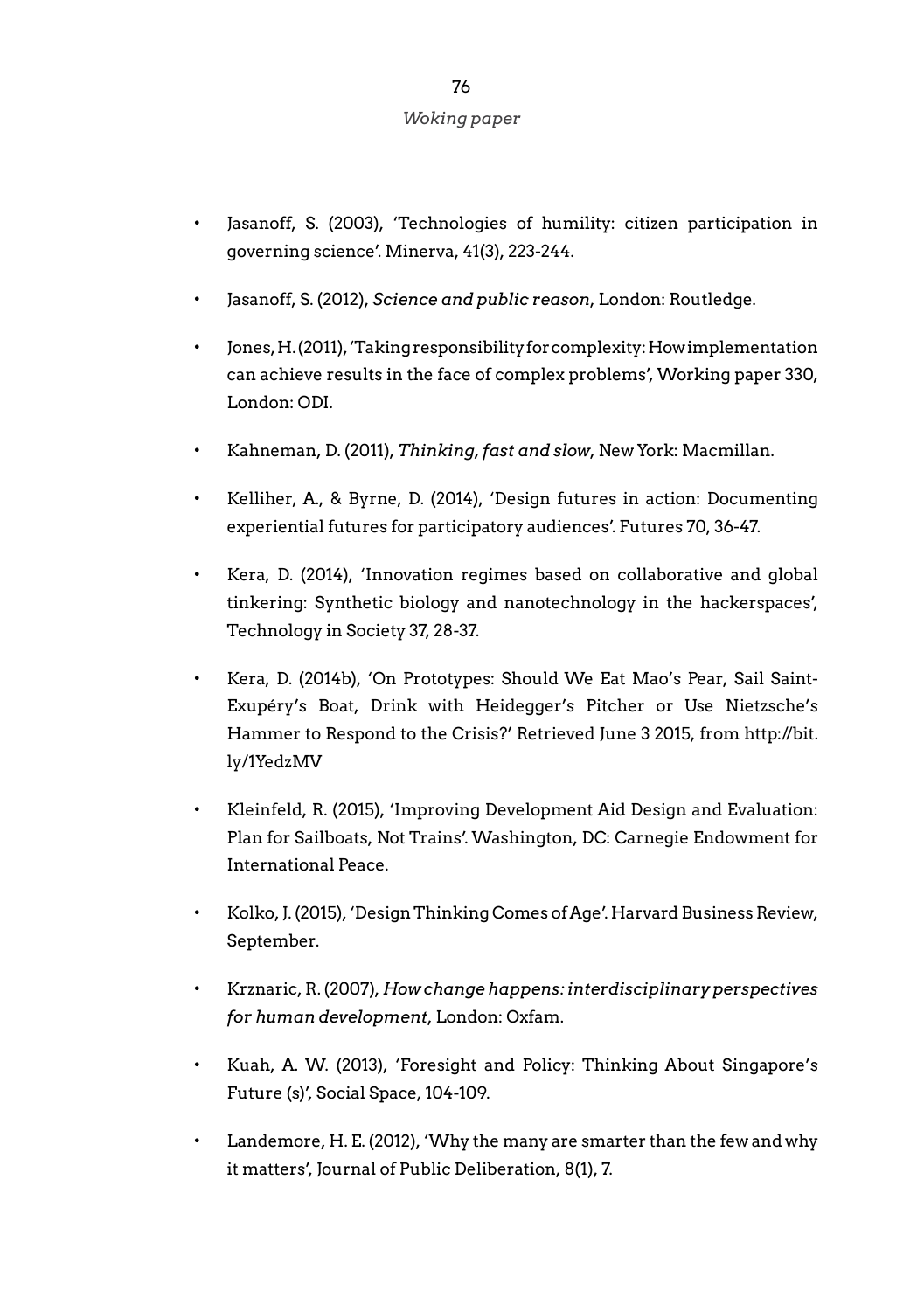- Jasanoff, S. (2003), 'Technologies of humility: citizen participation in governing science'. Minerva, 41(3), 223-244.
- Jasanoff, S. (2012), *Science and public reason*, London: Routledge.
- Jones, H. (2011), 'Taking responsibility for complexity: How implementation can achieve results in the face of complex problems', Working paper 330, London: ODI.
- Kahneman, D. (2011), *Thinking, fast and slow*, New York: Macmillan.
- Kelliher, A., & Byrne, D. (2014), 'Design futures in action: Documenting experiential futures for participatory audiences'. Futures 70, 36-47.
- Kera, D. (2014), 'Innovation regimes based on collaborative and global tinkering: Synthetic biology and nanotechnology in the hackerspaces', Technology in Society 37, 28-37.
- Kera, D. (2014b), 'On Prototypes: Should We Eat Mao's Pear, Sail Saint-Exupéry's Boat, Drink with Heidegger's Pitcher or Use Nietzsche's Hammer to Respond to the Crisis?' Retrieved June 3 2015, from http://bit.ly/1YedzMV
- Kleinfeld, R. (2015), 'Improving Development Aid Design and Evaluation: Plan for Sailboats, Not Trains'. Washington, DC: Carnegie Endowment for International Peace.
- Kolko, J. (2015), 'Design Thinking Comes of Age'. Harvard Business Review, September.
- Krznaric, R. (2007), *How change happens: interdisciplinary perspectives for human development*, London: Oxfam.
- Kuah, A. W. (2013), 'Foresight and Policy: Thinking About Singapore's Future (s)', Social Space, 104-109.
- Landemore, H. E. (2012), 'Why the many are smarter than the few and why it matters', Journal of Public Deliberation, 8(1), 7.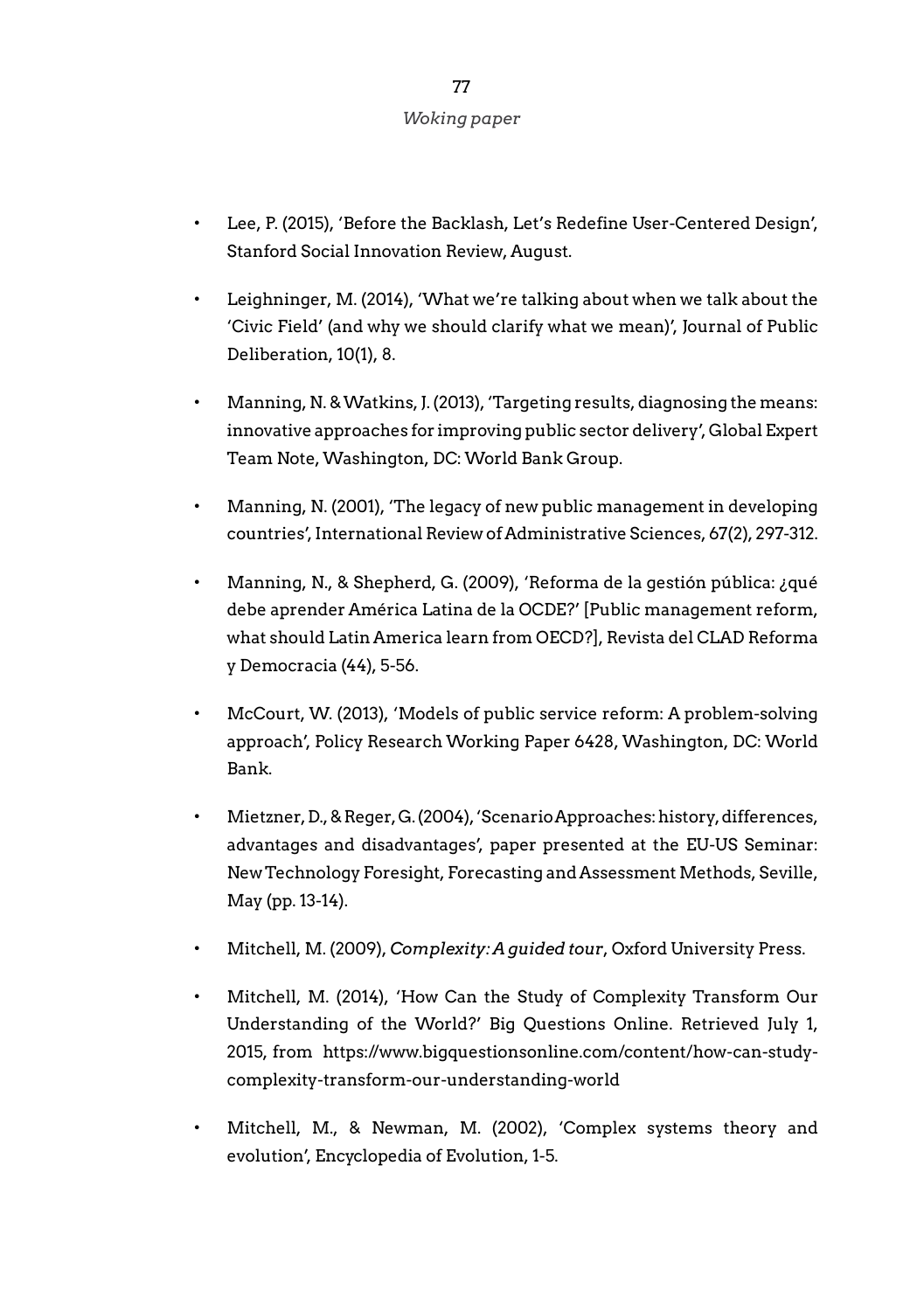- Lee, P. (2015), 'Before the Backlash, Let's Redefine User-Centered Design', Stanford Social Innovation Review, August.

- Leighninger, M. (2014), 'What we're talking about when we talk about the 'Civic Field' (and why we should clarify what we mean)', Journal of Public Deliberation, 10(1), 8.

- Manning, N. & Watkins, J. (2013), 'Targeting results, diagnosing the means: innovative approaches for improving public sector delivery', Global Expert Team Note, Washington, DC: World Bank Group.

- Manning, N. (2001), 'The legacy of new public management in developing countries', International Review of Administrative Sciences, 67(2), 297-312.

- Manning, N., & Shepherd, G. (2009), 'Reforma de la gestión pública: ¿qué debe aprender América Latina de la OCDE?' [Public management reform, what should Latin America learn from OECD?], Revista del CLAD Reforma y Democracia (44), 5-56.

- McCourt, W. (2013), 'Models of public service reform: A problem-solving approach', Policy Research Working Paper 6428, Washington, DC: World Bank.

- Mietzner, D., & Reger, G. (2004), 'Scenario Approaches: history, differences, advantages and disadvantages', paper presented at the EU-US Seminar: New Technology Foresight, Forecasting and Assessment Methods, Seville, May (pp. 13-14).

- Mitchell, M. (2009), *Complexity: A guided tour*, Oxford University Press.

- Mitchell, M. (2014), 'How Can the Study of Complexity Transform Our Understanding of the World?' Big Questions Online. Retrieved July 1, 2015, from https://www.bigquestionsonline.com/content/how-can-study-complexity-transform-our-understanding-world

- Mitchell, M., & Newman, M. (2002), 'Complex systems theory and evolution', Encyclopedia of Evolution, 1-5.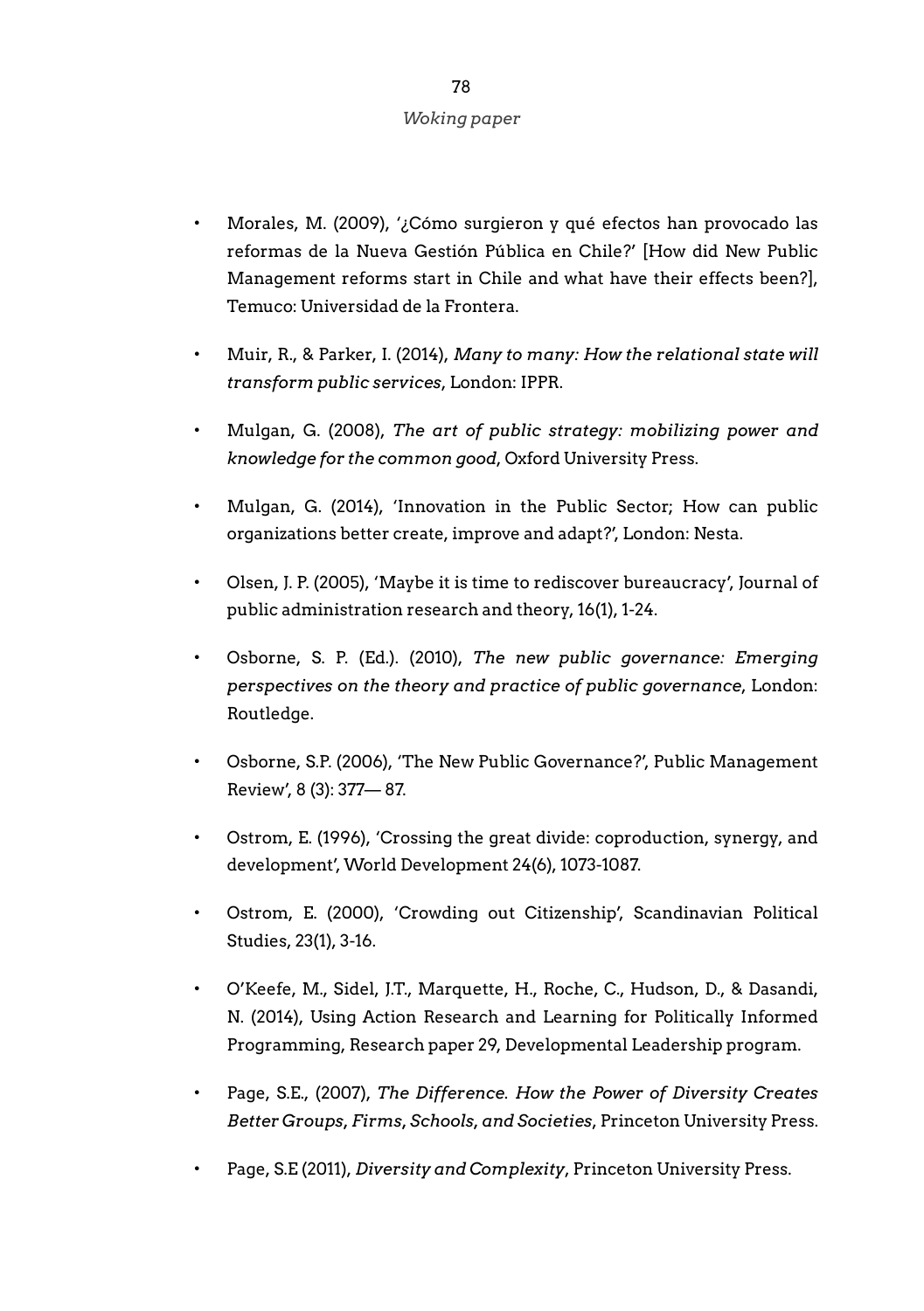- Morales, M. (2009), '¿Cómo surgieron y qué efectos han provocado las reformas de la Nueva Gestión Pública en Chile?' [How did New Public Management reforms start in Chile and what have their effects been?], Temuco: Universidad de la Frontera.

- Muir, R., & Parker, I. (2014), *Many to many: How the relational state will transform public services*, London: IPPR.

- Mulgan, G. (2008), *The art of public strategy: mobilizing power and knowledge for the common good*, Oxford University Press.

- Mulgan, G. (2014), 'Innovation in the Public Sector; How can public organizations better create, improve and adapt?', London: Nesta.

- Olsen, J. P. (2005), 'Maybe it is time to rediscover bureaucracy', Journal of public administration research and theory, 16(1), 1-24.

- Osborne, S. P. (Ed.). (2010), *The new public governance: Emerging perspectives on the theory and practice of public governance*, London: Routledge.

- Osborne, S.P. (2006), 'The New Public Governance?', Public Management Review', 8 (3): 377— 87.

- Ostrom, E. (1996), 'Crossing the great divide: coproduction, synergy, and development', World Development 24(6), 1073-1087.

- Ostrom, E. (2000), 'Crowding out Citizenship', Scandinavian Political Studies, 23(1), 3-16.

- O'Keefe, M., Sidel, J.T., Marquette, H., Roche, C., Hudson, D., & Dasandi, N. (2014), Using Action Research and Learning for Politically Informed Programming, Research paper 29, Developmental Leadership program.

- Page, S.E., (2007), *The Difference. How the Power of Diversity Creates Better Groups, Firms, Schools, and Societies*, Princeton University Press.

- Page, S.E (2011), *Diversity and Complexity*, Princeton University Press.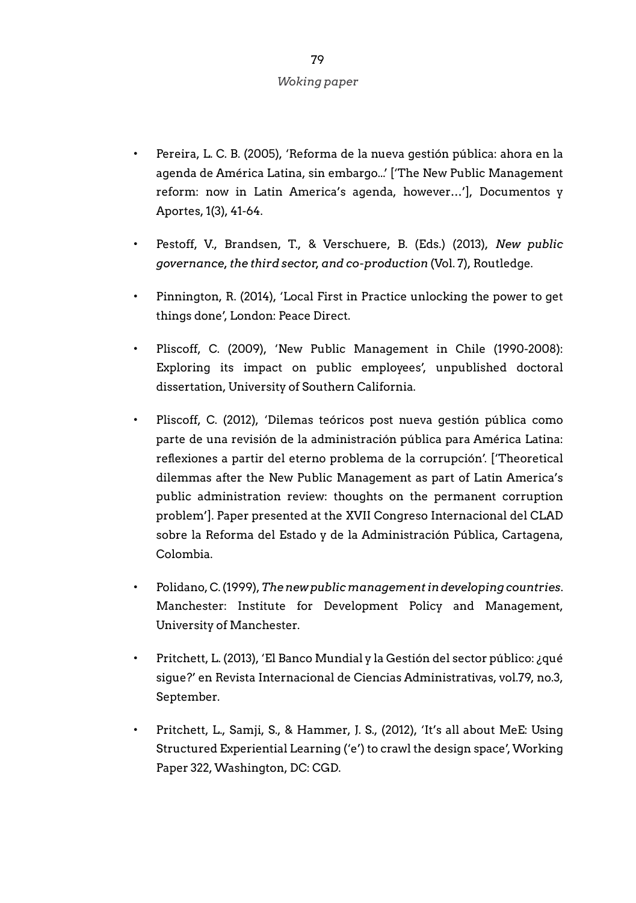- Pereira, L. C. B. (2005), 'Reforma de la nueva gestión pública: ahora en la agenda de América Latina, sin embargo...' ['The New Public Management reform: now in Latin America's agenda, however…'], Documentos y Aportes, 1(3), 41-64.

- Pestoff, V., Brandsen, T., & Verschuere, B. (Eds.) (2013), *New public governance, the third sector, and co-production* (Vol. 7), Routledge.

- Pinnington, R. (2014), 'Local First in Practice unlocking the power to get things done', London: Peace Direct.

- Pliscoff, C. (2009), 'New Public Management in Chile (1990-2008): Exploring its impact on public employees', unpublished doctoral dissertation, University of Southern California.

- Pliscoff, C. (2012), 'Dilemas teóricos post nueva gestión pública como parte de una revisión de la administración pública para América Latina: reflexiones a partir del eterno problema de la corrupción'. ['Theoretical dilemmas after the New Public Management as part of Latin America's public administration review: thoughts on the permanent corruption problem']. Paper presented at the XVII Congreso Internacional del CLAD sobre la Reforma del Estado y de la Administración Pública, Cartagena, Colombia.

- Polidano, C. (1999), *The new public management in developing countries*. Manchester: Institute for Development Policy and Management, University of Manchester.

- Pritchett, L. (2013), 'El Banco Mundial y la Gestión del sector público: ¿qué sigue?' en Revista Internacional de Ciencias Administrativas, vol.79, no.3, September.

- Pritchett, L., Samji, S., & Hammer, J. S., (2012), 'It's all about MeE: Using Structured Experiential Learning ('e') to crawl the design space', Working Paper 322, Washington, DC: CGD.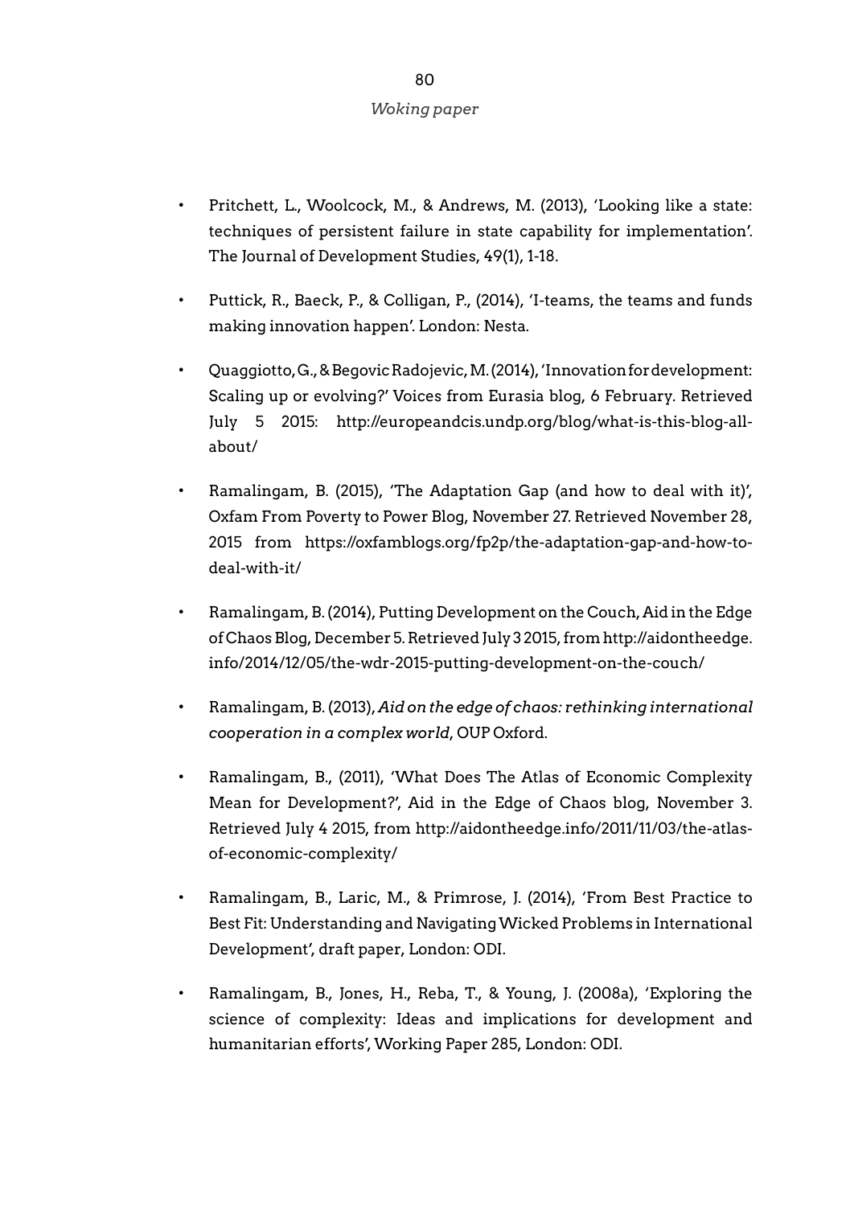- Pritchett, L., Woolcock, M., & Andrews, M. (2013), 'Looking like a state: techniques of persistent failure in state capability for implementation'. The Journal of Development Studies, 49(1), 1-18.

- Puttick, R., Baeck, P., & Colligan, P., (2014), 'I-teams, the teams and funds making innovation happen'. London: Nesta.

- Quaggiotto, G., & Begovic Radojevic, M. (2014), 'Innovation for development: Scaling up or evolving?' Voices from Eurasia blog, 6 February. Retrieved July 5 2015: http://europeandcis.undp.org/blog/what-is-this-blog-all-about/

- Ramalingam, B. (2015), 'The Adaptation Gap (and how to deal with it)', Oxfam From Poverty to Power Blog, November 27. Retrieved November 28, 2015 from https://oxfamblogs.org/fp2p/the-adaptation-gap-and-how-to-deal-with-it/

- Ramalingam, B. (2014), Putting Development on the Couch, Aid in the Edge of Chaos Blog, December 5. Retrieved July 3 2015, from http://aidontheedge.info/2014/12/05/the-wdr-2015-putting-development-on-the-couch/

- Ramalingam, B. (2013), *Aid on the edge of chaos: rethinking international cooperation in a complex world*, OUP Oxford.

- Ramalingam, B., (2011), 'What Does The Atlas of Economic Complexity Mean for Development?', Aid in the Edge of Chaos blog, November 3. Retrieved July 4 2015, from http://aidontheedge.info/2011/11/03/the-atlas-of-economic-complexity/

- Ramalingam, B., Laric, M., & Primrose, J. (2014), 'From Best Practice to Best Fit: Understanding and Navigating Wicked Problems in International Development', draft paper, London: ODI.

- Ramalingam, B., Jones, H., Reba, T., & Young, J. (2008a), 'Exploring the science of complexity: Ideas and implications for development and humanitarian efforts', Working Paper 285, London: ODI.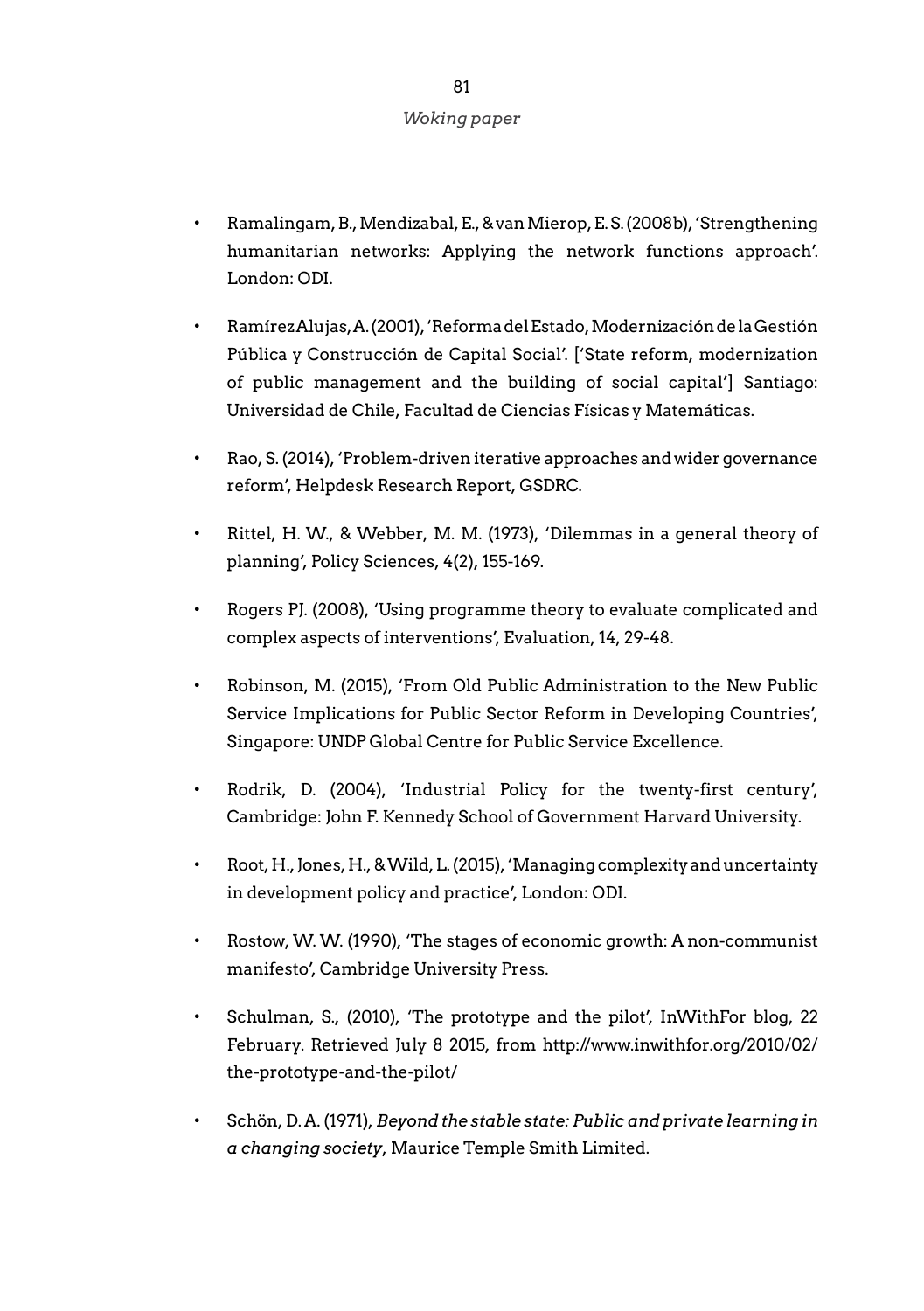- Ramalingam, B., Mendizabal, E., & van Mierop, E. S. (2008b), 'Strengthening humanitarian networks: Applying the network functions approach'. London: ODI.

- Ramírez Alujas, A. (2001), 'Reforma del Estado, Modernización de la Gestión Pública y Construcción de Capital Social'. ['State reform, modernization of public management and the building of social capital'] Santiago: Universidad de Chile, Facultad de Ciencias Físicas y Matemáticas.

- Rao, S. (2014), 'Problem-driven iterative approaches and wider governance reform', Helpdesk Research Report, GSDRC.

- Rittel, H. W., & Webber, M. M. (1973), 'Dilemmas in a general theory of planning', Policy Sciences, 4(2), 155-169.

- Rogers PJ. (2008), 'Using programme theory to evaluate complicated and complex aspects of interventions', Evaluation, 14, 29-48.

- Robinson, M. (2015), 'From Old Public Administration to the New Public Service Implications for Public Sector Reform in Developing Countries', Singapore: UNDP Global Centre for Public Service Excellence.

- Rodrik, D. (2004), 'Industrial Policy for the twenty-first century', Cambridge: John F. Kennedy School of Government Harvard University.

- Root, H., Jones, H., & Wild, L. (2015), 'Managing complexity and uncertainty in development policy and practice', London: ODI.

- Rostow, W. W. (1990), 'The stages of economic growth: A non-communist manifesto', Cambridge University Press.

- Schulman, S., (2010), 'The prototype and the pilot', InWithFor blog, 22 February. Retrieved July 8 2015, from http://www.inwithfor.org/2010/02/the-prototype-and-the-pilot/

- Schön, D. A. (1971), *Beyond the stable state: Public and private learning in a changing society*, Maurice Temple Smith Limited.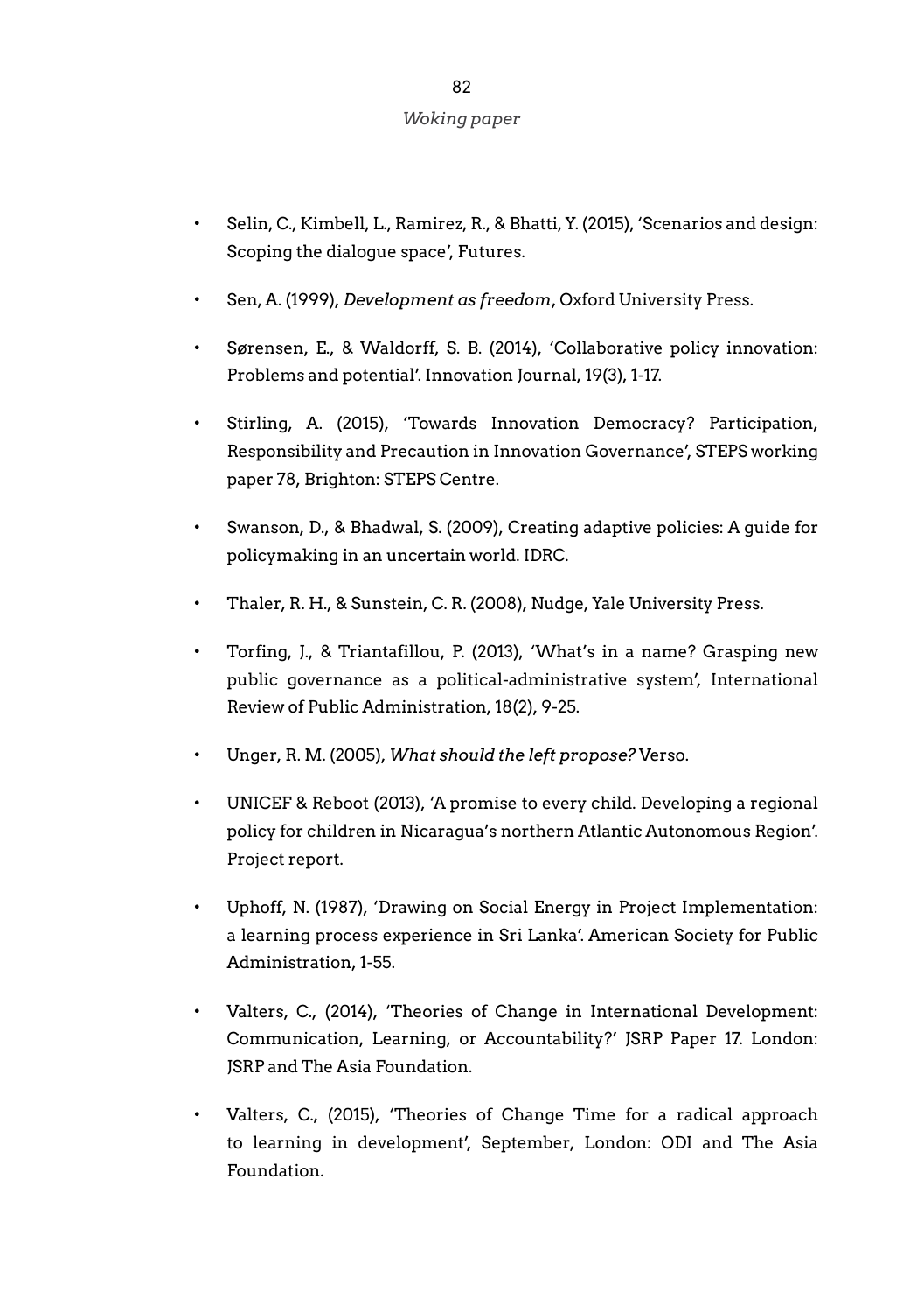- Selin, C., Kimbell, L., Ramirez, R., & Bhatti, Y. (2015), 'Scenarios and design: Scoping the dialogue space', Futures.
- Sen, A. (1999), *Development as freedom*, Oxford University Press.
- Sørensen, E., & Waldorff, S. B. (2014), 'Collaborative policy innovation: Problems and potential'. Innovation Journal, 19(3), 1-17.
- Stirling, A. (2015), 'Towards Innovation Democracy? Participation, Responsibility and Precaution in Innovation Governance', STEPS working paper 78, Brighton: STEPS Centre.
- Swanson, D., & Bhadwal, S. (2009), Creating adaptive policies: A guide for policymaking in an uncertain world. IDRC.
- Thaler, R. H., & Sunstein, C. R. (2008), Nudge, Yale University Press.
- Torfing, J., & Triantafillou, P. (2013), 'What's in a name? Grasping new public governance as a political-administrative system', International Review of Public Administration, 18(2), 9-25.
- Unger, R. M. (2005), *What should the left propose?* Verso.
- UNICEF & Reboot (2013), 'A promise to every child. Developing a regional policy for children in Nicaragua's northern Atlantic Autonomous Region'. Project report.
- Uphoff, N. (1987), 'Drawing on Social Energy in Project Implementation: a learning process experience in Sri Lanka'. American Society for Public Administration, 1-55.
- Valters, C., (2014), 'Theories of Change in International Development: Communication, Learning, or Accountability?' JSRP Paper 17. London: JSRP and The Asia Foundation.
- Valters, C., (2015), 'Theories of Change Time for a radical approach to learning in development', September, London: ODI and The Asia Foundation.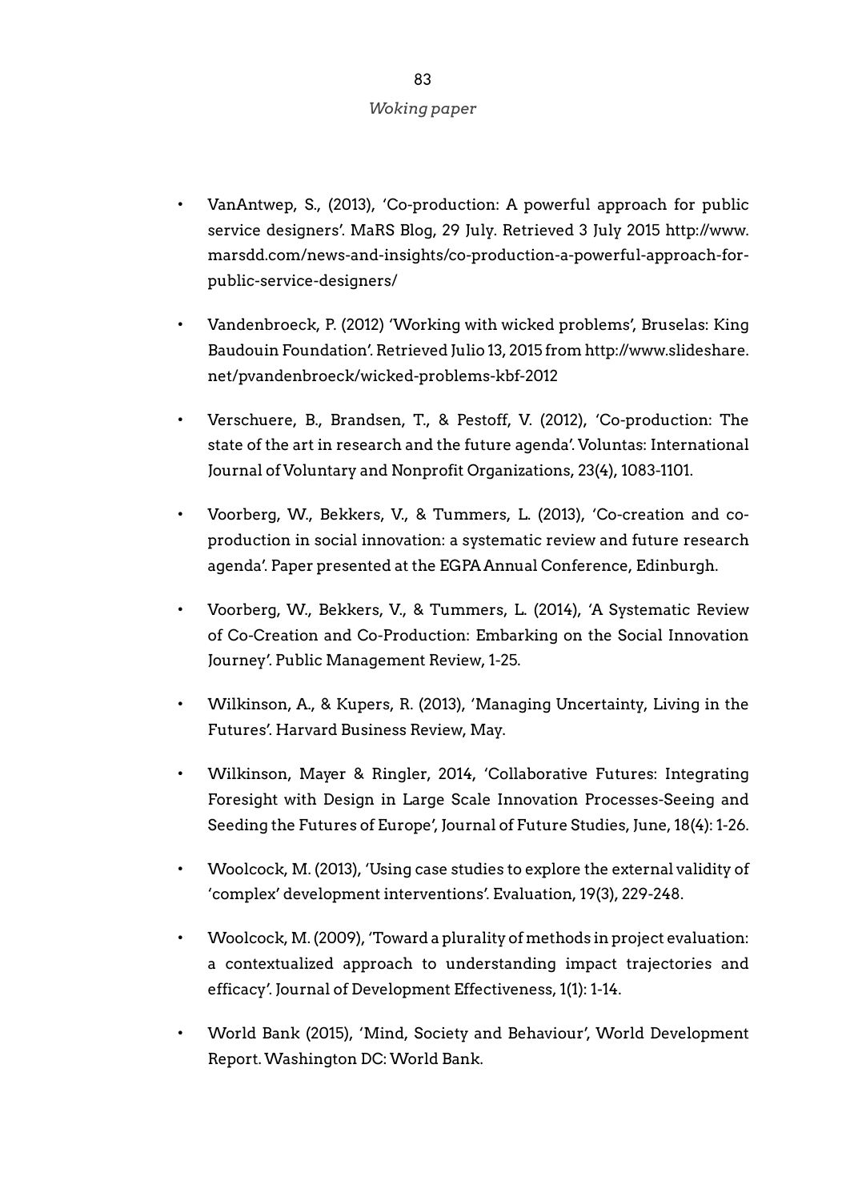- VanAntwep, S., (2013), 'Co-production: A powerful approach for public service designers'. MaRS Blog, 29 July. Retrieved 3 July 2015 http://www.marsdd.com/news-and-insights/co-production-a-powerful-approach-for-public-service-designers/

- Vandenbroeck, P. (2012) 'Working with wicked problems', Bruselas: King Baudouin Foundation'. Retrieved Julio 13, 2015 from http://www.slideshare.net/pvandenbroeck/wicked-problems-kbf-2012

- Verschuere, B., Brandsen, T., & Pestoff, V. (2012), 'Co-production: The state of the art in research and the future agenda'. Voluntas: International Journal of Voluntary and Nonprofit Organizations, 23(4), 1083-1101.

- Voorberg, W., Bekkers, V., & Tummers, L. (2013), 'Co-creation and co-production in social innovation: a systematic review and future research agenda'. Paper presented at the EGPA Annual Conference, Edinburgh.

- Voorberg, W., Bekkers, V., & Tummers, L. (2014), 'A Systematic Review of Co-Creation and Co-Production: Embarking on the Social Innovation Journey'. Public Management Review, 1-25.

- Wilkinson, A., & Kupers, R. (2013), 'Managing Uncertainty, Living in the Futures'. Harvard Business Review, May.

- Wilkinson, Mayer & Ringler, 2014, 'Collaborative Futures: Integrating Foresight with Design in Large Scale Innovation Processes-Seeing and Seeding the Futures of Europe', Journal of Future Studies, June, 18(4): 1-26.

- Woolcock, M. (2013), 'Using case studies to explore the external validity of 'complex' development interventions'. Evaluation, 19(3), 229-248.

- Woolcock, M. (2009), 'Toward a plurality of methods in project evaluation: a contextualized approach to understanding impact trajectories and efficacy'. Journal of Development Effectiveness, 1(1): 1-14.

- World Bank (2015), 'Mind, Society and Behaviour', World Development Report. Washington DC: World Bank.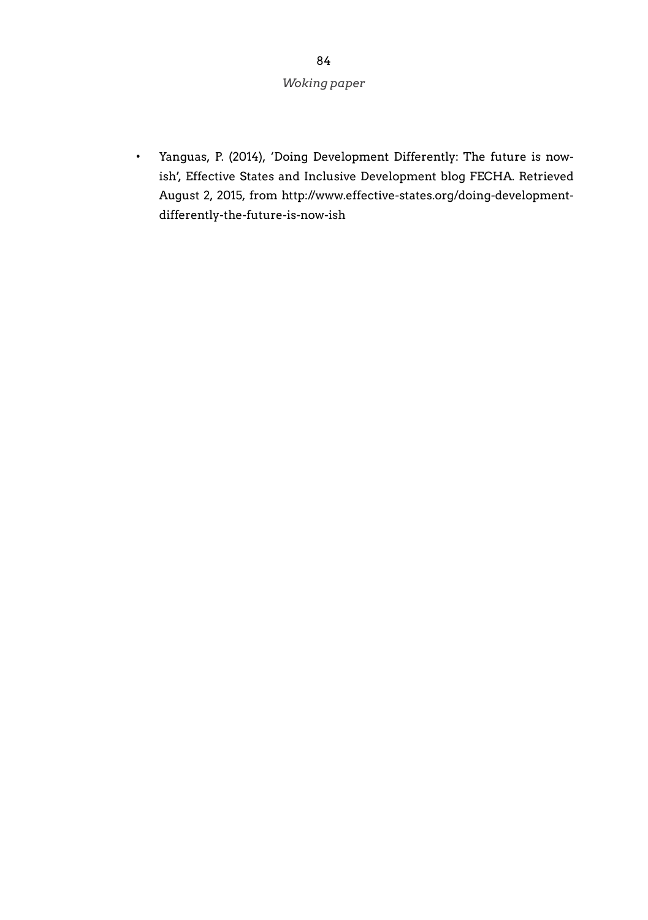- Yanguas, P. (2014), 'Doing Development Differently: The future is now-ish', Effective States and Inclusive Development blog FECHA. Retrieved August 2, 2015, from http://www.effective-states.org/doing-development-differently-the-future-is-now-ish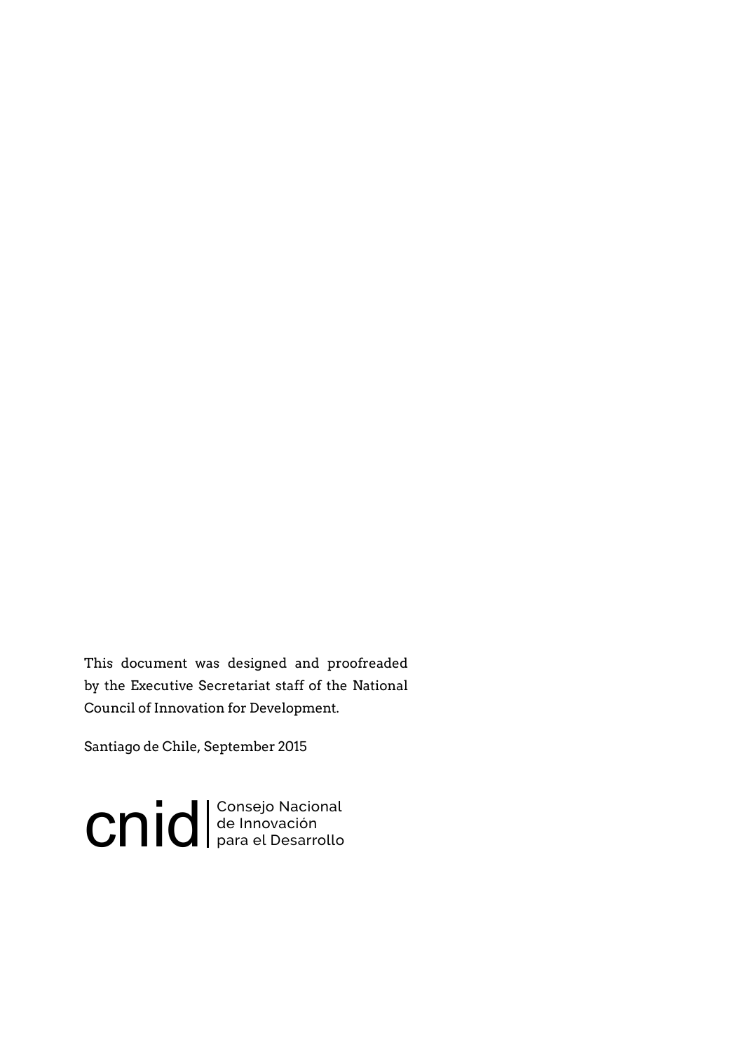This document was designed and proofreaded by the Executive Secretariat staff of the National Council of Innovation for Development.

Santiago de Chile, September 2015

cnid | Consejo Nacional de Innovación para el Desarrollo